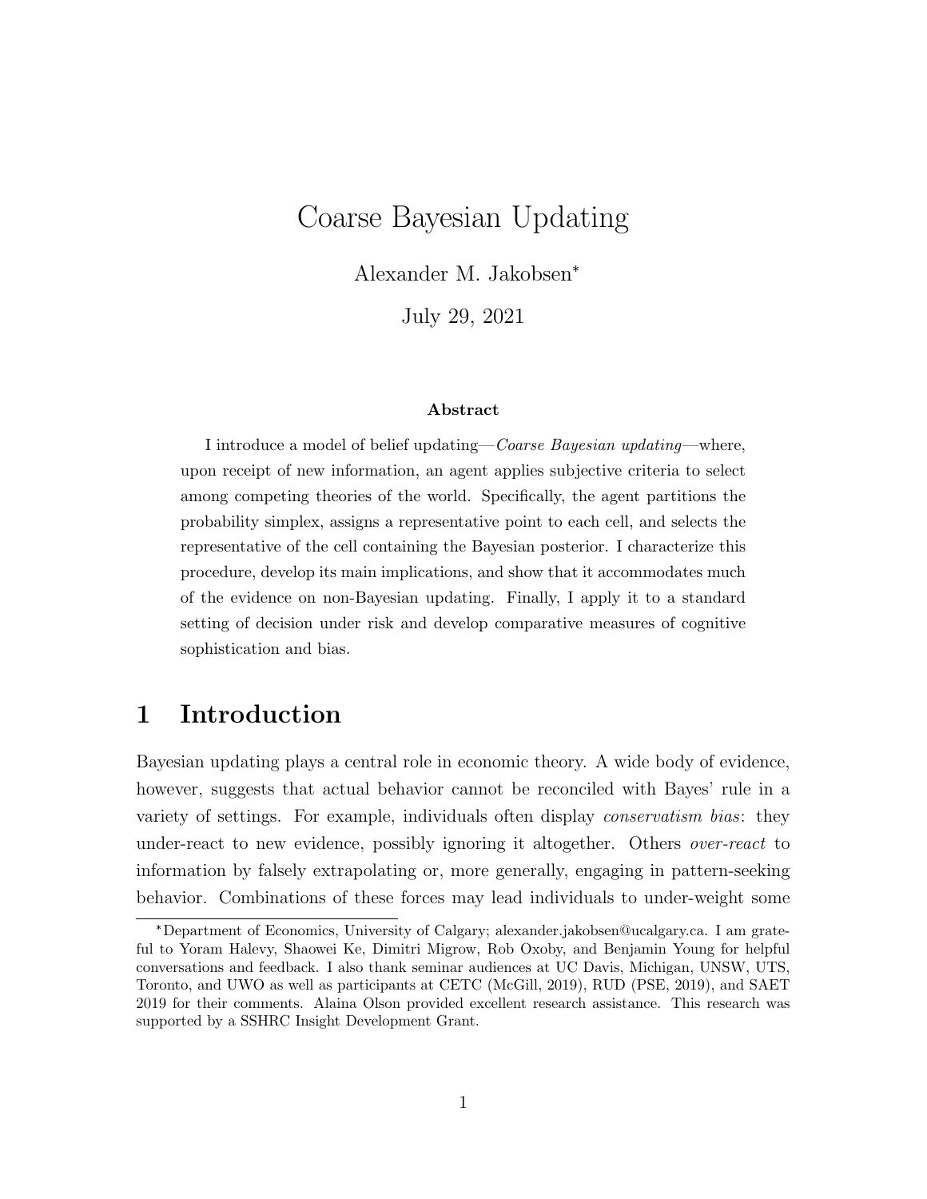# Coarse Bayesian Updating

Alexander M. Jakobsen*

July 29, 2021

**Abstract**

I introduce a model of belief updating—*Coarse Bayesian updating*—where, upon receipt of new information, an agent applies subjective criteria to select among competing theories of the world. Specifically, the agent partitions the probability simplex, assigns a representative point to each cell, and selects the representative of the cell containing the Bayesian posterior. I characterize this procedure, develop its main implications, and show that it accommodates much of the evidence on non-Bayesian updating. Finally, I apply it to a standard setting of decision under risk and develop comparative measures of cognitive sophistication and bias.

## 1 Introduction

Bayesian updating plays a central role in economic theory. A wide body of evidence, however, suggests that actual behavior cannot be reconciled with Bayes' rule in a variety of settings. For example, individuals often display *conservatism bias*: they under-react to new evidence, possibly ignoring it altogether. Others *over-react* to information by falsely extrapolating or, more generally, engaging in pattern-seeking behavior. Combinations of these forces may lead individuals to under-weight some

*Department of Economics, University of Calgary; alexander.jakobsen@ucalgary.ca. I am grateful to Yoram Halevy, Shaowei Ke, Dimitri Migrow, Rob Oxoby, and Benjamin Young for helpful conversations and feedback. I also thank seminar audiences at UC Davis, Michigan, UNSW, UTS, Toronto, and UWO as well as participants at CETC (McGill, 2019), RUD (PSE, 2019), and SAET 2019 for their comments. Alaina Olson provided excellent research assistance. This research was supported by a SSHRC Insight Development Grant.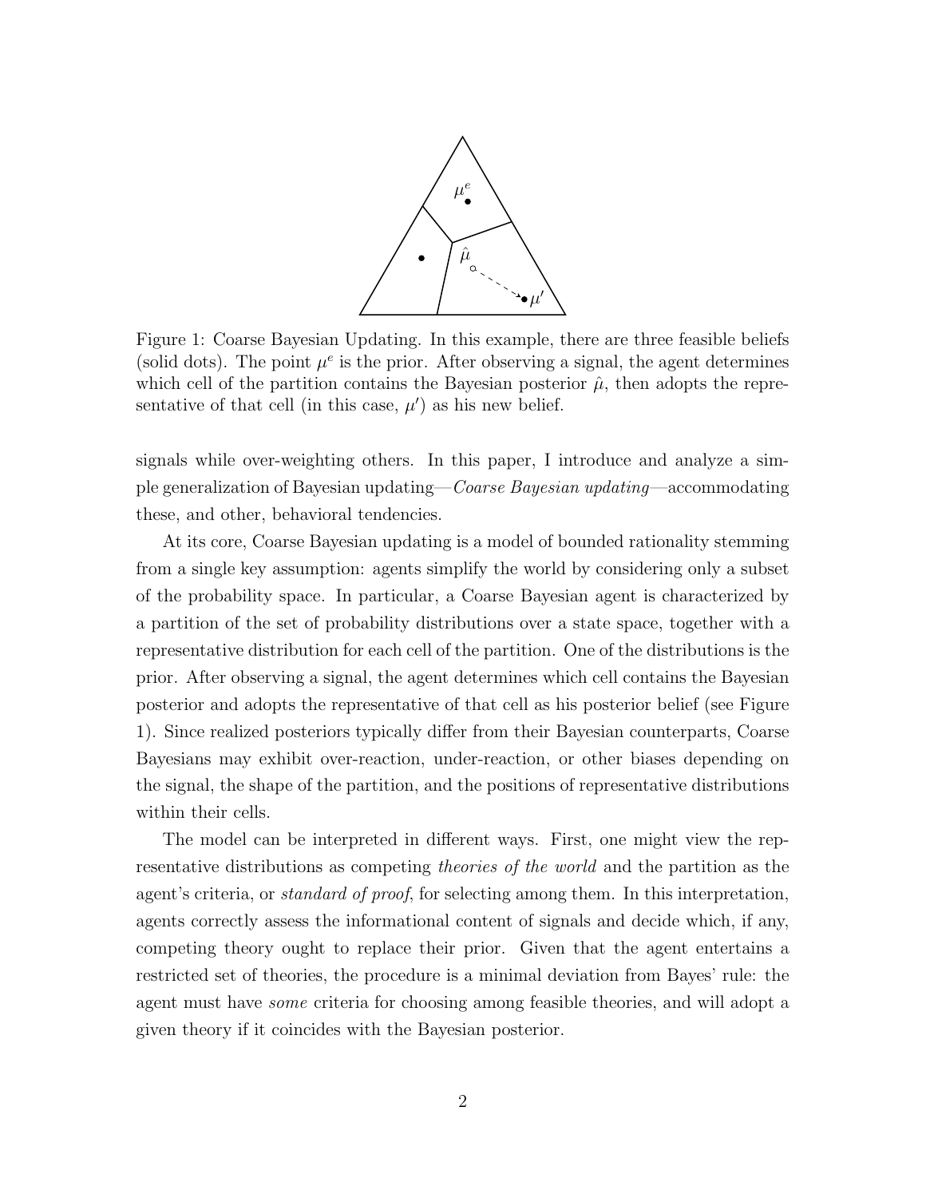Figure 1: Coarse Bayesian Updating. In this example, there are three feasible beliefs (solid dots). The point $\mu^e$ is the prior. After observing a signal, the agent determines which cell of the partition contains the Bayesian posterior $\hat{\mu}$, then adopts the representative of that cell (in this case, $\mu'$) as his new belief.

signals while over-weighting others. In this paper, I introduce and analyze a simple generalization of Bayesian updating—*Coarse Bayesian updating*—accommodating these, and other, behavioral tendencies.

At its core, Coarse Bayesian updating is a model of bounded rationality stemming from a single key assumption: agents simplify the world by considering only a subset of the probability space. In particular, a Coarse Bayesian agent is characterized by a partition of the set of probability distributions over a state space, together with a representative distribution for each cell of the partition. One of the distributions is the prior. After observing a signal, the agent determines which cell contains the Bayesian posterior and adopts the representative of that cell as his posterior belief (see Figure 1). Since realized posteriors typically differ from their Bayesian counterparts, Coarse Bayesians may exhibit over-reaction, under-reaction, or other biases depending on the signal, the shape of the partition, and the positions of representative distributions within their cells.

The model can be interpreted in different ways. First, one might view the representative distributions as competing *theories of the world* and the partition as the agent's criteria, or *standard of proof*, for selecting among them. In this interpretation, agents correctly assess the informational content of signals and decide which, if any, competing theory ought to replace their prior. Given that the agent entertains a restricted set of theories, the procedure is a minimal deviation from Bayes' rule: the agent must have *some* criteria for choosing among feasible theories, and will adopt a given theory if it coincides with the Bayesian posterior.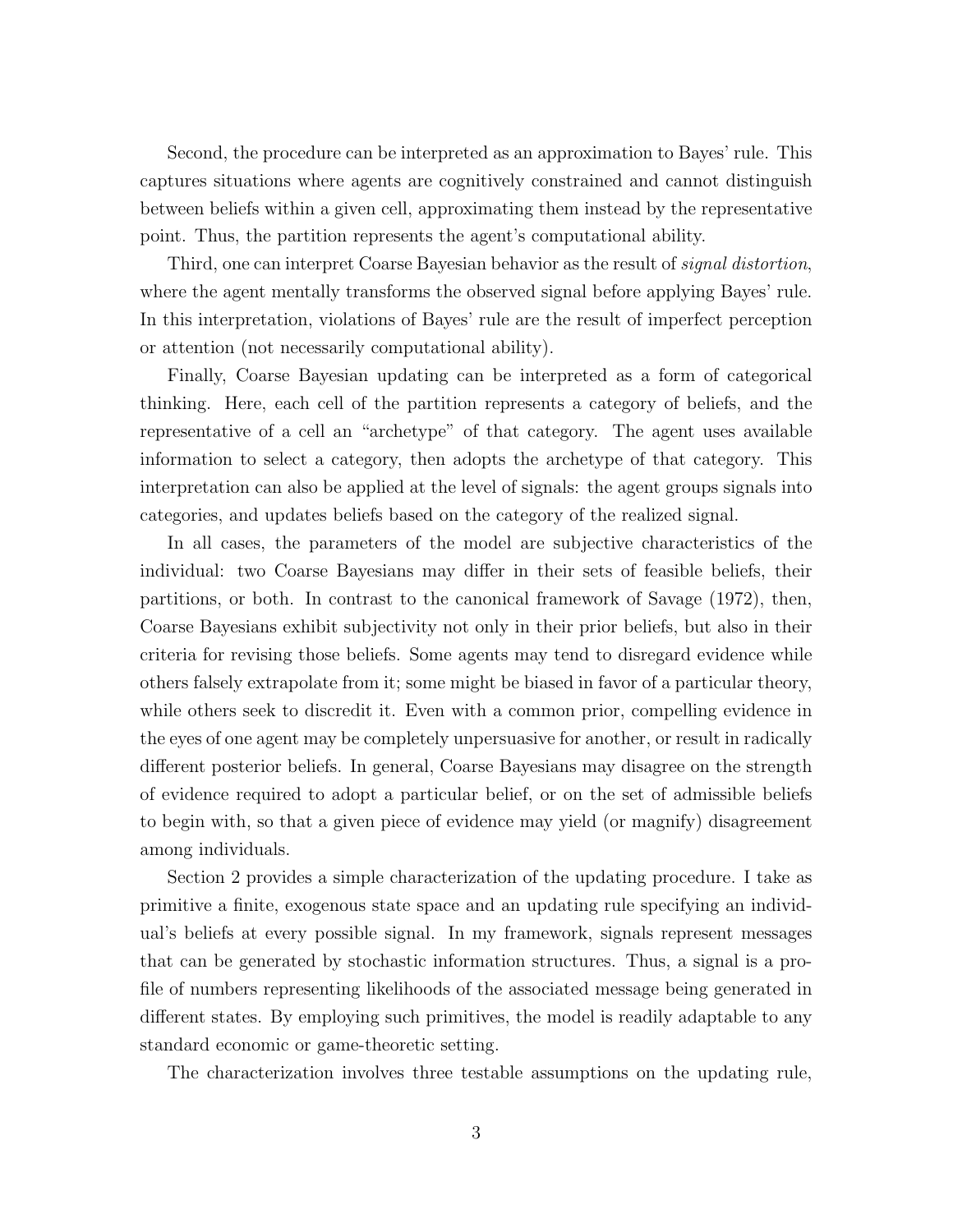Second, the procedure can be interpreted as an approximation to Bayes' rule. This captures situations where agents are cognitively constrained and cannot distinguish between beliefs within a given cell, approximating them instead by the representative point. Thus, the partition represents the agent's computational ability.

Third, one can interpret Coarse Bayesian behavior as the result of *signal distortion*, where the agent mentally transforms the observed signal before applying Bayes' rule. In this interpretation, violations of Bayes' rule are the result of imperfect perception or attention (not necessarily computational ability).

Finally, Coarse Bayesian updating can be interpreted as a form of categorical thinking. Here, each cell of the partition represents a category of beliefs, and the representative of a cell an "archetype" of that category. The agent uses available information to select a category, then adopts the archetype of that category. This interpretation can also be applied at the level of signals: the agent groups signals into categories, and updates beliefs based on the category of the realized signal.

In all cases, the parameters of the model are subjective characteristics of the individual: two Coarse Bayesians may differ in their sets of feasible beliefs, their partitions, or both. In contrast to the canonical framework of Savage (1972), then, Coarse Bayesians exhibit subjectivity not only in their prior beliefs, but also in their criteria for revising those beliefs. Some agents may tend to disregard evidence while others falsely extrapolate from it; some might be biased in favor of a particular theory, while others seek to discredit it. Even with a common prior, compelling evidence in the eyes of one agent may be completely unpersuasive for another, or result in radically different posterior beliefs. In general, Coarse Bayesians may disagree on the strength of evidence required to adopt a particular belief, or on the set of admissible beliefs to begin with, so that a given piece of evidence may yield (or magnify) disagreement among individuals.

Section 2 provides a simple characterization of the updating procedure. I take as primitive a finite, exogenous state space and an updating rule specifying an individual's beliefs at every possible signal. In my framework, signals represent messages that can be generated by stochastic information structures. Thus, a signal is a profile of numbers representing likelihoods of the associated message being generated in different states. By employing such primitives, the model is readily adaptable to any standard economic or game-theoretic setting.

The characterization involves three testable assumptions on the updating rule,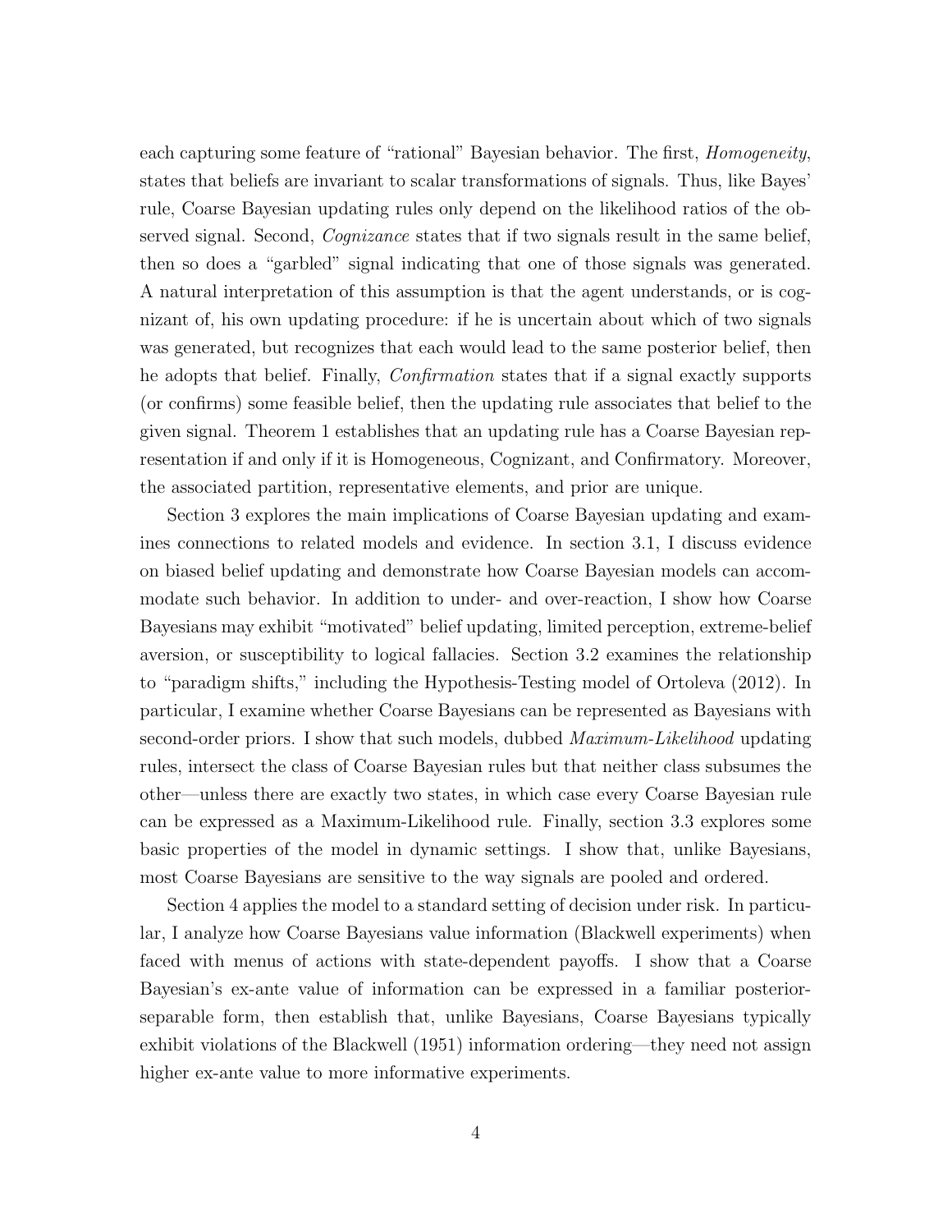each capturing some feature of "rational" Bayesian behavior. The first, *Homogeneity*, states that beliefs are invariant to scalar transformations of signals. Thus, like Bayes' rule, Coarse Bayesian updating rules only depend on the likelihood ratios of the observed signal. Second, *Cognizance* states that if two signals result in the same belief, then so does a "garbled" signal indicating that one of those signals was generated. A natural interpretation of this assumption is that the agent understands, or is cognizant of, his own updating procedure: if he is uncertain about which of two signals was generated, but recognizes that each would lead to the same posterior belief, then he adopts that belief. Finally, *Confirmation* states that if a signal exactly supports (or confirms) some feasible belief, then the updating rule associates that belief to the given signal. Theorem 1 establishes that an updating rule has a Coarse Bayesian representation if and only if it is Homogeneous, Cognizant, and Confirmatory. Moreover, the associated partition, representative elements, and prior are unique.

Section 3 explores the main implications of Coarse Bayesian updating and examines connections to related models and evidence. In section 3.1, I discuss evidence on biased belief updating and demonstrate how Coarse Bayesian models can accommodate such behavior. In addition to under- and over-reaction, I show how Coarse Bayesians may exhibit "motivated" belief updating, limited perception, extreme-belief aversion, or susceptibility to logical fallacies. Section 3.2 examines the relationship to "paradigm shifts," including the Hypothesis-Testing model of Ortoleva (2012). In particular, I examine whether Coarse Bayesians can be represented as Bayesians with second-order priors. I show that such models, dubbed *Maximum-Likelihood* updating rules, intersect the class of Coarse Bayesian rules but that neither class subsumes the other—unless there are exactly two states, in which case every Coarse Bayesian rule can be expressed as a Maximum-Likelihood rule. Finally, section 3.3 explores some basic properties of the model in dynamic settings. I show that, unlike Bayesians, most Coarse Bayesians are sensitive to the way signals are pooled and ordered.

Section 4 applies the model to a standard setting of decision under risk. In particular, I analyze how Coarse Bayesians value information (Blackwell experiments) when faced with menus of actions with state-dependent payoffs. I show that a Coarse Bayesian's ex-ante value of information can be expressed in a familiar posterior-separable form, then establish that, unlike Bayesians, Coarse Bayesians typically exhibit violations of the Blackwell (1951) information ordering—they need not assign higher ex-ante value to more informative experiments.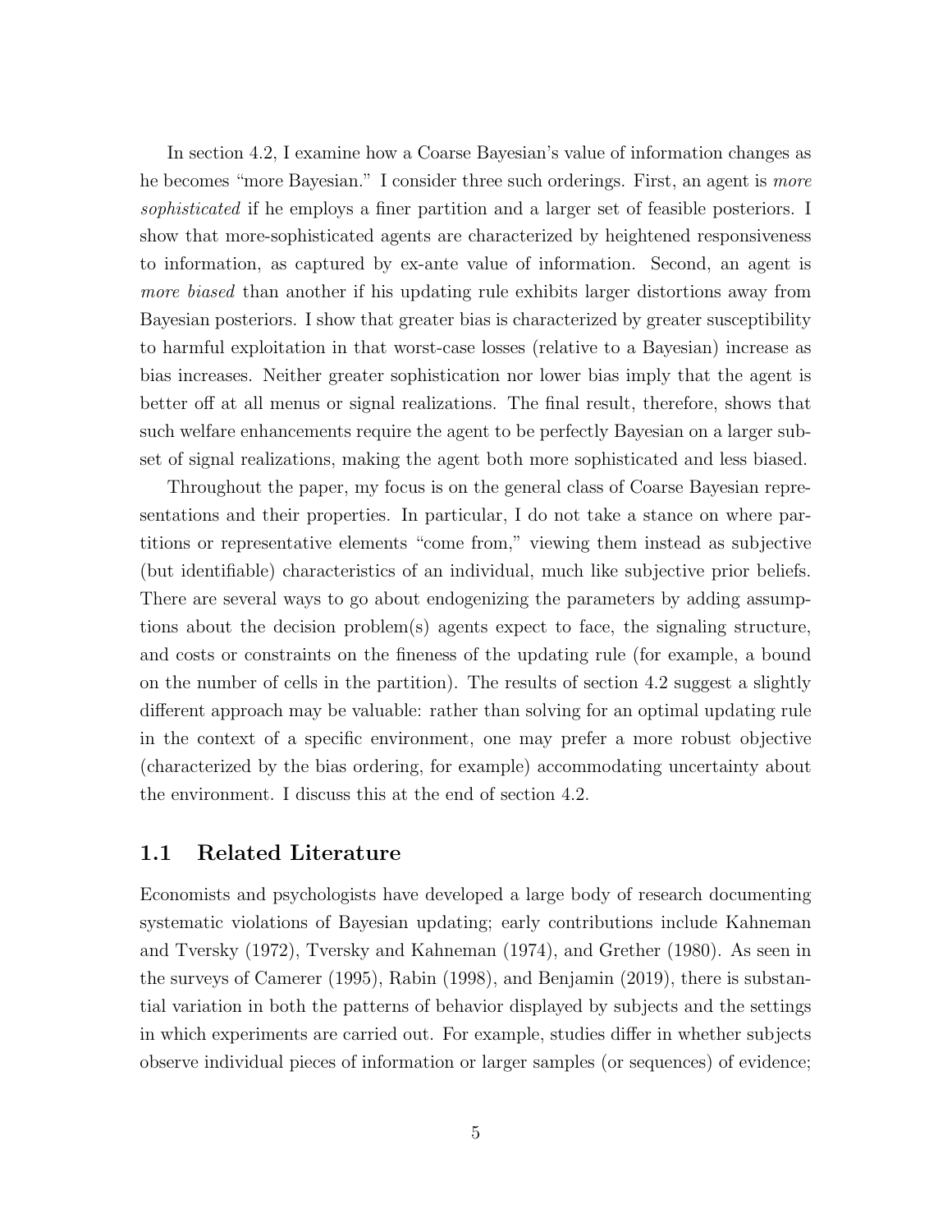In section 4.2, I examine how a Coarse Bayesian's value of information changes as he becomes "more Bayesian." I consider three such orderings. First, an agent is *more sophisticated* if he employs a finer partition and a larger set of feasible posteriors. I show that more-sophisticated agents are characterized by heightened responsiveness to information, as captured by ex-ante value of information. Second, an agent is *more biased* than another if his updating rule exhibits larger distortions away from Bayesian posteriors. I show that greater bias is characterized by greater susceptibility to harmful exploitation in that worst-case losses (relative to a Bayesian) increase as bias increases. Neither greater sophistication nor lower bias imply that the agent is better off at all menus or signal realizations. The final result, therefore, shows that such welfare enhancements require the agent to be perfectly Bayesian on a larger subset of signal realizations, making the agent both more sophisticated and less biased.

Throughout the paper, my focus is on the general class of Coarse Bayesian representations and their properties. In particular, I do not take a stance on where partitions or representative elements "come from," viewing them instead as subjective (but identifiable) characteristics of an individual, much like subjective prior beliefs. There are several ways to go about endogenizing the parameters by adding assumptions about the decision problem(s) agents expect to face, the signaling structure, and costs or constraints on the fineness of the updating rule (for example, a bound on the number of cells in the partition). The results of section 4.2 suggest a slightly different approach may be valuable: rather than solving for an optimal updating rule in the context of a specific environment, one may prefer a more robust objective (characterized by the bias ordering, for example) accommodating uncertainty about the environment. I discuss this at the end of section 4.2.

## 1.1 Related Literature

Economists and psychologists have developed a large body of research documenting systematic violations of Bayesian updating; early contributions include Kahneman and Tversky (1972), Tversky and Kahneman (1974), and Grether (1980). As seen in the surveys of Camerer (1995), Rabin (1998), and Benjamin (2019), there is substantial variation in both the patterns of behavior displayed by subjects and the settings in which experiments are carried out. For example, studies differ in whether subjects observe individual pieces of information or larger samples (or sequences) of evidence;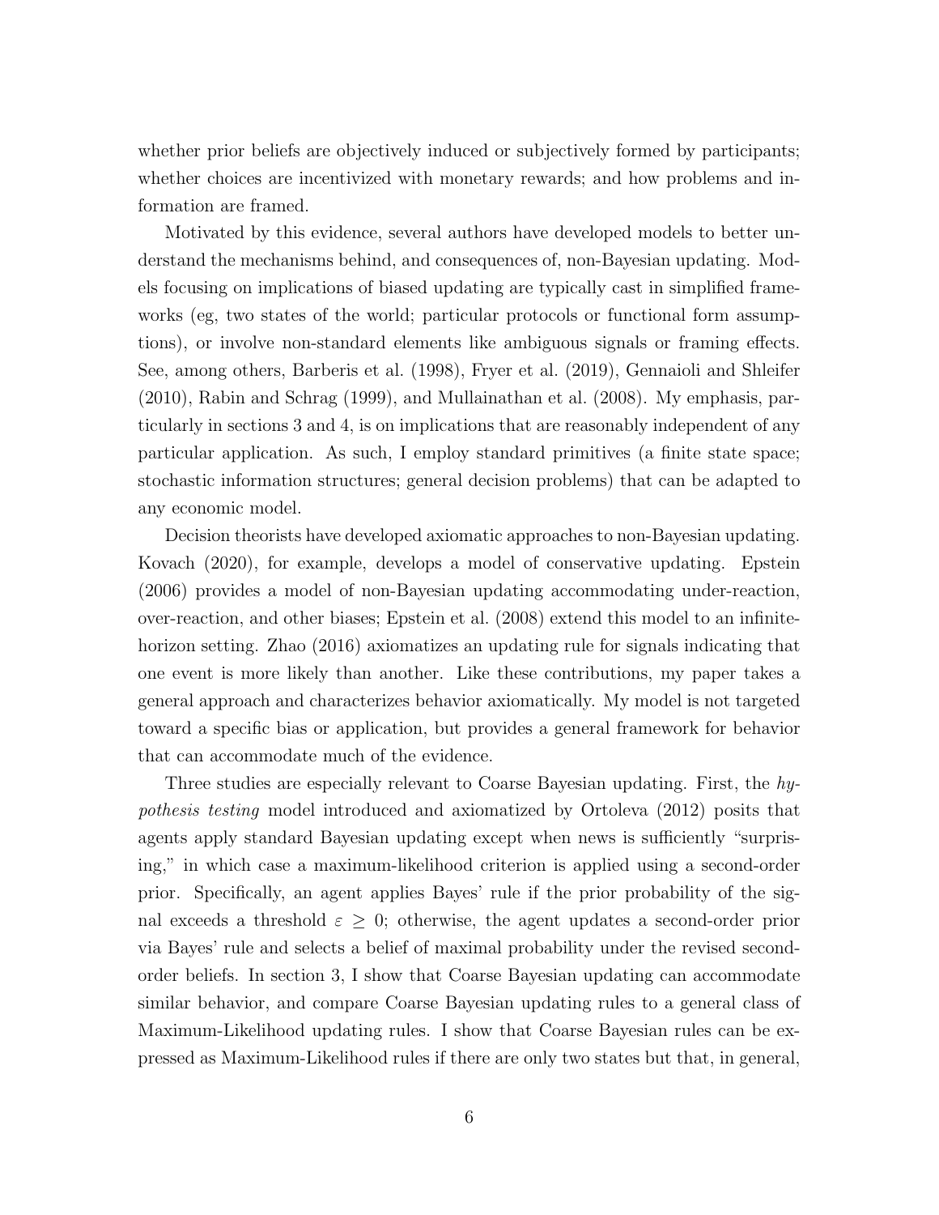whether prior beliefs are objectively induced or subjectively formed by participants; whether choices are incentivized with monetary rewards; and how problems and information are framed.

Motivated by this evidence, several authors have developed models to better understand the mechanisms behind, and consequences of, non-Bayesian updating. Models focusing on implications of biased updating are typically cast in simplified frameworks (eg, two states of the world; particular protocols or functional form assumptions), or involve non-standard elements like ambiguous signals or framing effects. See, among others, Barberis et al. (1998), Fryer et al. (2019), Gennaioli and Shleifer (2010), Rabin and Schrag (1999), and Mullainathan et al. (2008). My emphasis, particularly in sections 3 and 4, is on implications that are reasonably independent of any particular application. As such, I employ standard primitives (a finite state space; stochastic information structures; general decision problems) that can be adapted to any economic model.

Decision theorists have developed axiomatic approaches to non-Bayesian updating. Kovach (2020), for example, develops a model of conservative updating. Epstein (2006) provides a model of non-Bayesian updating accommodating under-reaction, over-reaction, and other biases; Epstein et al. (2008) extend this model to an infinite-horizon setting. Zhao (2016) axiomatizes an updating rule for signals indicating that one event is more likely than another. Like these contributions, my paper takes a general approach and characterizes behavior axiomatically. My model is not targeted toward a specific bias or application, but provides a general framework for behavior that can accommodate much of the evidence.

Three studies are especially relevant to Coarse Bayesian updating. First, the *hypothesis testing* model introduced and axiomatized by Ortoleva (2012) posits that agents apply standard Bayesian updating except when news is sufficiently "surprising," in which case a maximum-likelihood criterion is applied using a second-order prior. Specifically, an agent applies Bayes' rule if the prior probability of the signal exceeds a threshold $\varepsilon \geq 0$; otherwise, the agent updates a second-order prior via Bayes' rule and selects a belief of maximal probability under the revised second-order beliefs. In section 3, I show that Coarse Bayesian updating can accommodate similar behavior, and compare Coarse Bayesian updating rules to a general class of Maximum-Likelihood updating rules. I show that Coarse Bayesian rules can be expressed as Maximum-Likelihood rules if there are only two states but that, in general,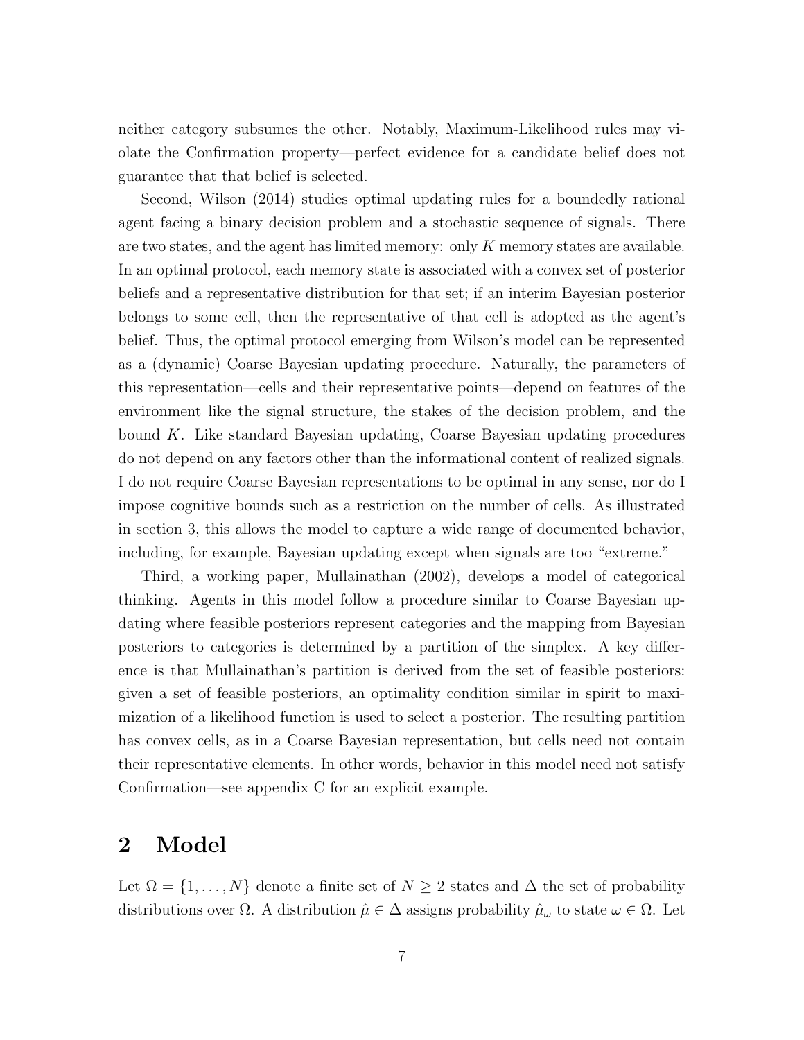neither category subsumes the other. Notably, Maximum-Likelihood rules may violate the Confirmation property—perfect evidence for a candidate belief does not guarantee that that belief is selected.

Second, Wilson (2014) studies optimal updating rules for a boundedly rational agent facing a binary decision problem and a stochastic sequence of signals. There are two states, and the agent has limited memory: only $K$ memory states are available. In an optimal protocol, each memory state is associated with a convex set of posterior beliefs and a representative distribution for that set; if an interim Bayesian posterior belongs to some cell, then the representative of that cell is adopted as the agent's belief. Thus, the optimal protocol emerging from Wilson's model can be represented as a (dynamic) Coarse Bayesian updating procedure. Naturally, the parameters of this representation—cells and their representative points—depend on features of the environment like the signal structure, the stakes of the decision problem, and the bound $K$. Like standard Bayesian updating, Coarse Bayesian updating procedures do not depend on any factors other than the informational content of realized signals. I do not require Coarse Bayesian representations to be optimal in any sense, nor do I impose cognitive bounds such as a restriction on the number of cells. As illustrated in section 3, this allows the model to capture a wide range of documented behavior, including, for example, Bayesian updating except when signals are too "extreme."

Third, a working paper, Mullainathan (2002), develops a model of categorical thinking. Agents in this model follow a procedure similar to Coarse Bayesian updating where feasible posteriors represent categories and the mapping from Bayesian posteriors to categories is determined by a partition of the simplex. A key difference is that Mullainathan's partition is derived from the set of feasible posteriors: given a set of feasible posteriors, an optimality condition similar in spirit to maximization of a likelihood function is used to select a posterior. The resulting partition has convex cells, as in a Coarse Bayesian representation, but cells need not contain their representative elements. In other words, behavior in this model need not satisfy Confirmation—see appendix C for an explicit example.

# 2 Model

Let $\Omega = \{1, \ldots, N\}$ denote a finite set of $N \geq 2$ states and $\Delta$ the set of probability distributions over $\Omega$. A distribution $\hat{\mu} \in \Delta$ assigns probability $\hat{\mu}_\omega$ to state $\omega \in \Omega$. Let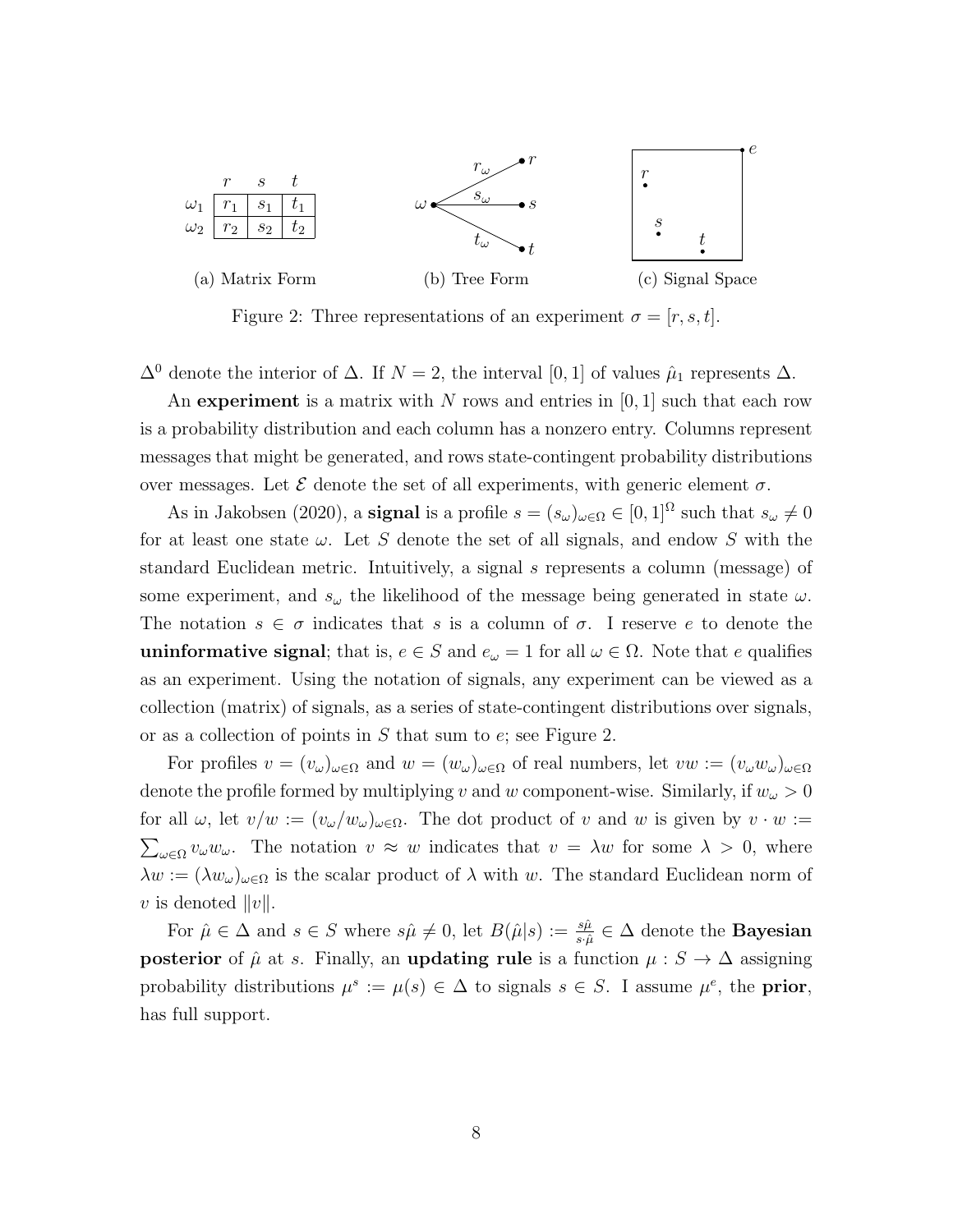|  | $r$ | $s$ | $t$ |
|---|---|---|---|
| $\omega_1$ | $r_1$ | $s_1$ | $t_1$ |
| $\omega_2$ | $r_2$ | $s_2$ | $t_2$ |

(a) Matrix Form

(b) Tree Form

(c) Signal Space

Figure 2: Three representations of an experiment $\sigma = [r, s, t]$.

$\Delta^0$ denote the interior of $\Delta$. If $N = 2$, the interval $[0, 1]$ of values $\hat{\mu}_1$ represents $\Delta$.

An **experiment** is a matrix with $N$ rows and entries in $[0, 1]$ such that each row is a probability distribution and each column has a nonzero entry. Columns represent messages that might be generated, and rows state-contingent probability distributions over messages. Let $\mathcal{E}$ denote the set of all experiments, with generic element $\sigma$.

As in Jakobsen (2020), a **signal** is a profile $s = (s_\omega)_{\omega\in\Omega} \in [0, 1]^\Omega$ such that $s_\omega \neq 0$ for at least one state $\omega$. Let $S$ denote the set of all signals, and endow $S$ with the standard Euclidean metric. Intuitively, a signal $s$ represents a column (message) of some experiment, and $s_\omega$ the likelihood of the message being generated in state $\omega$. The notation $s \in \sigma$ indicates that $s$ is a column of $\sigma$. I reserve $e$ to denote the **uninformative signal**; that is, $e \in S$ and $e_\omega = 1$ for all $\omega \in \Omega$. Note that $e$ qualifies as an experiment. Using the notation of signals, any experiment can be viewed as a collection (matrix) of signals, as a series of state-contingent distributions over signals, or as a collection of points in $S$ that sum to $e$; see Figure 2.

For profiles $v = (v_\omega)_{\omega\in\Omega}$ and $w = (w_\omega)_{\omega\in\Omega}$ of real numbers, let $vw := (v_\omega w_\omega)_{\omega\in\Omega}$ denote the profile formed by multiplying $v$ and $w$ component-wise. Similarly, if $w_\omega > 0$ for all $\omega$, let $v/w := (v_\omega/w_\omega)_{\omega\in\Omega}$. The dot product of $v$ and $w$ is given by $v \cdot w := \sum_{\omega\in\Omega} v_\omega w_\omega$. The notation $v \approx w$ indicates that $v = \lambda w$ for some $\lambda > 0$, where $\lambda w := (\lambda w_\omega)_{\omega\in\Omega}$ is the scalar product of $\lambda$ with $w$. The standard Euclidean norm of $v$ is denoted $\|v\|$.

For $\hat{\mu} \in \Delta$ and $s \in S$ where $s\hat{\mu} \neq 0$, let $B(\hat{\mu}|s) := \frac{s\hat{\mu}}{s\cdot\hat{\mu}} \in \Delta$ denote the **Bayesian posterior** of $\hat{\mu}$ at $s$. Finally, an **updating rule** is a function $\mu : S \to \Delta$ assigning probability distributions $\mu^s := \mu(s) \in \Delta$ to signals $s \in S$. I assume $\mu^e$, the **prior**, has full support.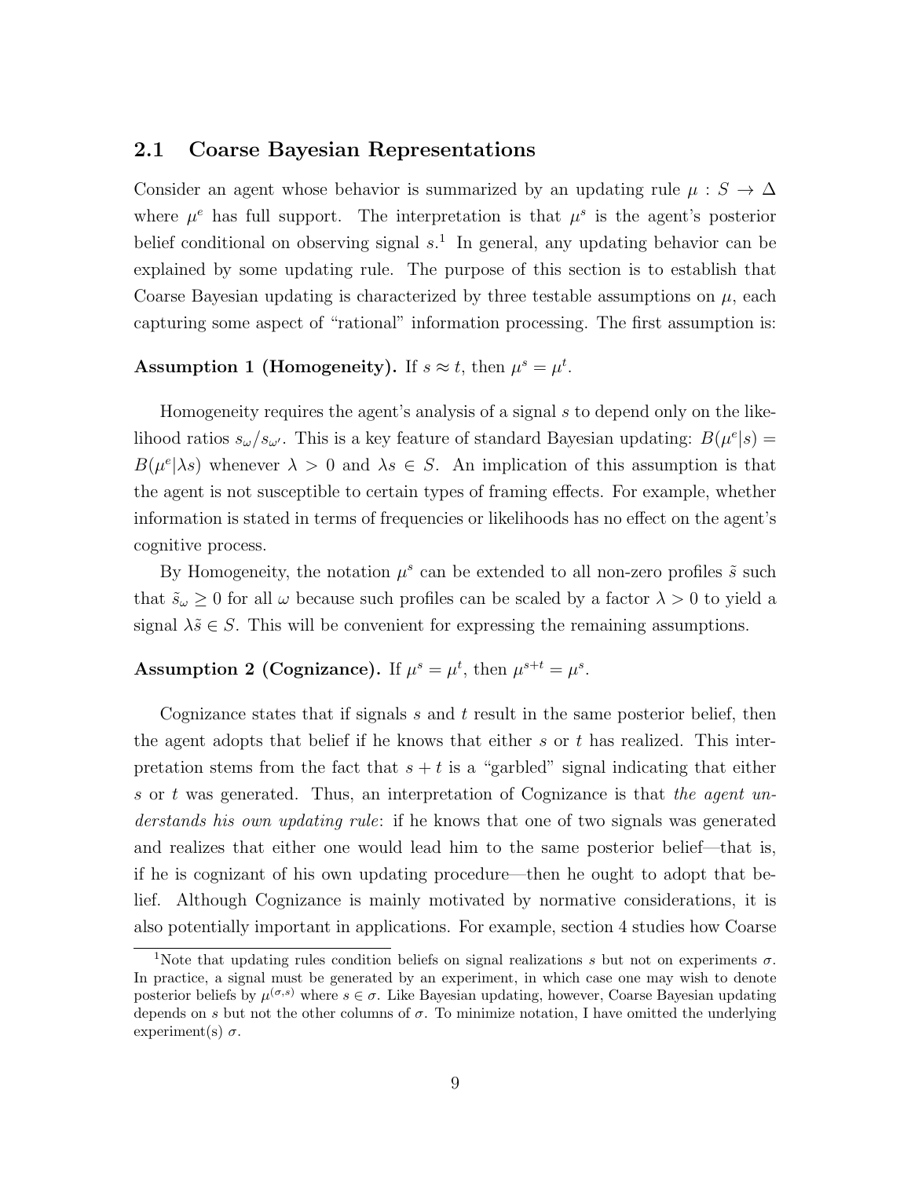## 2.1 Coarse Bayesian Representations

Consider an agent whose behavior is summarized by an updating rule $\mu : S \to \Delta$ where $\mu^e$ has full support. The interpretation is that $\mu^s$ is the agent's posterior belief conditional on observing signal $s$.[1] In general, any updating behavior can be explained by some updating rule. The purpose of this section is to establish that Coarse Bayesian updating is characterized by three testable assumptions on $\mu$, each capturing some aspect of "rational" information processing. The first assumption is:

**Assumption 1 (Homogeneity).** If $s \approx t$, then $\mu^s = \mu^t$.

Homogeneity requires the agent's analysis of a signal $s$ to depend only on the likelihood ratios $s_\omega / s_{\omega'}$. This is a key feature of standard Bayesian updating: $B(\mu^e|s) = B(\mu^e|\lambda s)$ whenever $\lambda > 0$ and $\lambda s \in S$. An implication of this assumption is that the agent is not susceptible to certain types of framing effects. For example, whether information is stated in terms of frequencies or likelihoods has no effect on the agent's cognitive process.

By Homogeneity, the notation $\mu^s$ can be extended to all non-zero profiles $\tilde{s}$ such that $\tilde{s}_\omega \geq 0$ for all $\omega$ because such profiles can be scaled by a factor $\lambda > 0$ to yield a signal $\lambda \tilde{s} \in S$. This will be convenient for expressing the remaining assumptions.

**Assumption 2 (Cognizance).** If $\mu^s = \mu^t$, then $\mu^{s+t} = \mu^s$.

Cognizance states that if signals $s$ and $t$ result in the same posterior belief, then the agent adopts that belief if he knows that either $s$ or $t$ has realized. This interpretation stems from the fact that $s + t$ is a "garbled" signal indicating that either $s$ or $t$ was generated. Thus, an interpretation of Cognizance is that *the agent understands his own updating rule*: if he knows that one of two signals was generated and realizes that either one would lead him to the same posterior belief—that is, if he is cognizant of his own updating procedure—then he ought to adopt that belief. Although Cognizance is mainly motivated by normative considerations, it is also potentially important in applications. For example, section 4 studies how Coarse

[1] Note that updating rules condition beliefs on signal realizations $s$ but not on experiments $\sigma$. In practice, a signal must be generated by an experiment, in which case one may wish to denote posterior beliefs by $\mu^{(\sigma,s)}$ where $s \in \sigma$. Like Bayesian updating, however, Coarse Bayesian updating depends on $s$ but not the other columns of $\sigma$. To minimize notation, I have omitted the underlying experiment(s) $\sigma$.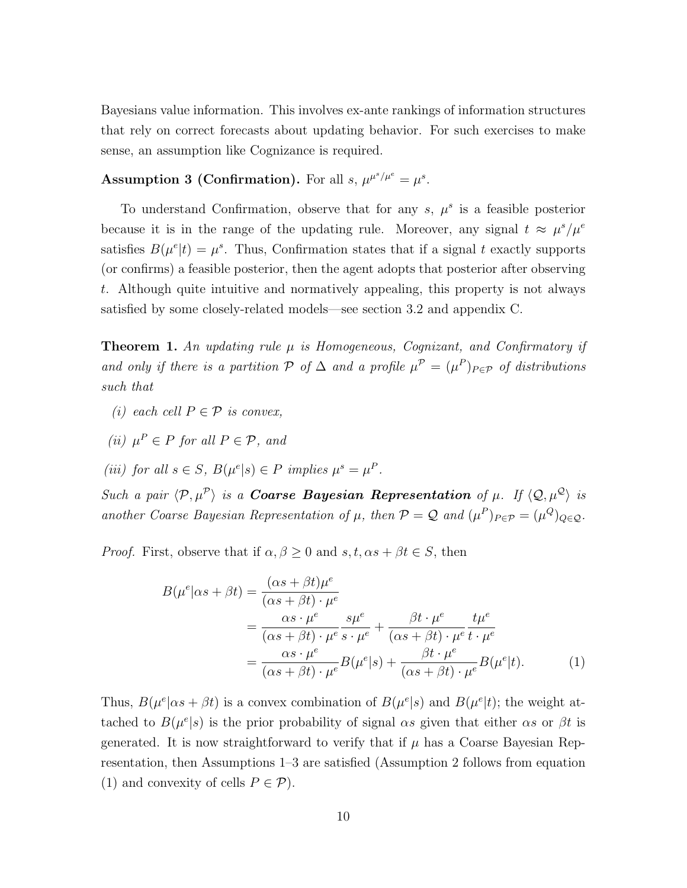Bayesians value information. This involves ex-ante rankings of information structures that rely on correct forecasts about updating behavior. For such exercises to make sense, an assumption like Cognizance is required.

**Assumption 3 (Confirmation).** For all $s$, $\mu^{\mu^s/\mu^e} = \mu^s$.

To understand Confirmation, observe that for any $s$, $\mu^s$ is a feasible posterior because it is in the range of the updating rule. Moreover, any signal $t \approx \mu^s/\mu^e$ satisfies $B(\mu^e|t) = \mu^s$. Thus, Confirmation states that if a signal $t$ exactly supports (or confirms) a feasible posterior, then the agent adopts that posterior after observing $t$. Although quite intuitive and normatively appealing, this property is not always satisfied by some closely-related models—see section 3.2 and appendix C.

**Theorem 1.** *An updating rule $\mu$ is Homogeneous, Cognizant, and Confirmatory if and only if there is a partition $\mathcal{P}$ of $\Delta$ and a profile $\mu^{\mathcal{P}} = (\mu^P)_{P \in \mathcal{P}}$ of distributions such that*

*(i) each cell $P \in \mathcal{P}$ is convex,*

*(ii) $\mu^P \in P$ for all $P \in \mathcal{P}$, and*

*(iii) for all $s \in S$, $B(\mu^e|s) \in P$ implies $\mu^s = \mu^P$.*

*Such a pair $\langle \mathcal{P}, \mu^{\mathcal{P}} \rangle$ is a* ***Coarse Bayesian Representation*** *of $\mu$. If $\langle \mathcal{Q}, \mu^{\mathcal{Q}} \rangle$ is another Coarse Bayesian Representation of $\mu$, then $\mathcal{P} = \mathcal{Q}$ and $(\mu^P)_{P \in \mathcal{P}} = (\mu^Q)_{Q \in \mathcal{Q}}$.*

*Proof.* First, observe that if $\alpha, \beta \geq 0$ and $s, t, \alpha s + \beta t \in S$, then

$$
\begin{aligned}
B(\mu^e|\alpha s + \beta t) &= \frac{(\alpha s + \beta t)\mu^e}{(\alpha s + \beta t) \cdot \mu^e} \\
&= \frac{\alpha s \cdot \mu^e}{(\alpha s + \beta t) \cdot \mu^e} \frac{s\mu^e}{s \cdot \mu^e} + \frac{\beta t \cdot \mu^e}{(\alpha s + \beta t) \cdot \mu^e} \frac{t\mu^e}{t \cdot \mu^e} \\
&= \frac{\alpha s \cdot \mu^e}{(\alpha s + \beta t) \cdot \mu^e} B(\mu^e|s) + \frac{\beta t \cdot \mu^e}{(\alpha s + \beta t) \cdot \mu^e} B(\mu^e|t). \qquad (1)
\end{aligned}
$$

Thus, $B(\mu^e|\alpha s + \beta t)$ is a convex combination of $B(\mu^e|s)$ and $B(\mu^e|t)$; the weight attached to $B(\mu^e|s)$ is the prior probability of signal $\alpha s$ given that either $\alpha s$ or $\beta t$ is generated. It is now straightforward to verify that if $\mu$ has a Coarse Bayesian Representation, then Assumptions 1–3 are satisfied (Assumption 2 follows from equation (1) and convexity of cells $P \in \mathcal{P}$).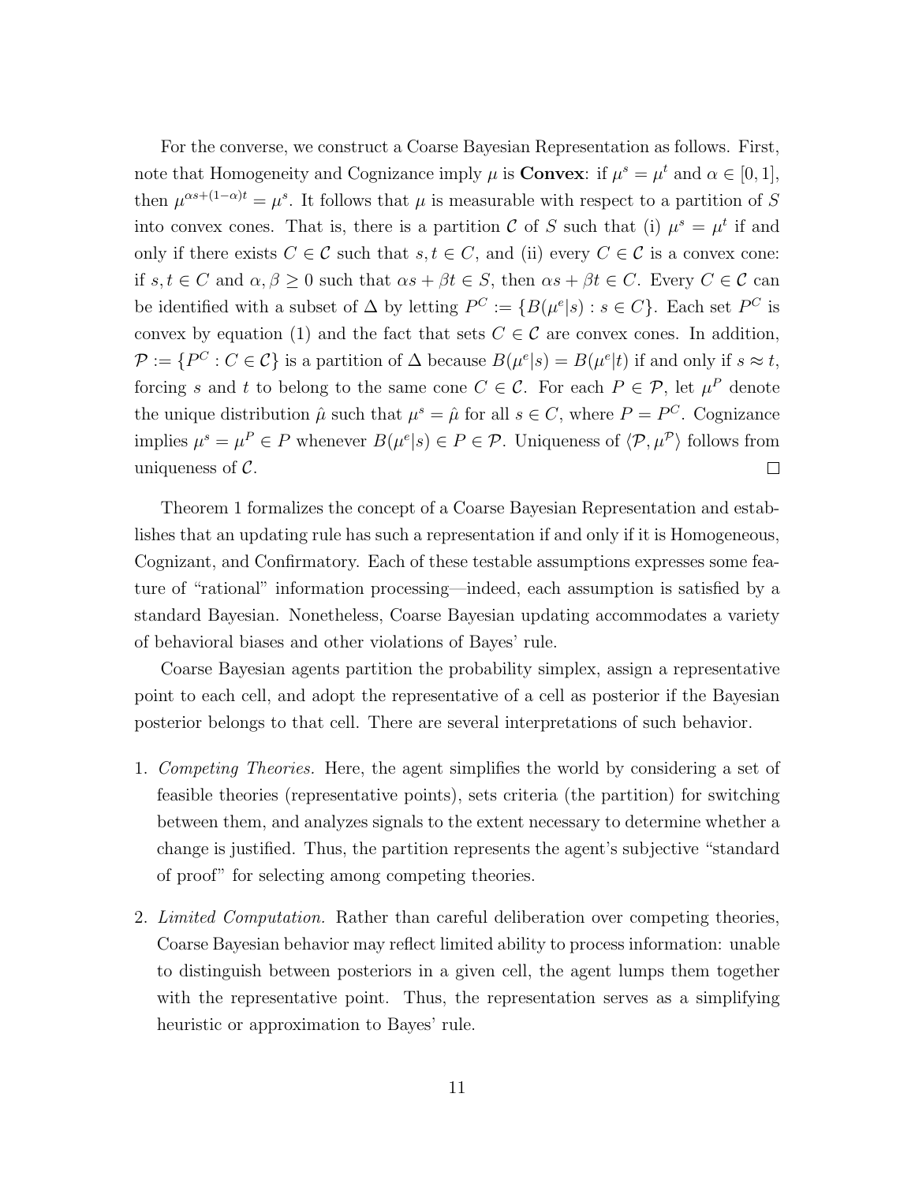For the converse, we construct a Coarse Bayesian Representation as follows. First, note that Homogeneity and Cognizance imply $\mu$ is **Convex**: if $\mu^s = \mu^t$ and $\alpha \in [0, 1]$, then $\mu^{\alpha s+(1-\alpha)t} = \mu^s$. It follows that $\mu$ is measurable with respect to a partition of $S$ into convex cones. That is, there is a partition $\mathcal{C}$ of $S$ such that (i) $\mu^s = \mu^t$ if and only if there exists $C \in \mathcal{C}$ such that $s, t \in C$, and (ii) every $C \in \mathcal{C}$ is a convex cone: if $s, t \in C$ and $\alpha, \beta \geq 0$ such that $\alpha s + \beta t \in S$, then $\alpha s + \beta t \in C$. Every $C \in \mathcal{C}$ can be identified with a subset of $\Delta$ by letting $P^C := \{B(\mu^e|s) : s \in C\}$. Each set $P^C$ is convex by equation (1) and the fact that sets $C \in \mathcal{C}$ are convex cones. In addition, $\mathcal{P} := \{P^C : C \in \mathcal{C}\}$ is a partition of $\Delta$ because $B(\mu^e|s) = B(\mu^e|t)$ if and only if $s \approx t$, forcing $s$ and $t$ to belong to the same cone $C \in \mathcal{C}$. For each $P \in \mathcal{P}$, let $\mu^P$ denote the unique distribution $\hat{\mu}$ such that $\mu^s = \hat{\mu}$ for all $s \in C$, where $P = P^C$. Cognizance implies $\mu^s = \mu^P \in P$ whenever $B(\mu^e|s) \in P \in \mathcal{P}$. Uniqueness of $\langle \mathcal{P}, \mu^{\mathcal{P}} \rangle$ follows from uniqueness of $\mathcal{C}$. □

Theorem 1 formalizes the concept of a Coarse Bayesian Representation and establishes that an updating rule has such a representation if and only if it is Homogeneous, Cognizant, and Confirmatory. Each of these testable assumptions expresses some feature of "rational" information processing—indeed, each assumption is satisfied by a standard Bayesian. Nonetheless, Coarse Bayesian updating accommodates a variety of behavioral biases and other violations of Bayes' rule.

Coarse Bayesian agents partition the probability simplex, assign a representative point to each cell, and adopt the representative of a cell as posterior if the Bayesian posterior belongs to that cell. There are several interpretations of such behavior.

1. *Competing Theories.* Here, the agent simplifies the world by considering a set of feasible theories (representative points), sets criteria (the partition) for switching between them, and analyzes signals to the extent necessary to determine whether a change is justified. Thus, the partition represents the agent's subjective "standard of proof" for selecting among competing theories.

2. *Limited Computation.* Rather than careful deliberation over competing theories, Coarse Bayesian behavior may reflect limited ability to process information: unable to distinguish between posteriors in a given cell, the agent lumps them together with the representative point. Thus, the representation serves as a simplifying heuristic or approximation to Bayes' rule.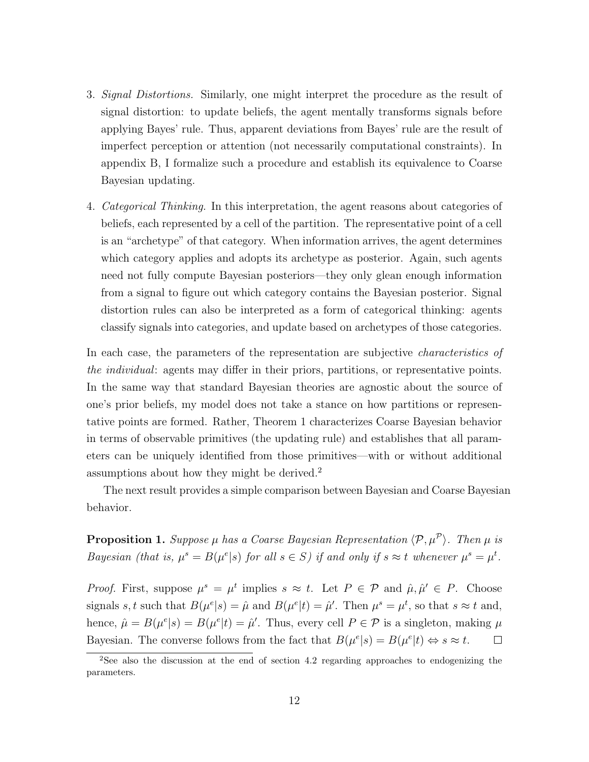3. *Signal Distortions.* Similarly, one might interpret the procedure as the result of signal distortion: to update beliefs, the agent mentally transforms signals before applying Bayes' rule. Thus, apparent deviations from Bayes' rule are the result of imperfect perception or attention (not necessarily computational constraints). In appendix B, I formalize such a procedure and establish its equivalence to Coarse Bayesian updating.

4. *Categorical Thinking.* In this interpretation, the agent reasons about categories of beliefs, each represented by a cell of the partition. The representative point of a cell is an "archetype" of that category. When information arrives, the agent determines which category applies and adopts its archetype as posterior. Again, such agents need not fully compute Bayesian posteriors—they only glean enough information from a signal to figure out which category contains the Bayesian posterior. Signal distortion rules can also be interpreted as a form of categorical thinking: agents classify signals into categories, and update based on archetypes of those categories.

In each case, the parameters of the representation are subjective *characteristics of the individual*: agents may differ in their priors, partitions, or representative points. In the same way that standard Bayesian theories are agnostic about the source of one's prior beliefs, my model does not take a stance on how partitions or representative points are formed. Rather, Theorem 1 characterizes Coarse Bayesian behavior in terms of observable primitives (the updating rule) and establishes that all parameters can be uniquely identified from those primitives—with or without additional assumptions about how they might be derived.[2]

The next result provides a simple comparison between Bayesian and Coarse Bayesian behavior.

**Proposition 1.** *Suppose $\mu$ has a Coarse Bayesian Representation $\langle \mathcal{P}, \mu^{\mathcal{P}} \rangle$. Then $\mu$ is Bayesian (that is, $\mu^s = B(\mu^e|s)$ for all $s \in S$) if and only if $s \approx t$ whenever $\mu^s = \mu^t$.*

*Proof.* First, suppose $\mu^s = \mu^t$ implies $s \approx t$. Let $P \in \mathcal{P}$ and $\hat{\mu}, \hat{\mu}' \in P$. Choose signals $s, t$ such that $B(\mu^e|s) = \hat{\mu}$ and $B(\mu^e|t) = \hat{\mu}'$. Then $\mu^s = \mu^t$, so that $s \approx t$ and, hence, $\hat{\mu} = B(\mu^e|s) = B(\mu^e|t) = \hat{\mu}'$. Thus, every cell $P \in \mathcal{P}$ is a singleton, making $\mu$ Bayesian. The converse follows from the fact that $B(\mu^e|s) = B(\mu^e|t) \Leftrightarrow s \approx t$. $\square$

[2] See also the discussion at the end of section 4.2 regarding approaches to endogenizing the parameters.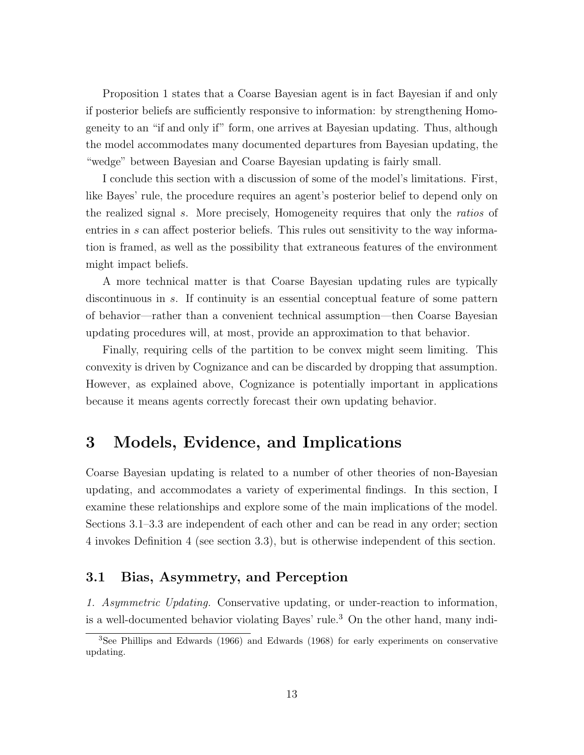Proposition 1 states that a Coarse Bayesian agent is in fact Bayesian if and only if posterior beliefs are sufficiently responsive to information: by strengthening Homogeneity to an "if and only if" form, one arrives at Bayesian updating. Thus, although the model accommodates many documented departures from Bayesian updating, the "wedge" between Bayesian and Coarse Bayesian updating is fairly small.

I conclude this section with a discussion of some of the model's limitations. First, like Bayes' rule, the procedure requires an agent's posterior belief to depend only on the realized signal $s$. More precisely, Homogeneity requires that only the *ratios* of entries in $s$ can affect posterior beliefs. This rules out sensitivity to the way information is framed, as well as the possibility that extraneous features of the environment might impact beliefs.

A more technical matter is that Coarse Bayesian updating rules are typically discontinuous in $s$. If continuity is an essential conceptual feature of some pattern of behavior—rather than a convenient technical assumption—then Coarse Bayesian updating procedures will, at most, provide an approximation to that behavior.

Finally, requiring cells of the partition to be convex might seem limiting. This convexity is driven by Cognizance and can be discarded by dropping that assumption. However, as explained above, Cognizance is potentially important in applications because it means agents correctly forecast their own updating behavior.

# 3 Models, Evidence, and Implications

Coarse Bayesian updating is related to a number of other theories of non-Bayesian updating, and accommodates a variety of experimental findings. In this section, I examine these relationships and explore some of the main implications of the model. Sections 3.1–3.3 are independent of each other and can be read in any order; section 4 invokes Definition 4 (see section 3.3), but is otherwise independent of this section.

## 3.1 Bias, Asymmetry, and Perception

*1. Asymmetric Updating.* Conservative updating, or under-reaction to information, is a well-documented behavior violating Bayes' rule.[3] On the other hand, many indi-

[3] See Phillips and Edwards (1966) and Edwards (1968) for early experiments on conservative updating.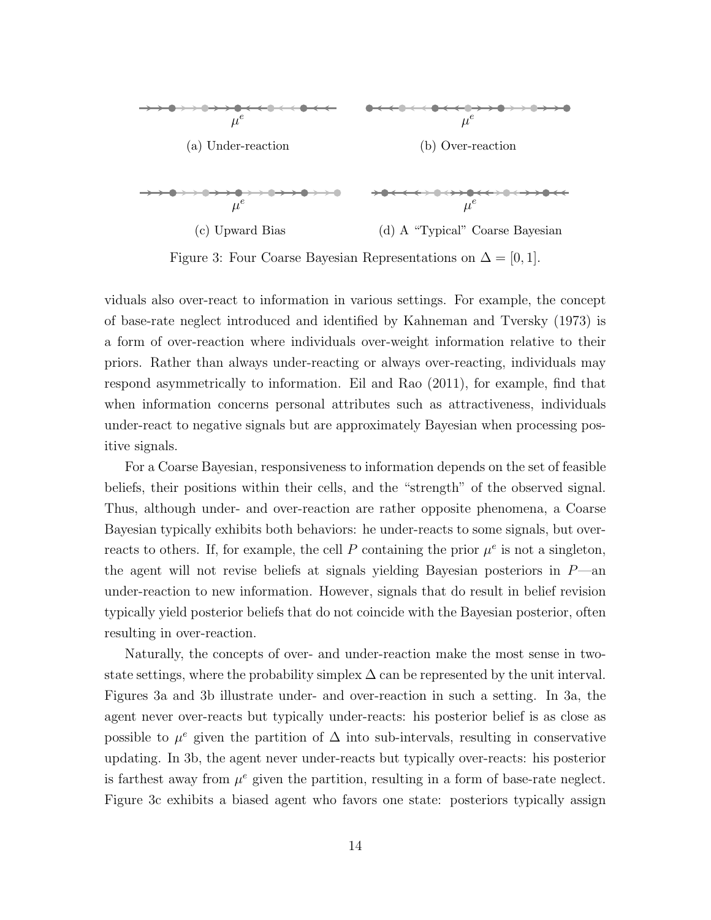(a) Under-reaction

(b) Over-reaction

(c) Upward Bias

(d) A "Typical" Coarse Bayesian

Figure 3: Four Coarse Bayesian Representations on $\Delta = [0, 1]$.

viduals also over-react to information in various settings. For example, the concept of base-rate neglect introduced and identified by Kahneman and Tversky (1973) is a form of over-reaction where individuals over-weight information relative to their priors. Rather than always under-reacting or always over-reacting, individuals may respond asymmetrically to information. Eil and Rao (2011), for example, find that when information concerns personal attributes such as attractiveness, individuals under-react to negative signals but are approximately Bayesian when processing positive signals.

For a Coarse Bayesian, responsiveness to information depends on the set of feasible beliefs, their positions within their cells, and the "strength" of the observed signal. Thus, although under- and over-reaction are rather opposite phenomena, a Coarse Bayesian typically exhibits both behaviors: he under-reacts to some signals, but over-reacts to others. If, for example, the cell $P$ containing the prior $\mu^e$ is not a singleton, the agent will not revise beliefs at signals yielding Bayesian posteriors in $P$—an under-reaction to new information. However, signals that do result in belief revision typically yield posterior beliefs that do not coincide with the Bayesian posterior, often resulting in over-reaction.

Naturally, the concepts of over- and under-reaction make the most sense in two-state settings, where the probability simplex $\Delta$ can be represented by the unit interval. Figures 3a and 3b illustrate under- and over-reaction in such a setting. In 3a, the agent never over-reacts but typically under-reacts: his posterior belief is as close as possible to $\mu^e$ given the partition of $\Delta$ into sub-intervals, resulting in conservative updating. In 3b, the agent never under-reacts but typically over-reacts: his posterior is farthest away from $\mu^e$ given the partition, resulting in a form of base-rate neglect. Figure 3c exhibits a biased agent who favors one state: posteriors typically assign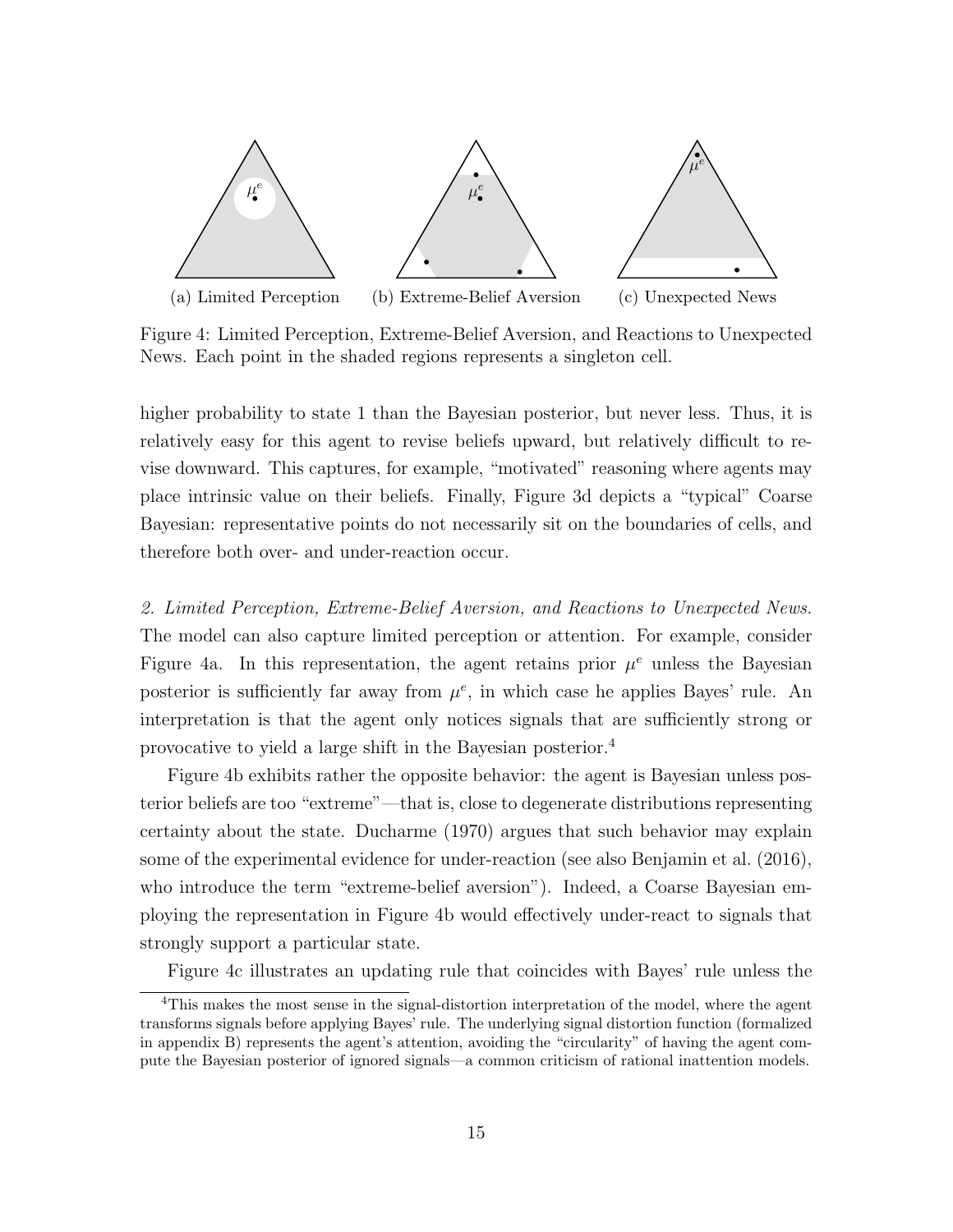(a) Limited Perception (b) Extreme-Belief Aversion (c) Unexpected News

Figure 4: Limited Perception, Extreme-Belief Aversion, and Reactions to Unexpected News. Each point in the shaded regions represents a singleton cell.

higher probability to state 1 than the Bayesian posterior, but never less. Thus, it is relatively easy for this agent to revise beliefs upward, but relatively difficult to revise downward. This captures, for example, "motivated" reasoning where agents may place intrinsic value on their beliefs. Finally, Figure 3d depicts a "typical" Coarse Bayesian: representative points do not necessarily sit on the boundaries of cells, and therefore both over- and under-reaction occur.

*2. Limited Perception, Extreme-Belief Aversion, and Reactions to Unexpected News.* The model can also capture limited perception or attention. For example, consider Figure 4a. In this representation, the agent retains prior $\mu^e$ unless the Bayesian posterior is sufficiently far away from $\mu^e$, in which case he applies Bayes' rule. An interpretation is that the agent only notices signals that are sufficiently strong or provocative to yield a large shift in the Bayesian posterior.[4]

Figure 4b exhibits rather the opposite behavior: the agent is Bayesian unless posterior beliefs are too "extreme"—that is, close to degenerate distributions representing certainty about the state. Ducharme (1970) argues that such behavior may explain some of the experimental evidence for under-reaction (see also Benjamin et al. (2016), who introduce the term "extreme-belief aversion"). Indeed, a Coarse Bayesian employing the representation in Figure 4b would effectively under-react to signals that strongly support a particular state.

Figure 4c illustrates an updating rule that coincides with Bayes' rule unless the

[4] This makes the most sense in the signal-distortion interpretation of the model, where the agent transforms signals before applying Bayes' rule. The underlying signal distortion function (formalized in appendix B) represents the agent's attention, avoiding the "circularity" of having the agent compute the Bayesian posterior of ignored signals—a common criticism of rational inattention models.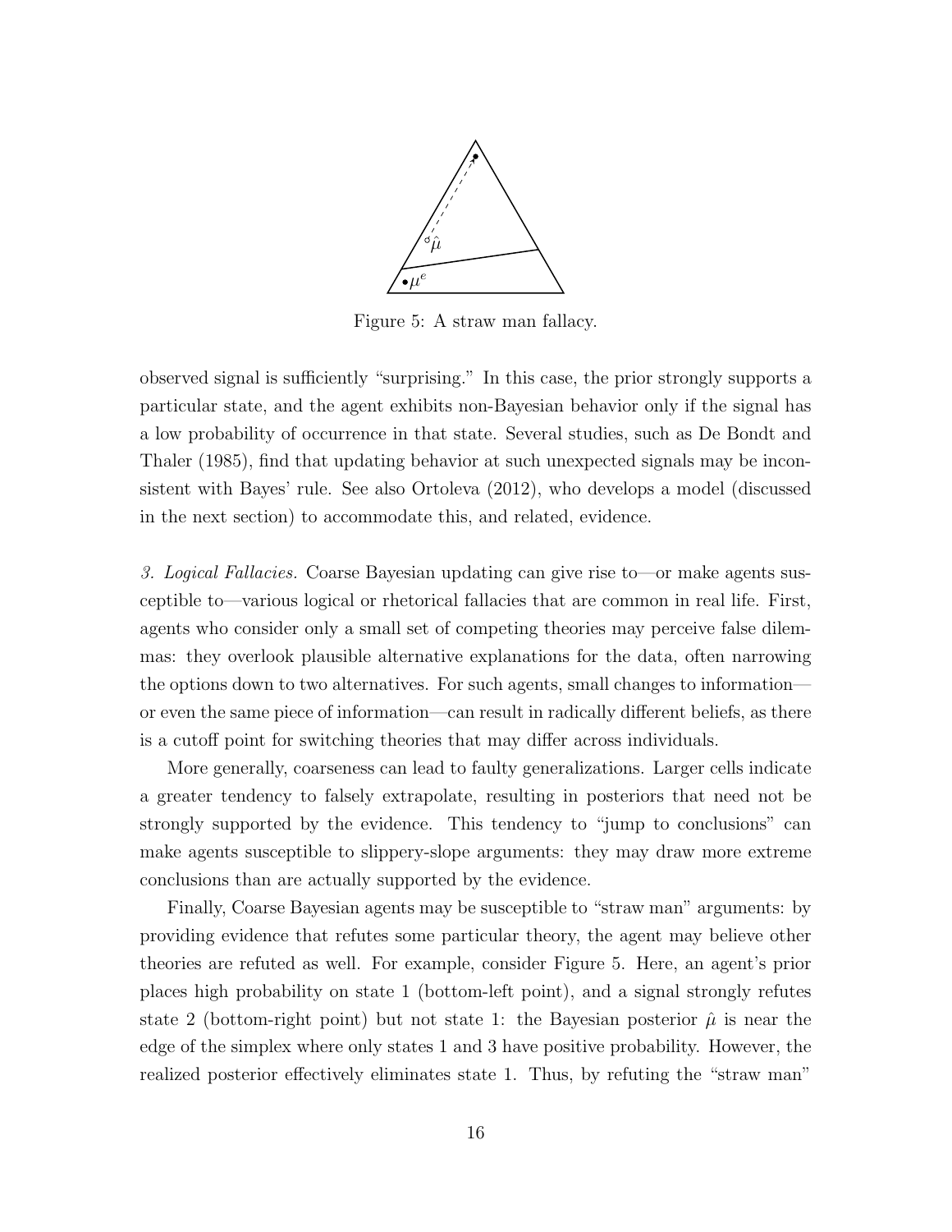Figure 5: A straw man fallacy.

observed signal is sufficiently "surprising." In this case, the prior strongly supports a particular state, and the agent exhibits non-Bayesian behavior only if the signal has a low probability of occurrence in that state. Several studies, such as De Bondt and Thaler (1985), find that updating behavior at such unexpected signals may be inconsistent with Bayes' rule. See also Ortoleva (2012), who develops a model (discussed in the next section) to accommodate this, and related, evidence.

*3. Logical Fallacies.* Coarse Bayesian updating can give rise to—or make agents susceptible to—various logical or rhetorical fallacies that are common in real life. First, agents who consider only a small set of competing theories may perceive false dilemmas: they overlook plausible alternative explanations for the data, often narrowing the options down to two alternatives. For such agents, small changes to information—or even the same piece of information—can result in radically different beliefs, as there is a cutoff point for switching theories that may differ across individuals.

More generally, coarseness can lead to faulty generalizations. Larger cells indicate a greater tendency to falsely extrapolate, resulting in posteriors that need not be strongly supported by the evidence. This tendency to "jump to conclusions" can make agents susceptible to slippery-slope arguments: they may draw more extreme conclusions than are actually supported by the evidence.

Finally, Coarse Bayesian agents may be susceptible to "straw man" arguments: by providing evidence that refutes some particular theory, the agent may believe other theories are refuted as well. For example, consider Figure 5. Here, an agent's prior places high probability on state 1 (bottom-left point), and a signal strongly refutes state 2 (bottom-right point) but not state 1: the Bayesian posterior $\hat{\mu}$ is near the edge of the simplex where only states 1 and 3 have positive probability. However, the realized posterior effectively eliminates state 1. Thus, by refuting the "straw man"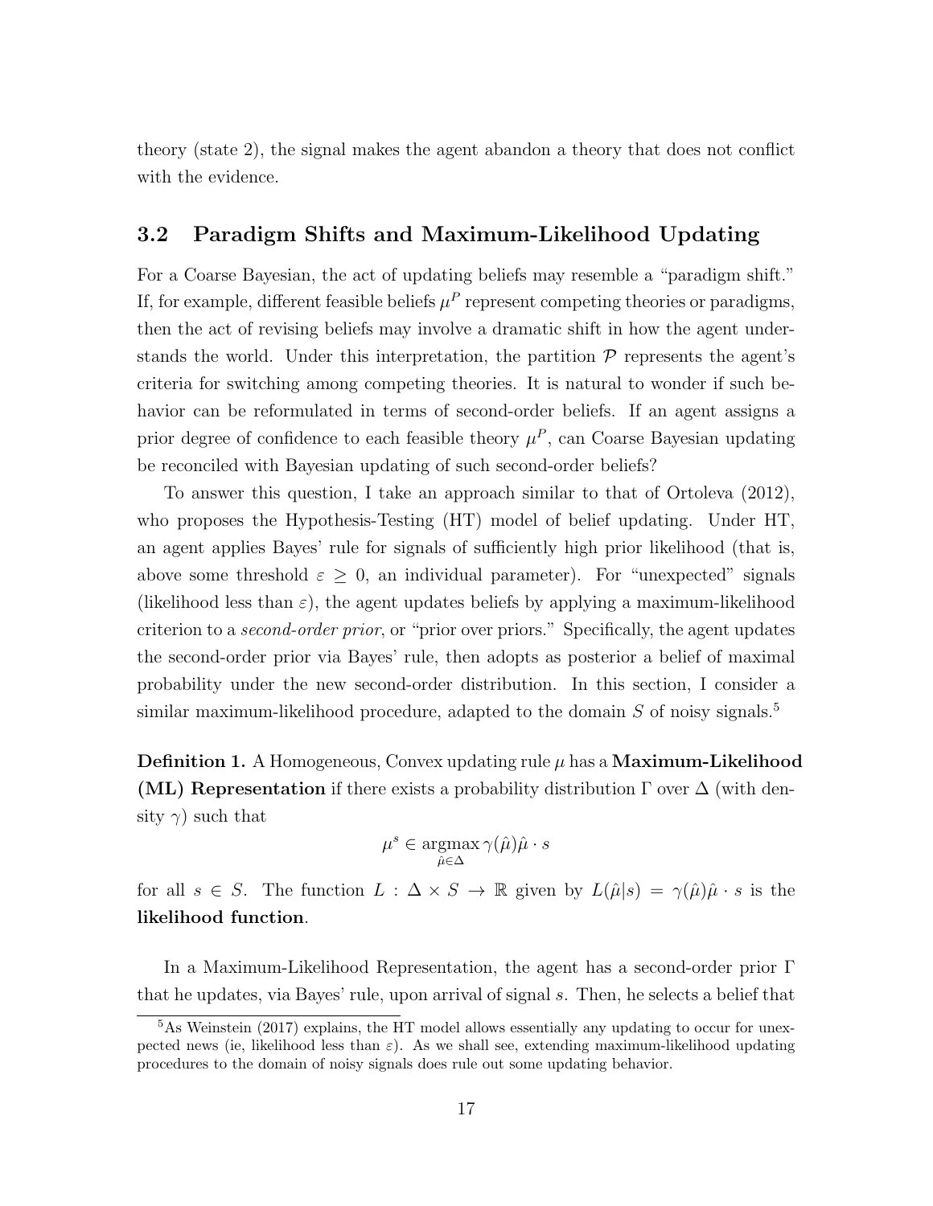theory (state 2), the signal makes the agent abandon a theory that does not conflict with the evidence.

### 3.2 Paradigm Shifts and Maximum-Likelihood Updating

For a Coarse Bayesian, the act of updating beliefs may resemble a "paradigm shift." If, for example, different feasible beliefs $\mu^P$ represent competing theories or paradigms, then the act of revising beliefs may involve a dramatic shift in how the agent understands the world. Under this interpretation, the partition $\mathcal{P}$ represents the agent's criteria for switching among competing theories. It is natural to wonder if such behavior can be reformulated in terms of second-order beliefs. If an agent assigns a prior degree of confidence to each feasible theory $\mu^P$, can Coarse Bayesian updating be reconciled with Bayesian updating of such second-order beliefs?

To answer this question, I take an approach similar to that of Ortoleva (2012), who proposes the Hypothesis-Testing (HT) model of belief updating. Under HT, an agent applies Bayes' rule for signals of sufficiently high prior likelihood (that is, above some threshold $\varepsilon \geq 0$, an individual parameter). For "unexpected" signals (likelihood less than $\varepsilon$), the agent updates beliefs by applying a maximum-likelihood criterion to a *second-order prior*, or "prior over priors." Specifically, the agent updates the second-order prior via Bayes' rule, then adopts as posterior a belief of maximal probability under the new second-order distribution. In this section, I consider a similar maximum-likelihood procedure, adapted to the domain $S$ of noisy signals.[5]

**Definition 1.** A Homogeneous, Convex updating rule $\mu$ has a **Maximum-Likelihood (ML) Representation** if there exists a probability distribution $\Gamma$ over $\Delta$ (with density $\gamma$) such that

$$\mu^s \in \underset{\hat{\mu} \in \Delta}{\operatorname{argmax}}\, \gamma(\hat{\mu})\hat{\mu} \cdot s$$

for all $s \in S$. The function $L : \Delta \times S \to \mathbb{R}$ given by $L(\hat{\mu}|s) = \gamma(\hat{\mu})\hat{\mu} \cdot s$ is the **likelihood function**.

In a Maximum-Likelihood Representation, the agent has a second-order prior $\Gamma$ that he updates, via Bayes' rule, upon arrival of signal $s$. Then, he selects a belief that

[5] As Weinstein (2017) explains, the HT model allows essentially any updating to occur for unexpected news (ie, likelihood less than $\varepsilon$). As we shall see, extending maximum-likelihood updating procedures to the domain of noisy signals does rule out some updating behavior.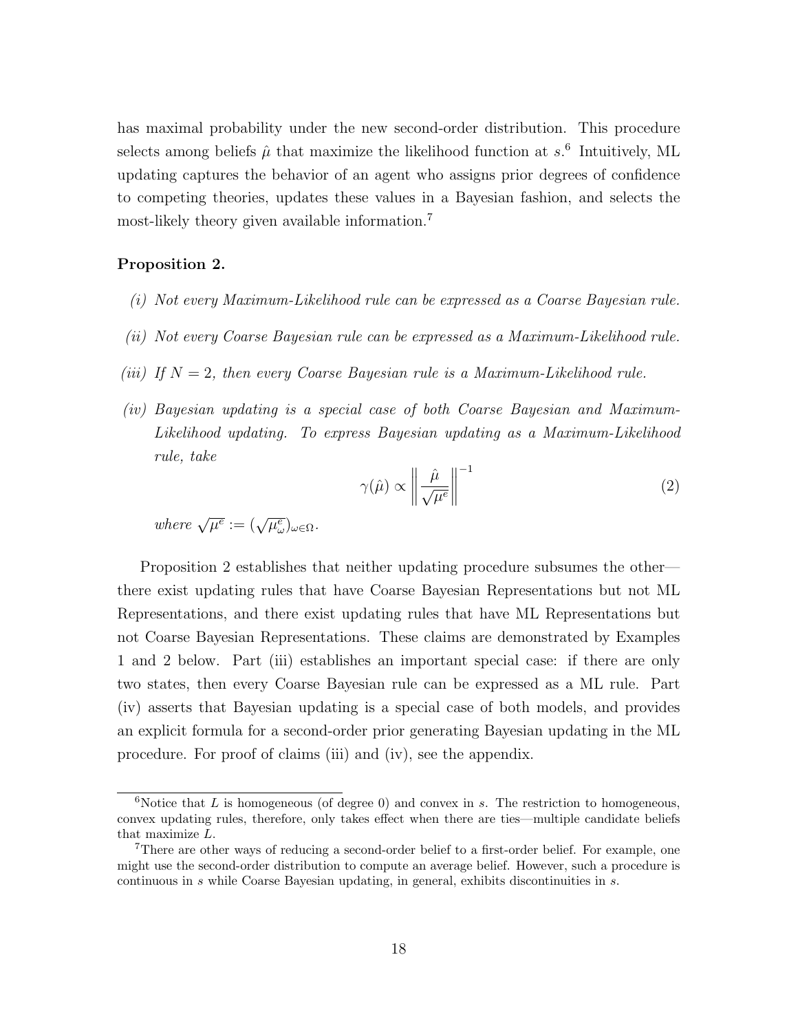has maximal probability under the new second-order distribution. This procedure selects among beliefs $\hat{\mu}$ that maximize the likelihood function at $s$.[6] Intuitively, ML updating captures the behavior of an agent who assigns prior degrees of confidence to competing theories, updates these values in a Bayesian fashion, and selects the most-likely theory given available information.[7]

**Proposition 2.**

*(i) Not every Maximum-Likelihood rule can be expressed as a Coarse Bayesian rule.*

*(ii) Not every Coarse Bayesian rule can be expressed as a Maximum-Likelihood rule.*

*(iii) If $N = 2$, then every Coarse Bayesian rule is a Maximum-Likelihood rule.*

*(iv) Bayesian updating is a special case of both Coarse Bayesian and Maximum-Likelihood updating. To express Bayesian updating as a Maximum-Likelihood rule, take*

$$\gamma(\hat{\mu}) \propto \left\| \frac{\hat{\mu}}{\sqrt{\mu^e}} \right\|^{-1} \tag{2}$$

*where $\sqrt{\mu^e} := (\sqrt{\mu^e_\omega})_{\omega \in \Omega}$.*

Proposition 2 establishes that neither updating procedure subsumes the other—there exist updating rules that have Coarse Bayesian Representations but not ML Representations, and there exist updating rules that have ML Representations but not Coarse Bayesian Representations. These claims are demonstrated by Examples 1 and 2 below. Part (iii) establishes an important special case: if there are only two states, then every Coarse Bayesian rule can be expressed as a ML rule. Part (iv) asserts that Bayesian updating is a special case of both models, and provides an explicit formula for a second-order prior generating Bayesian updating in the ML procedure. For proof of claims (iii) and (iv), see the appendix.

[6] Notice that $L$ is homogeneous (of degree 0) and convex in $s$. The restriction to homogeneous, convex updating rules, therefore, only takes effect when there are ties—multiple candidate beliefs that maximize $L$.

[7] There are other ways of reducing a second-order belief to a first-order belief. For example, one might use the second-order distribution to compute an average belief. However, such a procedure is continuous in $s$ while Coarse Bayesian updating, in general, exhibits discontinuities in $s$.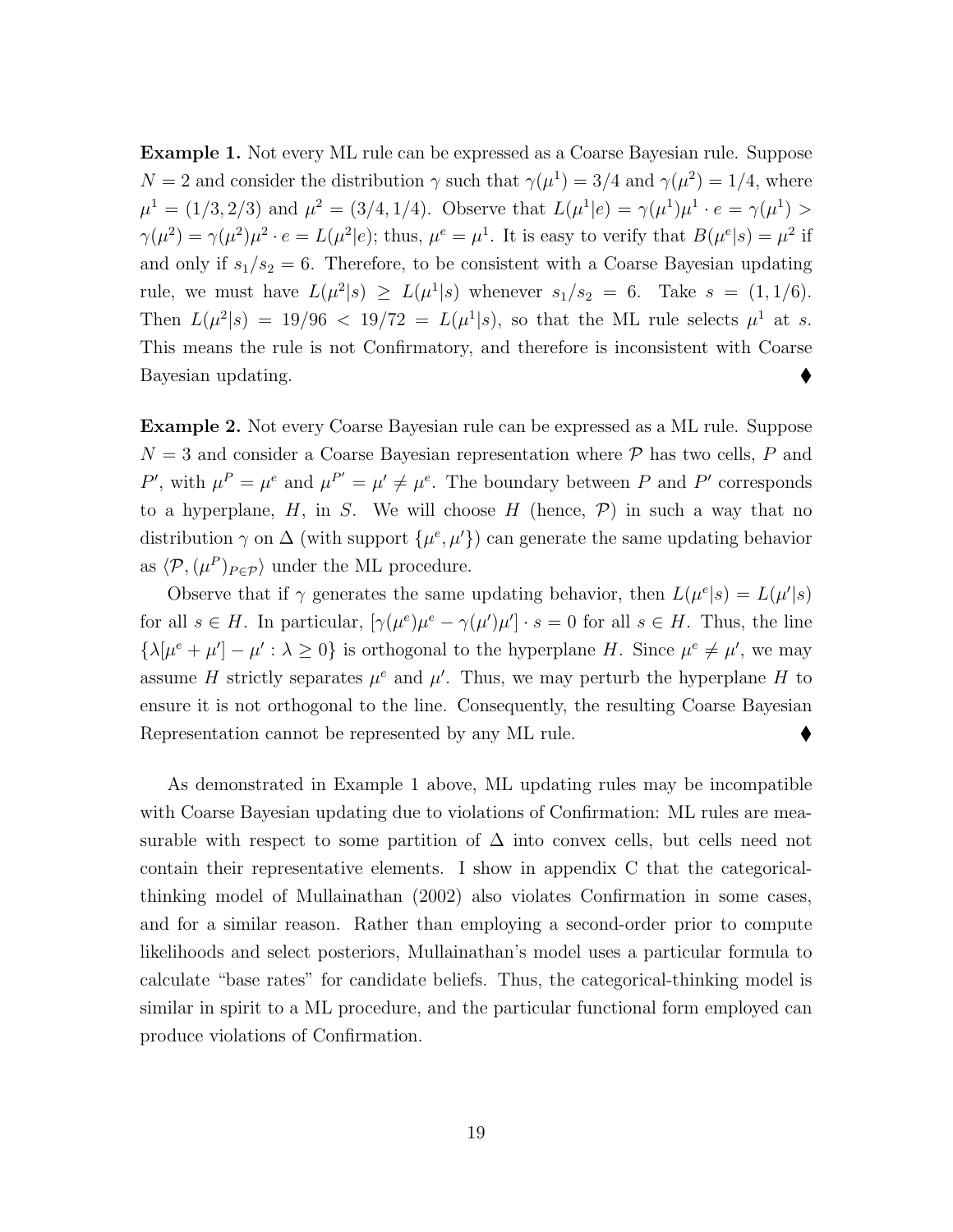**Example 1.** Not every ML rule can be expressed as a Coarse Bayesian rule. Suppose $N = 2$ and consider the distribution $\gamma$ such that $\gamma(\mu^1) = 3/4$ and $\gamma(\mu^2) = 1/4$, where $\mu^1 = (1/3, 2/3)$ and $\mu^2 = (3/4, 1/4)$. Observe that $L(\mu^1|e) = \gamma(\mu^1)\mu^1 \cdot e = \gamma(\mu^1) > \gamma(\mu^2) = \gamma(\mu^2)\mu^2 \cdot e = L(\mu^2|e)$; thus, $\mu^e = \mu^1$. It is easy to verify that $B(\mu^e|s) = \mu^2$ if and only if $s_1/s_2 = 6$. Therefore, to be consistent with a Coarse Bayesian updating rule, we must have $L(\mu^2|s) \geq L(\mu^1|s)$ whenever $s_1/s_2 = 6$. Take $s = (1, 1/6)$. Then $L(\mu^2|s) = 19/96 < 19/72 = L(\mu^1|s)$, so that the ML rule selects $\mu^1$ at $s$. This means the rule is not Confirmatory, and therefore is inconsistent with Coarse Bayesian updating. ⧫

**Example 2.** Not every Coarse Bayesian rule can be expressed as a ML rule. Suppose $N = 3$ and consider a Coarse Bayesian representation where $\mathcal{P}$ has two cells, $P$ and $P'$, with $\mu^P = \mu^e$ and $\mu^{P'} = \mu' \neq \mu^e$. The boundary between $P$ and $P'$ corresponds to a hyperplane, $H$, in $S$. We will choose $H$ (hence, $\mathcal{P}$) in such a way that no distribution $\gamma$ on $\Delta$ (with support $\{\mu^e, \mu'\}$) can generate the same updating behavior as $\langle \mathcal{P}, (\mu^P)_{P \in \mathcal{P}} \rangle$ under the ML procedure.

Observe that if $\gamma$ generates the same updating behavior, then $L(\mu^e|s) = L(\mu'|s)$ for all $s \in H$. In particular, $[\gamma(\mu^e)\mu^e - \gamma(\mu')\mu'] \cdot s = 0$ for all $s \in H$. Thus, the line $\{\lambda[\mu^e + \mu'] - \mu' : \lambda \geq 0\}$ is orthogonal to the hyperplane $H$. Since $\mu^e \neq \mu'$, we may assume $H$ strictly separates $\mu^e$ and $\mu'$. Thus, we may perturb the hyperplane $H$ to ensure it is not orthogonal to the line. Consequently, the resulting Coarse Bayesian Representation cannot be represented by any ML rule. ⧫

As demonstrated in Example 1 above, ML updating rules may be incompatible with Coarse Bayesian updating due to violations of Confirmation: ML rules are measurable with respect to some partition of $\Delta$ into convex cells, but cells need not contain their representative elements. I show in appendix C that the categorical-thinking model of Mullainathan (2002) also violates Confirmation in some cases, and for a similar reason. Rather than employing a second-order prior to compute likelihoods and select posteriors, Mullainathan's model uses a particular formula to calculate "base rates" for candidate beliefs. Thus, the categorical-thinking model is similar in spirit to a ML procedure, and the particular functional form employed can produce violations of Confirmation.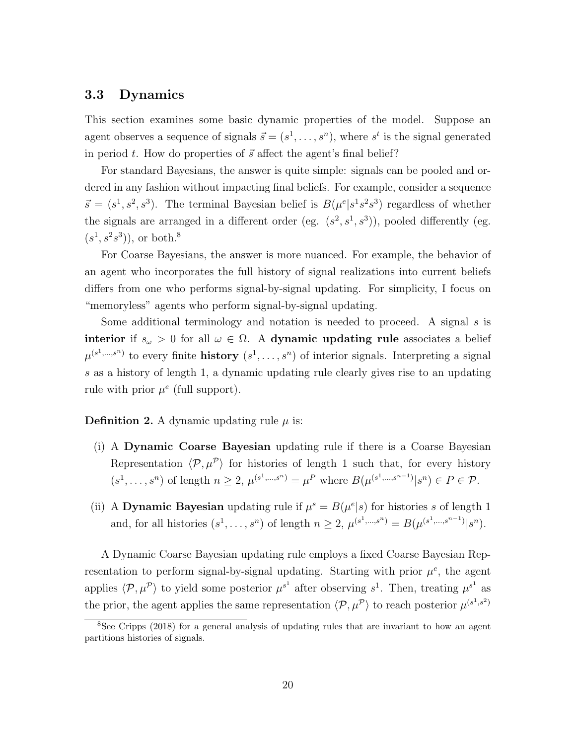### 3.3 Dynamics

This section examines some basic dynamic properties of the model. Suppose an agent observes a sequence of signals $\vec{s} = (s^1, \ldots, s^n)$, where $s^t$ is the signal generated in period $t$. How do properties of $\vec{s}$ affect the agent's final belief?

For standard Bayesians, the answer is quite simple: signals can be pooled and ordered in any fashion without impacting final beliefs. For example, consider a sequence $\vec{s} = (s^1, s^2, s^3)$. The terminal Bayesian belief is $B(\mu^e | s^1 s^2 s^3)$ regardless of whether the signals are arranged in a different order (eg. $(s^2, s^1, s^3)$), pooled differently (eg. $(s^1, s^2 s^3)$), or both.[8]

For Coarse Bayesians, the answer is more nuanced. For example, the behavior of an agent who incorporates the full history of signal realizations into current beliefs differs from one who performs signal-by-signal updating. For simplicity, I focus on "memoryless" agents who perform signal-by-signal updating.

Some additional terminology and notation is needed to proceed. A signal $s$ is **interior** if $s_\omega > 0$ for all $\omega \in \Omega$. A **dynamic updating rule** associates a belief $\mu^{(s^1, \ldots, s^n)}$ to every finite **history** $(s^1, \ldots, s^n)$ of interior signals. Interpreting a signal $s$ as a history of length 1, a dynamic updating rule clearly gives rise to an updating rule with prior $\mu^e$ (full support).

**Definition 2.** A dynamic updating rule $\mu$ is:

(i) A **Dynamic Coarse Bayesian** updating rule if there is a Coarse Bayesian Representation $\langle \mathcal{P}, \mu^{\mathcal{P}} \rangle$ for histories of length 1 such that, for every history $(s^1, \ldots, s^n)$ of length $n \geq 2$, $\mu^{(s^1, \ldots, s^n)} = \mu^P$ where $B(\mu^{(s^1, \ldots, s^{n-1})} | s^n) \in P \in \mathcal{P}$.

(ii) A **Dynamic Bayesian** updating rule if $\mu^s = B(\mu^e | s)$ for histories $s$ of length 1 and, for all histories $(s^1, \ldots, s^n)$ of length $n \geq 2$, $\mu^{(s^1, \ldots, s^n)} = B(\mu^{(s^1, \ldots, s^{n-1})} | s^n)$.

A Dynamic Coarse Bayesian updating rule employs a fixed Coarse Bayesian Representation to perform signal-by-signal updating. Starting with prior $\mu^e$, the agent applies $\langle \mathcal{P}, \mu^{\mathcal{P}} \rangle$ to yield some posterior $\mu^{s^1}$ after observing $s^1$. Then, treating $\mu^{s^1}$ as the prior, the agent applies the same representation $\langle \mathcal{P}, \mu^{\mathcal{P}} \rangle$ to reach posterior $\mu^{(s^1, s^2)}$

[8] See Cripps (2018) for a general analysis of updating rules that are invariant to how an agent partitions histories of signals.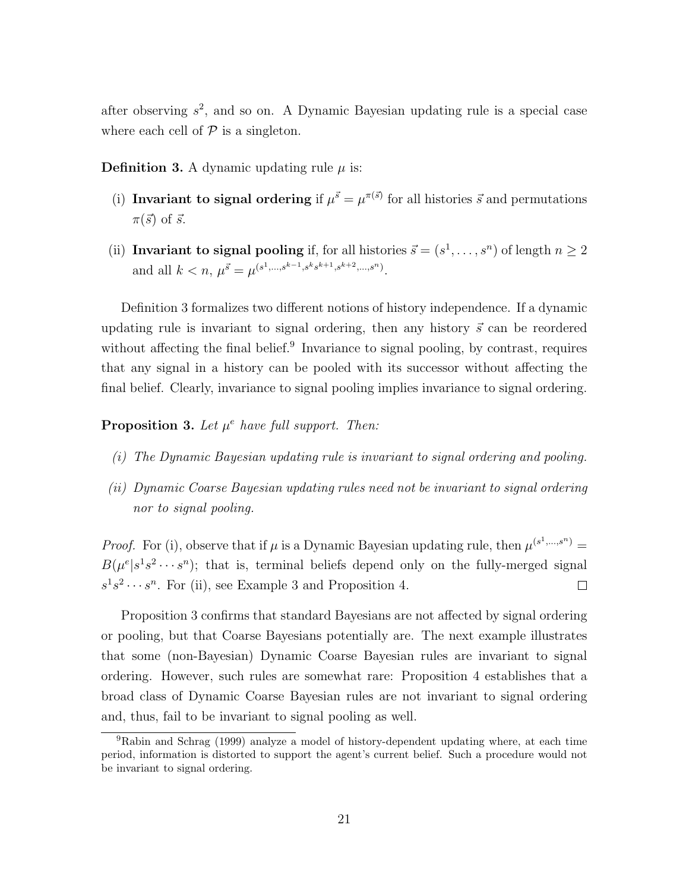after observing $s^2$, and so on. A Dynamic Bayesian updating rule is a special case where each cell of $\mathcal{P}$ is a singleton.

**Definition 3.** A dynamic updating rule $\mu$ is:

(i) **Invariant to signal ordering** if $\mu^{\vec{s}} = \mu^{\pi(\vec{s})}$ for all histories $\vec{s}$ and permutations $\pi(\vec{s})$ of $\vec{s}$.

(ii) **Invariant to signal pooling** if, for all histories $\vec{s} = (s^1, \ldots, s^n)$ of length $n \geq 2$ and all $k < n$, $\mu^{\vec{s}} = \mu^{(s^1, \ldots, s^{k-1}, s^k s^{k+1}, s^{k+2}, \ldots, s^n)}$.

Definition 3 formalizes two different notions of history independence. If a dynamic updating rule is invariant to signal ordering, then any history $\vec{s}$ can be reordered without affecting the final belief.[9] Invariance to signal pooling, by contrast, requires that any signal in a history can be pooled with its successor without affecting the final belief. Clearly, invariance to signal pooling implies invariance to signal ordering.

**Proposition 3.** *Let $\mu^e$ have full support. Then:*

*(i) The Dynamic Bayesian updating rule is invariant to signal ordering and pooling.*

*(ii) Dynamic Coarse Bayesian updating rules need not be invariant to signal ordering nor to signal pooling.*

*Proof.* For (i), observe that if $\mu$ is a Dynamic Bayesian updating rule, then $\mu^{(s^1, \ldots, s^n)} = B(\mu^e | s^1 s^2 \cdots s^n)$; that is, terminal beliefs depend only on the fully-merged signal $s^1 s^2 \cdots s^n$. For (ii), see Example 3 and Proposition 4. $\square$

Proposition 3 confirms that standard Bayesians are not affected by signal ordering or pooling, but that Coarse Bayesians potentially are. The next example illustrates that some (non-Bayesian) Dynamic Coarse Bayesian rules are invariant to signal ordering. However, such rules are somewhat rare: Proposition 4 establishes that a broad class of Dynamic Coarse Bayesian rules are not invariant to signal ordering and, thus, fail to be invariant to signal pooling as well.

[9] Rabin and Schrag (1999) analyze a model of history-dependent updating where, at each time period, information is distorted to support the agent's current belief. Such a procedure would not be invariant to signal ordering.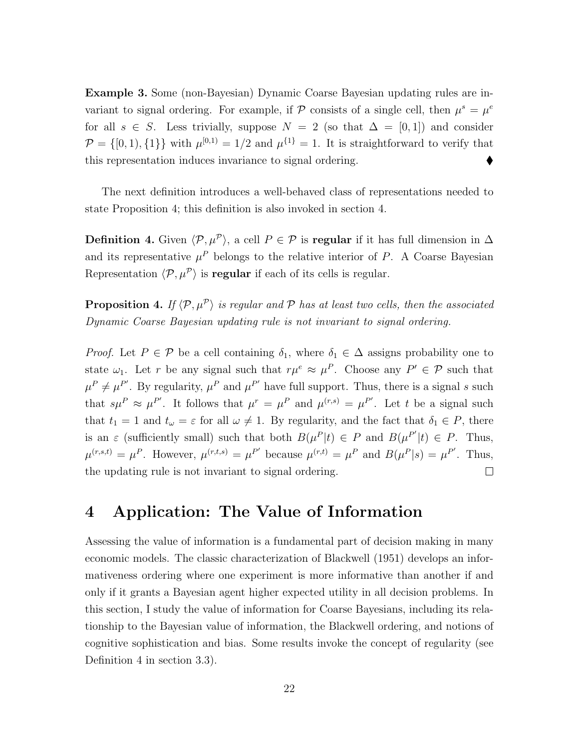**Example 3.** Some (non-Bayesian) Dynamic Coarse Bayesian updating rules are invariant to signal ordering. For example, if $\mathcal{P}$ consists of a single cell, then $\mu^s = \mu^e$ for all $s \in S$. Less trivially, suppose $N = 2$ (so that $\Delta = [0, 1]$) and consider $\mathcal{P} = \{[0, 1), \{1\}\}$ with $\mu^{[0,1)} = 1/2$ and $\mu^{\{1\}} = 1$. It is straightforward to verify that this representation induces invariance to signal ordering. ♦

The next definition introduces a well-behaved class of representations needed to state Proposition 4; this definition is also invoked in section 4.

**Definition 4.** Given $\langle \mathcal{P}, \mu^{\mathcal{P}} \rangle$, a cell $P \in \mathcal{P}$ is **regular** if it has full dimension in $\Delta$ and its representative $\mu^P$ belongs to the relative interior of $P$. A Coarse Bayesian Representation $\langle \mathcal{P}, \mu^{\mathcal{P}} \rangle$ is **regular** if each of its cells is regular.

**Proposition 4.** *If $\langle \mathcal{P}, \mu^{\mathcal{P}} \rangle$ is regular and $\mathcal{P}$ has at least two cells, then the associated Dynamic Coarse Bayesian updating rule is not invariant to signal ordering.*

*Proof.* Let $P \in \mathcal{P}$ be a cell containing $\delta_1$, where $\delta_1 \in \Delta$ assigns probability one to state $\omega_1$. Let $r$ be any signal such that $r\mu^e \approx \mu^P$. Choose any $P' \in \mathcal{P}$ such that $\mu^P \neq \mu^{P'}$. By regularity, $\mu^P$ and $\mu^{P'}$ have full support. Thus, there is a signal $s$ such that $s\mu^P \approx \mu^{P'}$. It follows that $\mu^r = \mu^P$ and $\mu^{(r,s)} = \mu^{P'}$. Let $t$ be a signal such that $t_1 = 1$ and $t_\omega = \varepsilon$ for all $\omega \neq 1$. By regularity, and the fact that $\delta_1 \in P$, there is an $\varepsilon$ (sufficiently small) such that both $B(\mu^P|t) \in P$ and $B(\mu^{P'}|t) \in P$. Thus, $\mu^{(r,s,t)} = \mu^P$. However, $\mu^{(r,t,s)} = \mu^{P'}$ because $\mu^{(r,t)} = \mu^P$ and $B(\mu^P|s) = \mu^{P'}$. Thus, the updating rule is not invariant to signal ordering. □

# 4 Application: The Value of Information

Assessing the value of information is a fundamental part of decision making in many economic models. The classic characterization of Blackwell (1951) develops an informativeness ordering where one experiment is more informative than another if and only if it grants a Bayesian agent higher expected utility in all decision problems. In this section, I study the value of information for Coarse Bayesians, including its relationship to the Bayesian value of information, the Blackwell ordering, and notions of cognitive sophistication and bias. Some results invoke the concept of regularity (see Definition 4 in section 3.3).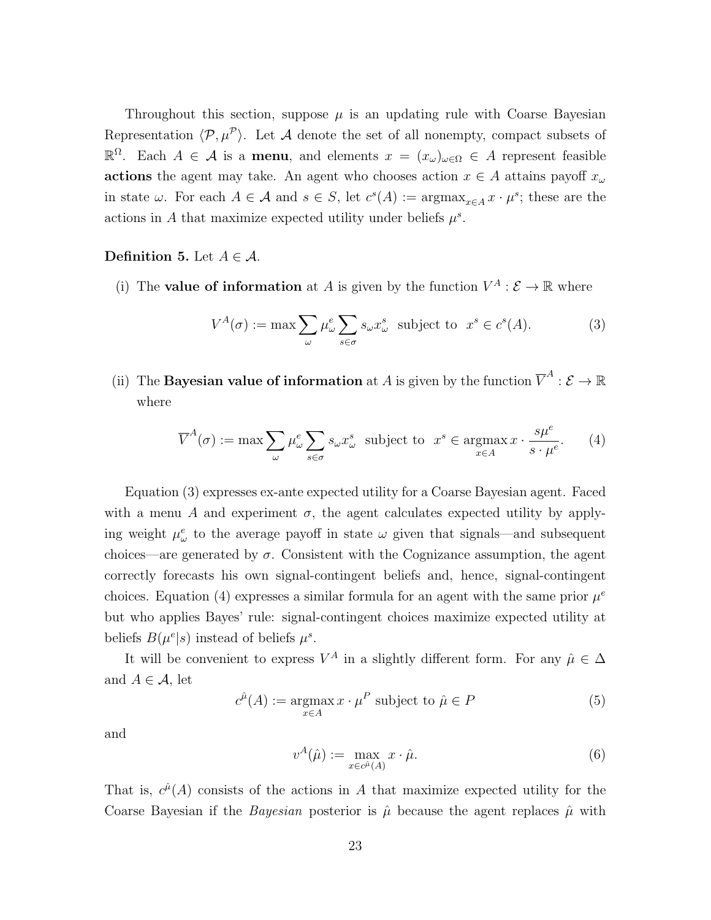Throughout this section, suppose $\mu$ is an updating rule with Coarse Bayesian Representation $\langle \mathcal{P}, \mu^{\mathcal{P}} \rangle$. Let $\mathcal{A}$ denote the set of all nonempty, compact subsets of $\mathbb{R}^{\Omega}$. Each $A \in \mathcal{A}$ is a **menu**, and elements $x = (x_\omega)_{\omega \in \Omega} \in A$ represent feasible **actions** the agent may take. An agent who chooses action $x \in A$ attains payoff $x_\omega$ in state $\omega$. For each $A \in \mathcal{A}$ and $s \in S$, let $c^s(A) := \operatorname{argmax}_{x \in A} x \cdot \mu^s$; these are the actions in $A$ that maximize expected utility under beliefs $\mu^s$.

**Definition 5.** Let $A \in \mathcal{A}$.

(i) The **value of information** at $A$ is given by the function $V^A : \mathcal{E} \to \mathbb{R}$ where

$$V^A(\sigma) := \max \sum_{\omega} \mu^e_\omega \sum_{s \in \sigma} s_\omega x^s_\omega \;\text{ subject to }\; x^s \in c^s(A). \tag{3}$$

(ii) The **Bayesian value of information** at $A$ is given by the function $\overline{V}^A : \mathcal{E} \to \mathbb{R}$ where

$$\overline{V}^A(\sigma) := \max \sum_{\omega} \mu^e_\omega \sum_{s \in \sigma} s_\omega x^s_\omega \;\text{ subject to }\; x^s \in \operatorname*{argmax}_{x \in A} x \cdot \frac{s\mu^e}{s \cdot \mu^e}. \tag{4}$$

Equation (3) expresses ex-ante expected utility for a Coarse Bayesian agent. Faced with a menu $A$ and experiment $\sigma$, the agent calculates expected utility by applying weight $\mu^e_\omega$ to the average payoff in state $\omega$ given that signals—and subsequent choices—are generated by $\sigma$. Consistent with the Cognizance assumption, the agent correctly forecasts his own signal-contingent beliefs and, hence, signal-contingent choices. Equation (4) expresses a similar formula for an agent with the same prior $\mu^e$ but who applies Bayes' rule: signal-contingent choices maximize expected utility at beliefs $B(\mu^e|s)$ instead of beliefs $\mu^s$.

It will be convenient to express $V^A$ in a slightly different form. For any $\hat{\mu} \in \Delta$ and $A \in \mathcal{A}$, let

$$c^{\hat{\mu}}(A) := \operatorname*{argmax}_{x \in A} x \cdot \mu^P \text{ subject to } \hat{\mu} \in P \tag{5}$$

and

$$v^A(\hat{\mu}) := \max_{x \in c^{\hat{\mu}}(A)} x \cdot \hat{\mu}. \tag{6}$$

That is, $c^{\hat{\mu}}(A)$ consists of the actions in $A$ that maximize expected utility for the Coarse Bayesian if the *Bayesian* posterior is $\hat{\mu}$ because the agent replaces $\hat{\mu}$ with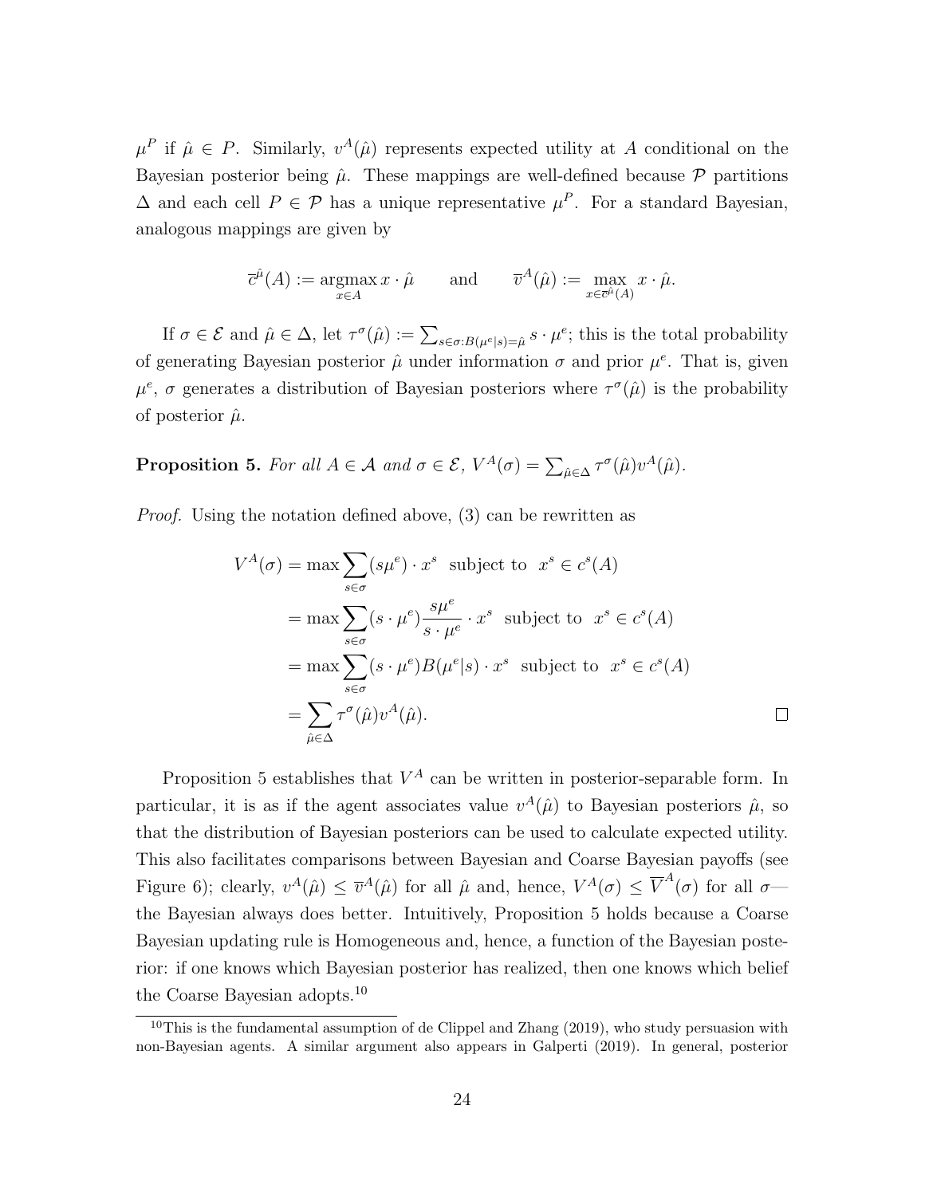$\mu^P$ if $\hat{\mu} \in P$. Similarly, $v^A(\hat{\mu})$ represents expected utility at $A$ conditional on the Bayesian posterior being $\hat{\mu}$. These mappings are well-defined because $\mathcal{P}$ partitions $\Delta$ and each cell $P \in \mathcal{P}$ has a unique representative $\mu^P$. For a standard Bayesian, analogous mappings are given by

$$\overline{c}^{\hat{\mu}}(A) := \underset{x \in A}{\operatorname{argmax}}\, x \cdot \hat{\mu} \qquad \text{and} \qquad \overline{v}^A(\hat{\mu}) := \max_{x \in \overline{c}^{\hat{\mu}}(A)} x \cdot \hat{\mu}.$$

If $\sigma \in \mathcal{E}$ and $\hat{\mu} \in \Delta$, let $\tau^\sigma(\hat{\mu}) := \sum_{s \in \sigma : B(\mu^e|s) = \hat{\mu}} s \cdot \mu^e$; this is the total probability of generating Bayesian posterior $\hat{\mu}$ under information $\sigma$ and prior $\mu^e$. That is, given $\mu^e$, $\sigma$ generates a distribution of Bayesian posteriors where $\tau^\sigma(\hat{\mu})$ is the probability of posterior $\hat{\mu}$.

**Proposition 5.** *For all $A \in \mathcal{A}$ and $\sigma \in \mathcal{E}$, $V^A(\sigma) = \sum_{\hat{\mu} \in \Delta} \tau^\sigma(\hat{\mu}) v^A(\hat{\mu})$.*

*Proof.* Using the notation defined above, (3) can be rewritten as

$$\begin{aligned}
V^A(\sigma) &= \max \sum_{s \in \sigma} (s\mu^e) \cdot x^s \;\; \text{ subject to } \;\; x^s \in c^s(A) \\
&= \max \sum_{s \in \sigma} (s \cdot \mu^e) \frac{s\mu^e}{s \cdot \mu^e} \cdot x^s \;\; \text{ subject to } \;\; x^s \in c^s(A) \\
&= \max \sum_{s \in \sigma} (s \cdot \mu^e) B(\mu^e|s) \cdot x^s \;\; \text{ subject to } \;\; x^s \in c^s(A) \\
&= \sum_{\hat{\mu} \in \Delta} \tau^\sigma(\hat{\mu}) v^A(\hat{\mu}).
\end{aligned}$$

□

Proposition 5 establishes that $V^A$ can be written in posterior-separable form. In particular, it is as if the agent associates value $v^A(\hat{\mu})$ to Bayesian posteriors $\hat{\mu}$, so that the distribution of Bayesian posteriors can be used to calculate expected utility. This also facilitates comparisons between Bayesian and Coarse Bayesian payoffs (see Figure 6); clearly, $v^A(\hat{\mu}) \leq \overline{v}^A(\hat{\mu})$ for all $\hat{\mu}$ and, hence, $V^A(\sigma) \leq \overline{V}^A(\sigma)$ for all $\sigma$—the Bayesian always does better. Intuitively, Proposition 5 holds because a Coarse Bayesian updating rule is Homogeneous and, hence, a function of the Bayesian posterior: if one knows which Bayesian posterior has realized, then one knows which belief the Coarse Bayesian adopts.[10]

[10] This is the fundamental assumption of de Clippel and Zhang (2019), who study persuasion with non-Bayesian agents. A similar argument also appears in Galperti (2019). In general, posterior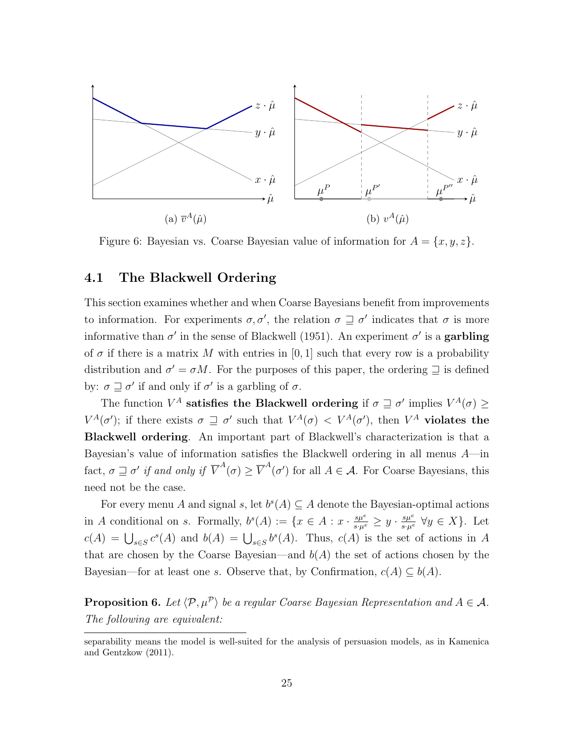Figure 6: Bayesian vs. Coarse Bayesian value of information for $A = \{x, y, z\}$.

## 4.1 The Blackwell Ordering

This section examines whether and when Coarse Bayesians benefit from improvements to information. For experiments $\sigma, \sigma'$, the relation $\sigma \sqsupseteq \sigma'$ indicates that $\sigma$ is more informative than $\sigma'$ in the sense of Blackwell (1951). An experiment $\sigma'$ is a **garbling** of $\sigma$ if there is a matrix $M$ with entries in $[0,1]$ such that every row is a probability distribution and $\sigma' = \sigma M$. For the purposes of this paper, the ordering $\sqsupseteq$ is defined by: $\sigma \sqsupseteq \sigma'$ if and only if $\sigma'$ is a garbling of $\sigma$.

The function $V^A$ **satisfies the Blackwell ordering** if $\sigma \sqsupseteq \sigma'$ implies $V^A(\sigma) \geq V^A(\sigma')$; if there exists $\sigma \sqsupseteq \sigma'$ such that $V^A(\sigma) < V^A(\sigma')$, then $V^A$ **violates the Blackwell ordering**. An important part of Blackwell's characterization is that a Bayesian's value of information satisfies the Blackwell ordering in all menus $A$—in fact, $\sigma \sqsupseteq \sigma'$ *if and only if* $\overline{V}^A(\sigma) \geq \overline{V}^A(\sigma')$ for all $A \in \mathcal{A}$. For Coarse Bayesians, this need not be the case.

For every menu $A$ and signal $s$, let $b^s(A) \subseteq A$ denote the Bayesian-optimal actions in $A$ conditional on $s$. Formally, $b^s(A) := \{x \in A : x \cdot \frac{s\mu^e}{s \cdot \mu^e} \geq y \cdot \frac{s\mu^e}{s \cdot \mu^e} \;\forall y \in X\}$. Let $c(A) = \bigcup_{s \in S} c^s(A)$ and $b(A) = \bigcup_{s \in S} b^s(A)$. Thus, $c(A)$ is the set of actions in $A$ that are chosen by the Coarse Bayesian—and $b(A)$ the set of actions chosen by the Bayesian—for at least one $s$. Observe that, by Confirmation, $c(A) \subseteq b(A)$.

**Proposition 6.** *Let $\langle \mathcal{P}, \mu^{\mathcal{P}} \rangle$ be a regular Coarse Bayesian Representation and $A \in \mathcal{A}$. The following are equivalent:*

---

separability means the model is well-suited for the analysis of persuasion models, as in Kamenica and Gentzkow (2011).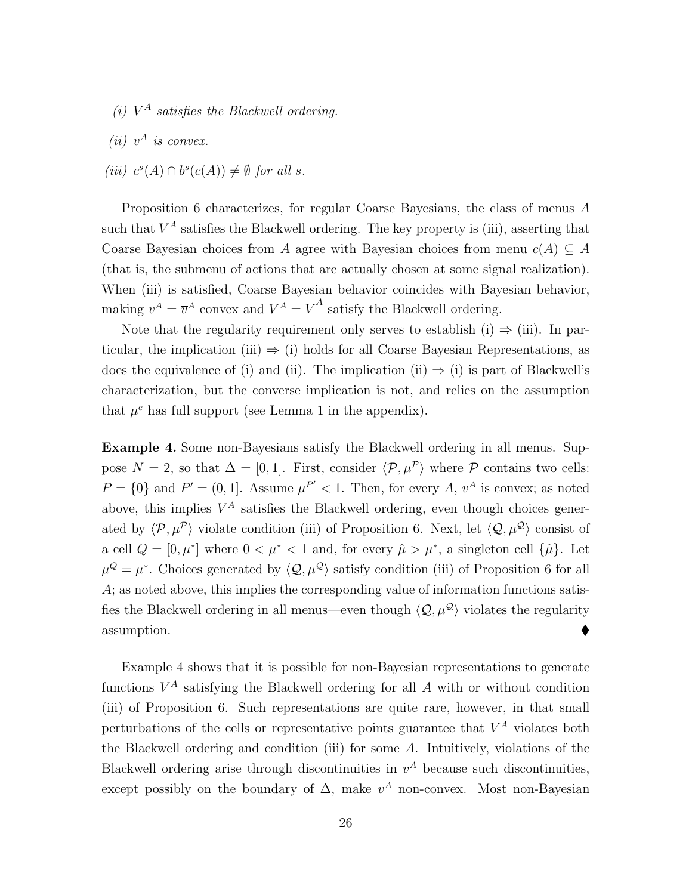*(i) $V^A$ satisfies the Blackwell ordering.*

*(ii) $v^A$ is convex.*

*(iii) $c^s(A) \cap b^s(c(A)) \neq \emptyset$ for all $s$.*

Proposition 6 characterizes, for regular Coarse Bayesians, the class of menus $A$ such that $V^A$ satisfies the Blackwell ordering. The key property is (iii), asserting that Coarse Bayesian choices from $A$ agree with Bayesian choices from menu $c(A) \subseteq A$ (that is, the submenu of actions that are actually chosen at some signal realization). When (iii) is satisfied, Coarse Bayesian behavior coincides with Bayesian behavior, making $v^A = \overline{v}^A$ convex and $V^A = \overline{V}^A$ satisfy the Blackwell ordering.

Note that the regularity requirement only serves to establish (i) $\Rightarrow$ (iii). In particular, the implication (iii) $\Rightarrow$ (i) holds for all Coarse Bayesian Representations, as does the equivalence of (i) and (ii). The implication (ii) $\Rightarrow$ (i) is part of Blackwell's characterization, but the converse implication is not, and relies on the assumption that $\mu^e$ has full support (see Lemma 1 in the appendix).

**Example 4.** Some non-Bayesians satisfy the Blackwell ordering in all menus. Suppose $N = 2$, so that $\Delta = [0, 1]$. First, consider $\langle \mathcal{P}, \mu^{\mathcal{P}} \rangle$ where $\mathcal{P}$ contains two cells: $P = \{0\}$ and $P' = (0, 1]$. Assume $\mu^{P'} < 1$. Then, for every $A$, $v^A$ is convex; as noted above, this implies $V^A$ satisfies the Blackwell ordering, even though choices generated by $\langle \mathcal{P}, \mu^{\mathcal{P}} \rangle$ violate condition (iii) of Proposition 6. Next, let $\langle \mathcal{Q}, \mu^{\mathcal{Q}} \rangle$ consist of a cell $Q = [0, \mu^*]$ where $0 < \mu^* < 1$ and, for every $\hat{\mu} > \mu^*$, a singleton cell $\{\hat{\mu}\}$. Let $\mu^Q = \mu^*$. Choices generated by $\langle \mathcal{Q}, \mu^{\mathcal{Q}} \rangle$ satisfy condition (iii) of Proposition 6 for all $A$; as noted above, this implies the corresponding value of information functions satisfies the Blackwell ordering in all menus—even though $\langle \mathcal{Q}, \mu^{\mathcal{Q}} \rangle$ violates the regularity assumption. ♦

Example 4 shows that it is possible for non-Bayesian representations to generate functions $V^A$ satisfying the Blackwell ordering for all $A$ with or without condition (iii) of Proposition 6. Such representations are quite rare, however, in that small perturbations of the cells or representative points guarantee that $V^A$ violates both the Blackwell ordering and condition (iii) for some $A$. Intuitively, violations of the Blackwell ordering arise through discontinuities in $v^A$ because such discontinuities, except possibly on the boundary of $\Delta$, make $v^A$ non-convex. Most non-Bayesian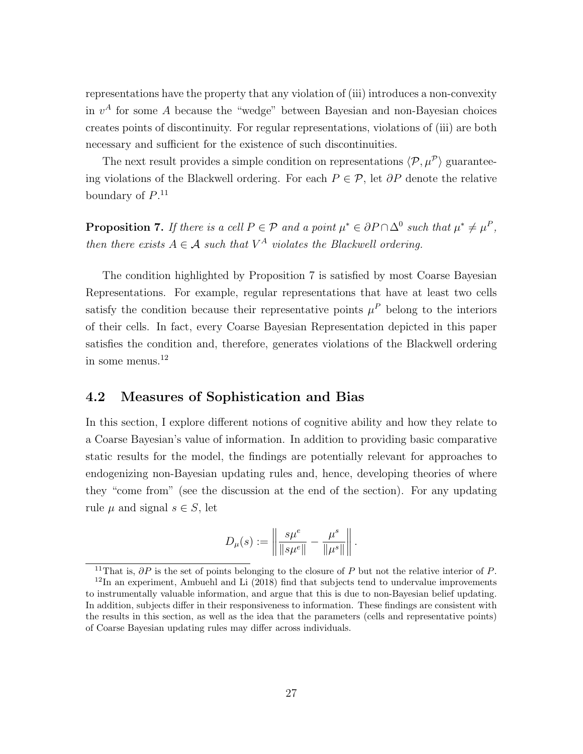representations have the property that any violation of (iii) introduces a non-convexity in $v^A$ for some $A$ because the "wedge" between Bayesian and non-Bayesian choices creates points of discontinuity. For regular representations, violations of (iii) are both necessary and sufficient for the existence of such discontinuities.

The next result provides a simple condition on representations $\langle \mathcal{P}, \mu^{\mathcal{P}} \rangle$ guaranteeing violations of the Blackwell ordering. For each $P \in \mathcal{P}$, let $\partial P$ denote the relative boundary of $P$.[11]

**Proposition 7.** *If there is a cell $P \in \mathcal{P}$ and a point $\mu^* \in \partial P \cap \Delta^0$ such that $\mu^* \neq \mu^P$, then there exists $A \in \mathcal{A}$ such that $V^A$ violates the Blackwell ordering.*

The condition highlighted by Proposition 7 is satisfied by most Coarse Bayesian Representations. For example, regular representations that have at least two cells satisfy the condition because their representative points $\mu^P$ belong to the interiors of their cells. In fact, every Coarse Bayesian Representation depicted in this paper satisfies the condition and, therefore, generates violations of the Blackwell ordering in some menus.[12]

## 4.2 Measures of Sophistication and Bias

In this section, I explore different notions of cognitive ability and how they relate to a Coarse Bayesian's value of information. In addition to providing basic comparative static results for the model, the findings are potentially relevant for approaches to endogenizing non-Bayesian updating rules and, hence, developing theories of where they "come from" (see the discussion at the end of the section). For any updating rule $\mu$ and signal $s \in S$, let

$$D_\mu(s) := \left\| \frac{s\mu^e}{\|s\mu^e\|} - \frac{\mu^s}{\|\mu^s\|} \right\|.$$

[11] That is, $\partial P$ is the set of points belonging to the closure of $P$ but not the relative interior of $P$.

[12] In an experiment, Ambuehl and Li (2018) find that subjects tend to undervalue improvements to instrumentally valuable information, and argue that this is due to non-Bayesian belief updating. In addition, subjects differ in their responsiveness to information. These findings are consistent with the results in this section, as well as the idea that the parameters (cells and representative points) of Coarse Bayesian updating rules may differ across individuals.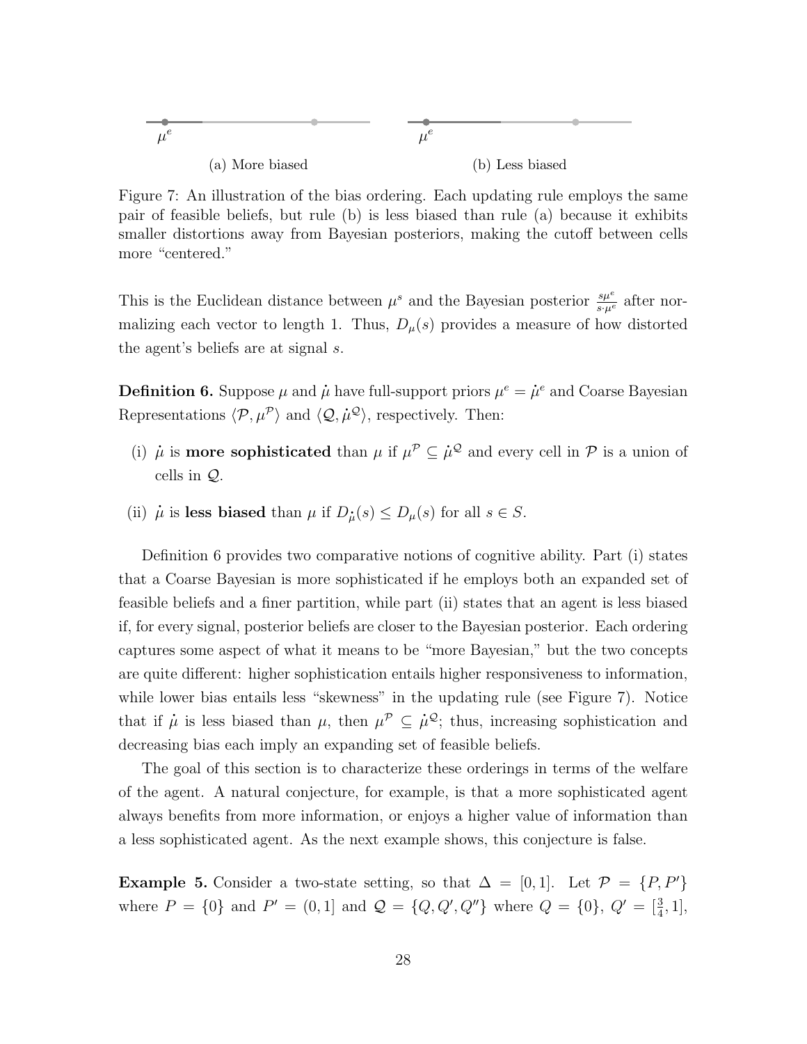(a) More biased

(b) Less biased

Figure 7: An illustration of the bias ordering. Each updating rule employs the same pair of feasible beliefs, but rule (b) is less biased than rule (a) because it exhibits smaller distortions away from Bayesian posteriors, making the cutoff between cells more "centered."

This is the Euclidean distance between $\mu^s$ and the Bayesian posterior $\frac{s\mu^e}{s \cdot \mu^e}$ after normalizing each vector to length 1. Thus, $D_\mu(s)$ provides a measure of how distorted the agent's beliefs are at signal $s$.

**Definition 6.** Suppose $\mu$ and $\dot{\mu}$ have full-support priors $\mu^e = \dot{\mu}^e$ and Coarse Bayesian Representations $\langle \mathcal{P}, \mu^{\mathcal{P}} \rangle$ and $\langle \mathcal{Q}, \dot{\mu}^{\mathcal{Q}} \rangle$, respectively. Then:

(i) $\dot{\mu}$ is **more sophisticated** than $\mu$ if $\mu^{\mathcal{P}} \subseteq \dot{\mu}^{\mathcal{Q}}$ and every cell in $\mathcal{P}$ is a union of cells in $\mathcal{Q}$.

(ii) $\dot{\mu}$ is **less biased** than $\mu$ if $D_{\dot{\mu}}(s) \leq D_\mu(s)$ for all $s \in S$.

Definition 6 provides two comparative notions of cognitive ability. Part (i) states that a Coarse Bayesian is more sophisticated if he employs both an expanded set of feasible beliefs and a finer partition, while part (ii) states that an agent is less biased if, for every signal, posterior beliefs are closer to the Bayesian posterior. Each ordering captures some aspect of what it means to be "more Bayesian," but the two concepts are quite different: higher sophistication entails higher responsiveness to information, while lower bias entails less "skewness" in the updating rule (see Figure 7). Notice that if $\dot{\mu}$ is less biased than $\mu$, then $\mu^{\mathcal{P}} \subseteq \dot{\mu}^{\mathcal{Q}}$; thus, increasing sophistication and decreasing bias each imply an expanding set of feasible beliefs.

The goal of this section is to characterize these orderings in terms of the welfare of the agent. A natural conjecture, for example, is that a more sophisticated agent always benefits from more information, or enjoys a higher value of information than a less sophisticated agent. As the next example shows, this conjecture is false.

**Example 5.** Consider a two-state setting, so that $\Delta = [0, 1]$. Let $\mathcal{P} = \{P, P'\}$ where $P = \{0\}$ and $P' = (0, 1]$ and $\mathcal{Q} = \{Q, Q', Q''\}$ where $Q = \{0\}$, $Q' = [\frac{3}{4}, 1]$,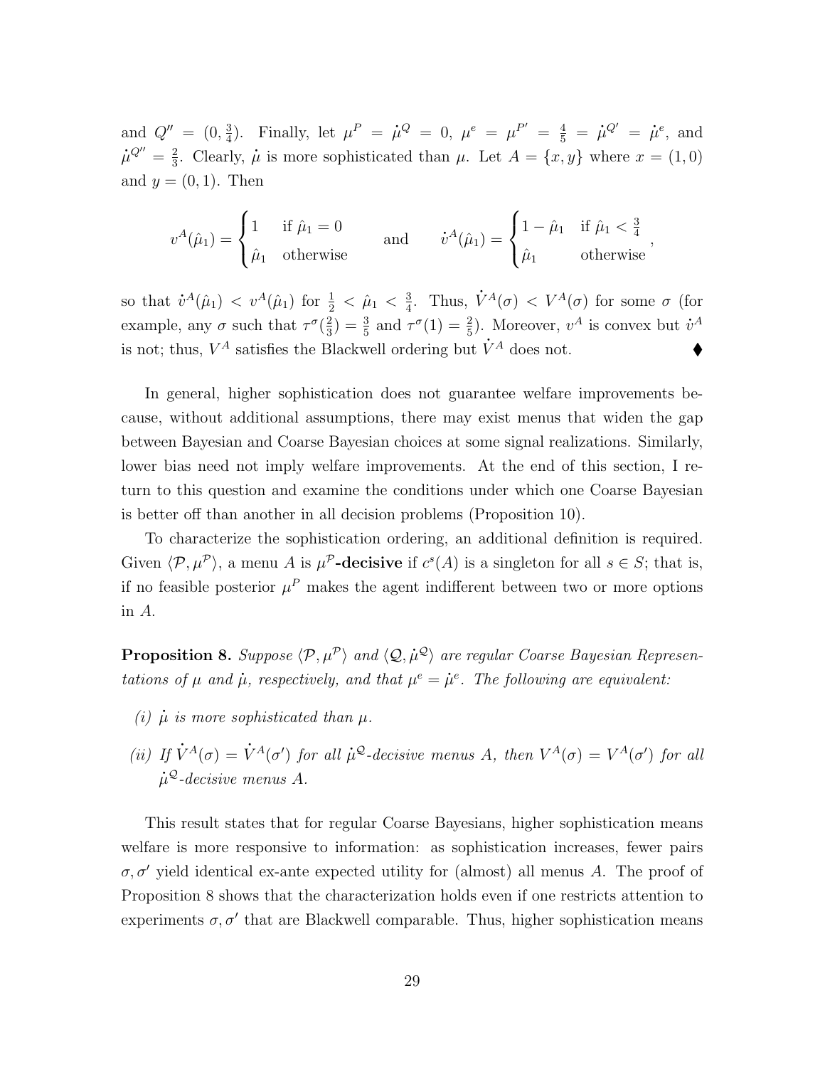and $Q'' = (0, \frac{3}{4})$. Finally, let $\mu^P = \dot{\mu}^Q = 0$, $\mu^e = \mu^{P'} = \frac{4}{5} = \dot{\mu}^{Q'} = \dot{\mu}^e$, and $\dot{\mu}^{Q''} = \frac{2}{3}$. Clearly, $\dot{\mu}$ is more sophisticated than $\mu$. Let $A = \{x, y\}$ where $x = (1, 0)$ and $y = (0, 1)$. Then

$$v^A(\hat{\mu}_1) = \begin{cases} 1 & \text{if } \hat{\mu}_1 = 0 \\ \hat{\mu}_1 & \text{otherwise} \end{cases} \qquad \text{and} \qquad \dot{v}^A(\hat{\mu}_1) = \begin{cases} 1 - \hat{\mu}_1 & \text{if } \hat{\mu}_1 < \frac{3}{4} \\ \hat{\mu}_1 & \text{otherwise} \end{cases},$$

so that $\dot{v}^A(\hat{\mu}_1) < v^A(\hat{\mu}_1)$ for $\frac{1}{2} < \hat{\mu}_1 < \frac{3}{4}$. Thus, $\dot{V}^A(\sigma) < V^A(\sigma)$ for some $\sigma$ (for example, any $\sigma$ such that $\tau^\sigma(\frac{2}{3}) = \frac{3}{5}$ and $\tau^\sigma(1) = \frac{2}{5}$). Moreover, $v^A$ is convex but $\dot{v}^A$ is not; thus, $V^A$ satisfies the Blackwell ordering but $\dot{V}^A$ does not. ♦

In general, higher sophistication does not guarantee welfare improvements because, without additional assumptions, there may exist menus that widen the gap between Bayesian and Coarse Bayesian choices at some signal realizations. Similarly, lower bias need not imply welfare improvements. At the end of this section, I return to this question and examine the conditions under which one Coarse Bayesian is better off than another in all decision problems (Proposition 10).

To characterize the sophistication ordering, an additional definition is required. Given $\langle \mathcal{P}, \mu^{\mathcal{P}} \rangle$, a menu $A$ is **$\mu^{\mathcal{P}}$-decisive** if $c^s(A)$ is a singleton for all $s \in S$; that is, if no feasible posterior $\mu^P$ makes the agent indifferent between two or more options in $A$.

**Proposition 8.** *Suppose $\langle \mathcal{P}, \mu^{\mathcal{P}} \rangle$ and $\langle \mathcal{Q}, \dot{\mu}^{\mathcal{Q}} \rangle$ are regular Coarse Bayesian Representations of $\mu$ and $\dot{\mu}$, respectively, and that $\mu^e = \dot{\mu}^e$. The following are equivalent:*

*(i) $\dot{\mu}$ is more sophisticated than $\mu$.*

*(ii) If $\dot{V}^A(\sigma) = \dot{V}^A(\sigma')$ for all $\dot{\mu}^{\mathcal{Q}}$-decisive menus $A$, then $V^A(\sigma) = V^A(\sigma')$ for all $\dot{\mu}^{\mathcal{Q}}$-decisive menus $A$.*

This result states that for regular Coarse Bayesians, higher sophistication means welfare is more responsive to information: as sophistication increases, fewer pairs $\sigma, \sigma'$ yield identical ex-ante expected utility for (almost) all menus $A$. The proof of Proposition 8 shows that the characterization holds even if one restricts attention to experiments $\sigma, \sigma'$ that are Blackwell comparable. Thus, higher sophistication means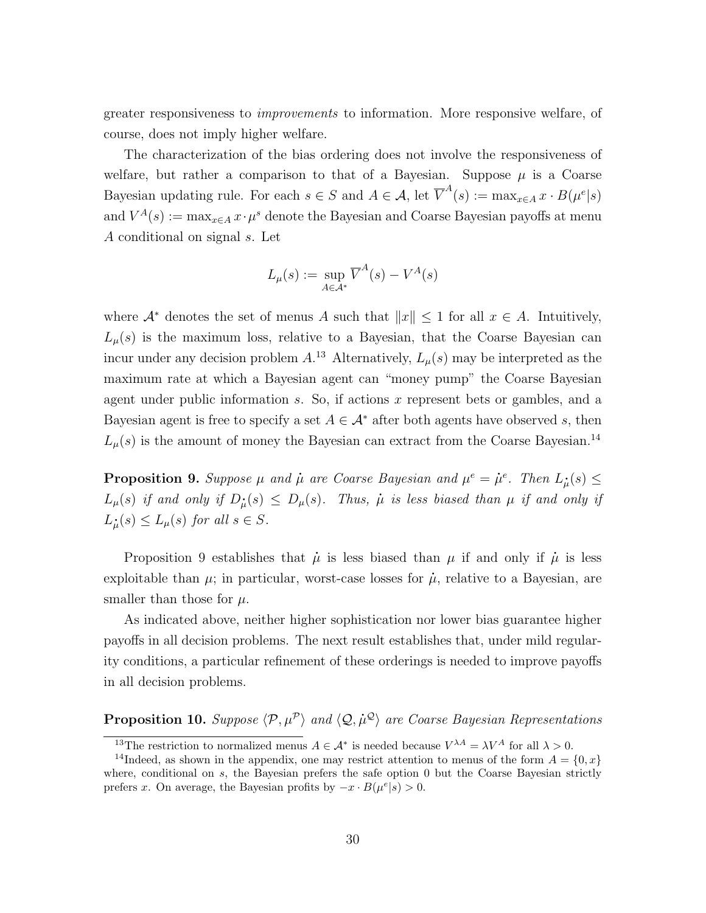greater responsiveness to *improvements* to information. More responsive welfare, of course, does not imply higher welfare.

The characterization of the bias ordering does not involve the responsiveness of welfare, but rather a comparison to that of a Bayesian. Suppose $\mu$ is a Coarse Bayesian updating rule. For each $s \in S$ and $A \in \mathcal{A}$, let $\overline{V}^A(s) := \max_{x \in A} x \cdot B(\mu^e|s)$ and $V^A(s) := \max_{x\in A} x \cdot \mu^s$ denote the Bayesian and Coarse Bayesian payoffs at menu $A$ conditional on signal $s$. Let

$$L_\mu(s) := \sup_{A \in \mathcal{A}^*} \overline{V}^A(s) - V^A(s)$$

where $\mathcal{A}^*$ denotes the set of menus $A$ such that $\|x\| \leq 1$ for all $x \in A$. Intuitively, $L_\mu(s)$ is the maximum loss, relative to a Bayesian, that the Coarse Bayesian can incur under any decision problem $A$.[13] Alternatively, $L_\mu(s)$ may be interpreted as the maximum rate at which a Bayesian agent can "money pump" the Coarse Bayesian agent under public information $s$. So, if actions $x$ represent bets or gambles, and a Bayesian agent is free to specify a set $A \in \mathcal{A}^*$ after both agents have observed $s$, then $L_\mu(s)$ is the amount of money the Bayesian can extract from the Coarse Bayesian.[14]

**Proposition 9.** *Suppose $\mu$ and $\dot{\mu}$ are Coarse Bayesian and $\mu^e = \dot{\mu}^e$. Then $L_{\dot{\mu}}(s) \leq L_\mu(s)$ if and only if $D_{\dot{\mu}}(s) \leq D_\mu(s)$. Thus, $\dot{\mu}$ is less biased than $\mu$ if and only if $L_{\dot{\mu}}(s) \leq L_\mu(s)$ for all $s \in S$.*

Proposition 9 establishes that $\dot{\mu}$ is less biased than $\mu$ if and only if $\dot{\mu}$ is less exploitable than $\mu$; in particular, worst-case losses for $\dot{\mu}$, relative to a Bayesian, are smaller than those for $\mu$.

As indicated above, neither higher sophistication nor lower bias guarantee higher payoffs in all decision problems. The next result establishes that, under mild regularity conditions, a particular refinement of these orderings is needed to improve payoffs in all decision problems.

**Proposition 10.** *Suppose $\langle \mathcal{P}, \mu^{\mathcal{P}} \rangle$ and $\langle \mathcal{Q}, \dot{\mu}^{\mathcal{Q}} \rangle$ are Coarse Bayesian Representations*

[13] The restriction to normalized menus $A \in \mathcal{A}^*$ is needed because $V^{\lambda A} = \lambda V^A$ for all $\lambda > 0$.

[14] Indeed, as shown in the appendix, one may restrict attention to menus of the form $A = \{0, x\}$ where, conditional on $s$, the Bayesian prefers the safe option 0 but the Coarse Bayesian strictly prefers $x$. On average, the Bayesian profits by $-x \cdot B(\mu^e|s) > 0$.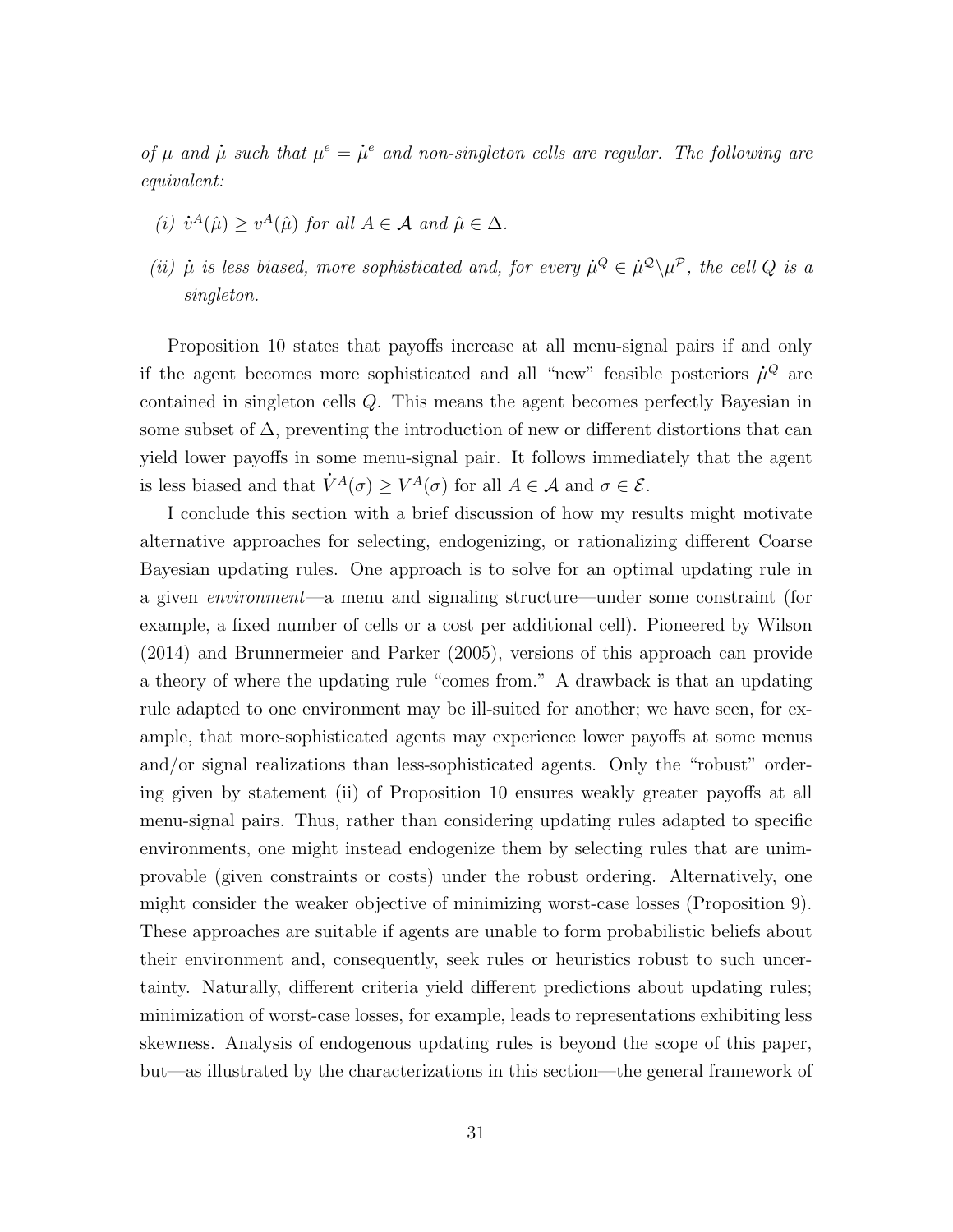*of $\mu$ and $\dot{\mu}$ such that $\mu^e = \dot{\mu}^e$ and non-singleton cells are regular. The following are equivalent:*

*(i) $\dot{v}^A(\hat{\mu}) \geq v^A(\hat{\mu})$ for all $A \in \mathcal{A}$ and $\hat{\mu} \in \Delta$.*

*(ii) $\dot{\mu}$ is less biased, more sophisticated and, for every $\dot{\mu}^Q \in \dot{\mu}^{\mathcal{Q}} \backslash \mu^{\mathcal{P}}$, the cell $Q$ is a singleton.*

Proposition 10 states that payoffs increase at all menu-signal pairs if and only if the agent becomes more sophisticated and all "new" feasible posteriors $\dot{\mu}^Q$ are contained in singleton cells $Q$. This means the agent becomes perfectly Bayesian in some subset of $\Delta$, preventing the introduction of new or different distortions that can yield lower payoffs in some menu-signal pair. It follows immediately that the agent is less biased and that $\dot{V}^A(\sigma) \geq V^A(\sigma)$ for all $A \in \mathcal{A}$ and $\sigma \in \mathcal{E}$.

I conclude this section with a brief discussion of how my results might motivate alternative approaches for selecting, endogenizing, or rationalizing different Coarse Bayesian updating rules. One approach is to solve for an optimal updating rule in a given *environment*—a menu and signaling structure—under some constraint (for example, a fixed number of cells or a cost per additional cell). Pioneered by Wilson (2014) and Brunnermeier and Parker (2005), versions of this approach can provide a theory of where the updating rule "comes from." A drawback is that an updating rule adapted to one environment may be ill-suited for another; we have seen, for example, that more-sophisticated agents may experience lower payoffs at some menus and/or signal realizations than less-sophisticated agents. Only the "robust" ordering given by statement (ii) of Proposition 10 ensures weakly greater payoffs at all menu-signal pairs. Thus, rather than considering updating rules adapted to specific environments, one might instead endogenize them by selecting rules that are unimprovable (given constraints or costs) under the robust ordering. Alternatively, one might consider the weaker objective of minimizing worst-case losses (Proposition 9). These approaches are suitable if agents are unable to form probabilistic beliefs about their environment and, consequently, seek rules or heuristics robust to such uncertainty. Naturally, different criteria yield different predictions about updating rules; minimization of worst-case losses, for example, leads to representations exhibiting less skewness. Analysis of endogenous updating rules is beyond the scope of this paper, but—as illustrated by the characterizations in this section—the general framework of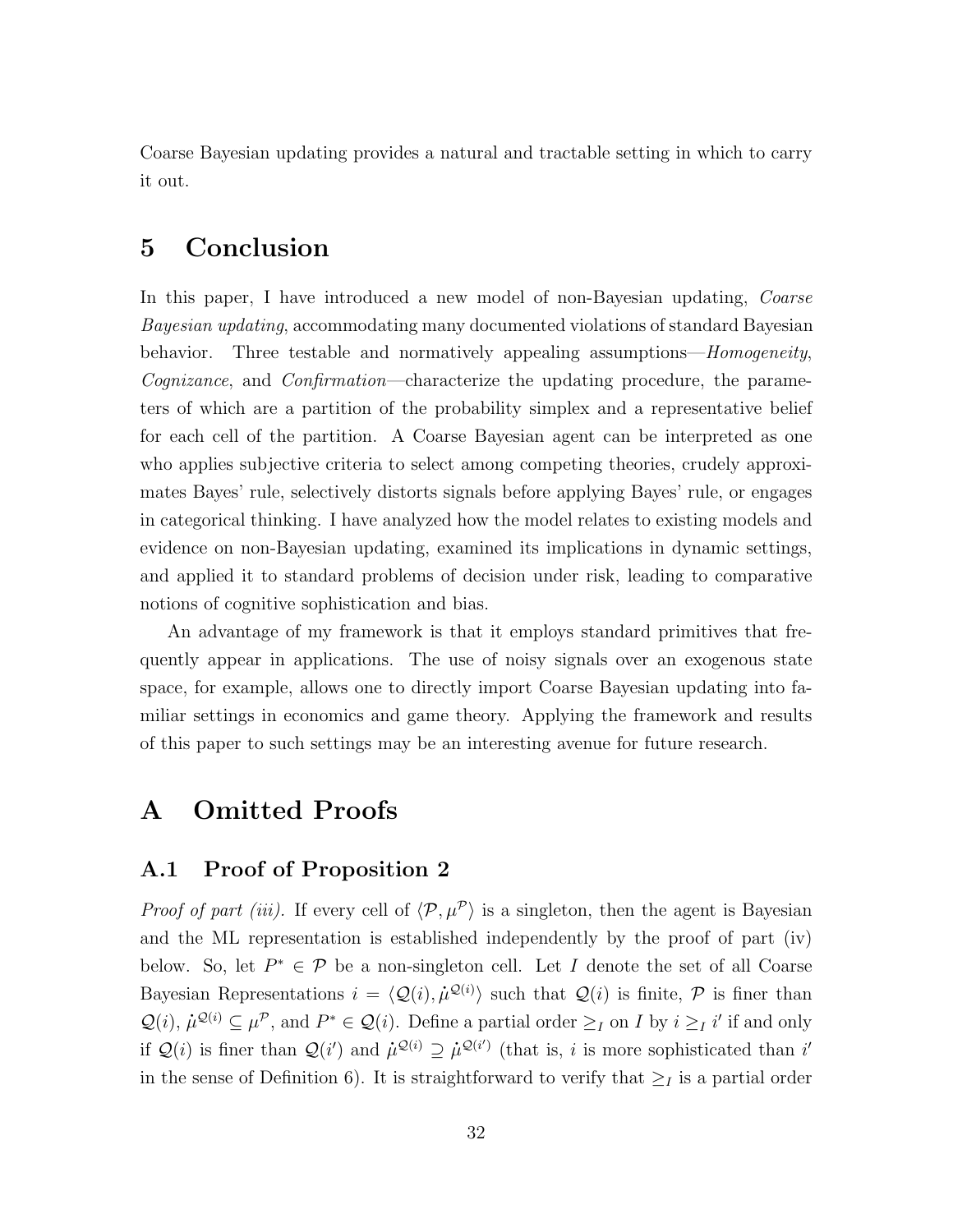Coarse Bayesian updating provides a natural and tractable setting in which to carry it out.

# 5 Conclusion

In this paper, I have introduced a new model of non-Bayesian updating, *Coarse Bayesian updating*, accommodating many documented violations of standard Bayesian behavior. Three testable and normatively appealing assumptions—*Homogeneity*, *Cognizance*, and *Confirmation*—characterize the updating procedure, the parameters of which are a partition of the probability simplex and a representative belief for each cell of the partition. A Coarse Bayesian agent can be interpreted as one who applies subjective criteria to select among competing theories, crudely approximates Bayes' rule, selectively distorts signals before applying Bayes' rule, or engages in categorical thinking. I have analyzed how the model relates to existing models and evidence on non-Bayesian updating, examined its implications in dynamic settings, and applied it to standard problems of decision under risk, leading to comparative notions of cognitive sophistication and bias.

An advantage of my framework is that it employs standard primitives that frequently appear in applications. The use of noisy signals over an exogenous state space, for example, allows one to directly import Coarse Bayesian updating into familiar settings in economics and game theory. Applying the framework and results of this paper to such settings may be an interesting avenue for future research.

# A Omitted Proofs

## A.1 Proof of Proposition 2

*Proof of part (iii).* If every cell of $\langle \mathcal{P}, \mu^{\mathcal{P}} \rangle$ is a singleton, then the agent is Bayesian and the ML representation is established independently by the proof of part (iv) below. So, let $P^* \in \mathcal{P}$ be a non-singleton cell. Let $I$ denote the set of all Coarse Bayesian Representations $i = \langle \mathcal{Q}(i), \dot{\mu}^{\mathcal{Q}(i)} \rangle$ such that $\mathcal{Q}(i)$ is finite, $\mathcal{P}$ is finer than $\mathcal{Q}(i)$, $\dot{\mu}^{\mathcal{Q}(i)} \subseteq \mu^{\mathcal{P}}$, and $P^* \in \mathcal{Q}(i)$. Define a partial order $\geq_I$ on $I$ by $i \geq_I i'$ if and only if $\mathcal{Q}(i)$ is finer than $\mathcal{Q}(i')$ and $\dot{\mu}^{\mathcal{Q}(i)} \supseteq \dot{\mu}^{\mathcal{Q}(i')}$ (that is, $i$ is more sophisticated than $i'$ in the sense of Definition 6). It is straightforward to verify that $\geq_I$ is a partial order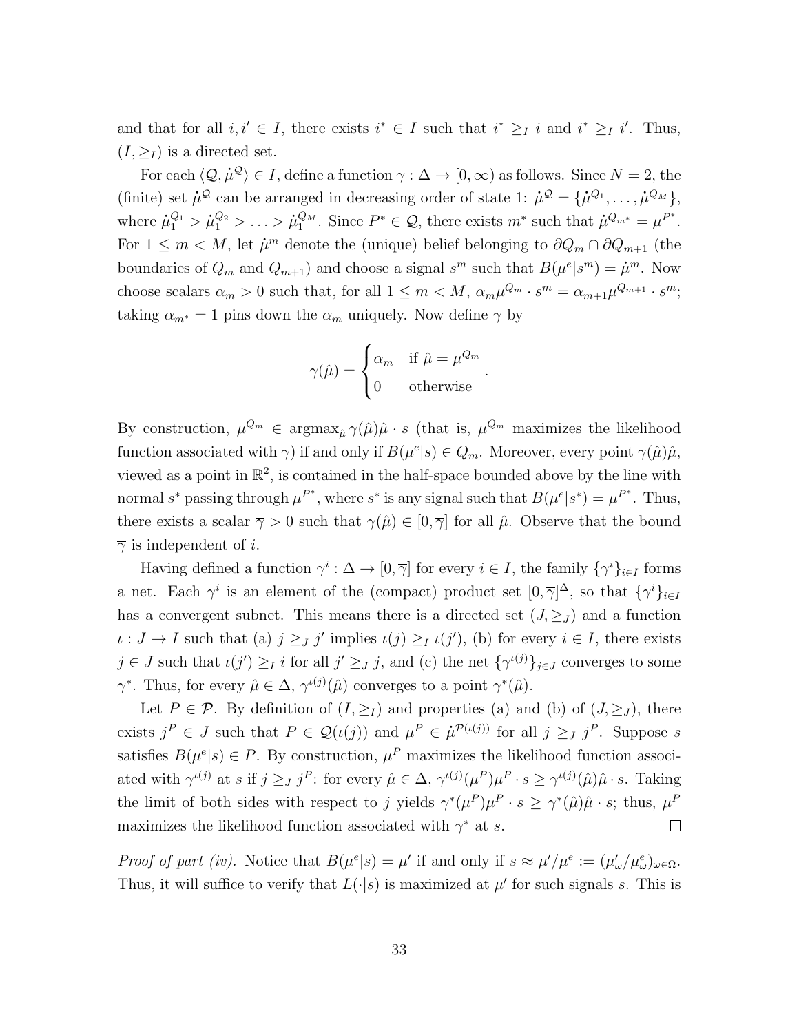and that for all $i, i' \in I$, there exists $i^* \in I$ such that $i^* \geq_I i$ and $i^* \geq_I i'$. Thus, $(I, \geq_I)$ is a directed set.

For each $\langle \mathcal{Q}, \dot{\mu}^{\mathcal{Q}} \rangle \in I$, define a function $\gamma : \Delta \to [0, \infty)$ as follows. Since $N = 2$, the (finite) set $\dot{\mu}^{\mathcal{Q}}$ can be arranged in decreasing order of state 1: $\dot{\mu}^{\mathcal{Q}} = \{\dot{\mu}^{Q_1}, \ldots, \dot{\mu}^{Q_M}\}$, where $\dot{\mu}_1^{Q_1} > \dot{\mu}_1^{Q_2} > \ldots > \dot{\mu}_1^{Q_M}$. Since $P^* \in \mathcal{Q}$, there exists $m^*$ such that $\dot{\mu}^{Q_{m^*}} = \mu^{P^*}$. For $1 \leq m < M$, let $\dot{\mu}^m$ denote the (unique) belief belonging to $\partial Q_m \cap \partial Q_{m+1}$ (the boundaries of $Q_m$ and $Q_{m+1}$) and choose a signal $s^m$ such that $B(\mu^e|s^m) = \dot{\mu}^m$. Now choose scalars $\alpha_m > 0$ such that, for all $1 \leq m < M$, $\alpha_m \mu^{Q_m} \cdot s^m = \alpha_{m+1} \mu^{Q_{m+1}} \cdot s^m$; taking $\alpha_{m^*} = 1$ pins down the $\alpha_m$ uniquely. Now define $\gamma$ by

$$\gamma(\hat{\mu}) = \begin{cases} \alpha_m & \text{if } \hat{\mu} = \mu^{Q_m} \\ 0 & \text{otherwise} \end{cases}.$$

By construction, $\mu^{Q_m} \in \operatorname{argmax}_{\hat{\mu}} \gamma(\hat{\mu}) \hat{\mu} \cdot s$ (that is, $\mu^{Q_m}$ maximizes the likelihood function associated with $\gamma$) if and only if $B(\mu^e|s) \in Q_m$. Moreover, every point $\gamma(\hat{\mu})\hat{\mu}$, viewed as a point in $\mathbb{R}^2$, is contained in the half-space bounded above by the line with normal $s^*$ passing through $\mu^{P^*}$, where $s^*$ is any signal such that $B(\mu^e|s^*) = \mu^{P^*}$. Thus, there exists a scalar $\overline{\gamma} > 0$ such that $\gamma(\hat{\mu}) \in [0, \overline{\gamma}]$ for all $\hat{\mu}$. Observe that the bound $\overline{\gamma}$ is independent of $i$.

Having defined a function $\gamma^i : \Delta \to [0, \overline{\gamma}]$ for every $i \in I$, the family $\{\gamma^i\}_{i \in I}$ forms a net. Each $\gamma^i$ is an element of the (compact) product set $[0, \overline{\gamma}]^{\Delta}$, so that $\{\gamma^i\}_{i \in I}$ has a convergent subnet. This means there is a directed set $(J, \geq_J)$ and a function $\iota : J \to I$ such that (a) $j \geq_J j'$ implies $\iota(j) \geq_I \iota(j')$, (b) for every $i \in I$, there exists $j \in J$ such that $\iota(j') \geq_I i$ for all $j' \geq_J j$, and (c) the net $\{\gamma^{\iota(j)}\}_{j \in J}$ converges to some $\gamma^*$. Thus, for every $\hat{\mu} \in \Delta$, $\gamma^{\iota(j)}(\hat{\mu})$ converges to a point $\gamma^*(\hat{\mu})$.

Let $P \in \mathcal{P}$. By definition of $(I, \geq_I)$ and properties (a) and (b) of $(J, \geq_J)$, there exists $j^P \in J$ such that $P \in \mathcal{Q}(\iota(j))$ and $\mu^P \in \dot{\mu}^{\mathcal{P}(\iota(j))}$ for all $j \geq_J j^P$. Suppose $s$ satisfies $B(\mu^e|s) \in P$. By construction, $\mu^P$ maximizes the likelihood function associated with $\gamma^{\iota(j)}$ at $s$ if $j \geq_J j^P$: for every $\hat{\mu} \in \Delta$, $\gamma^{\iota(j)}(\mu^P)\mu^P \cdot s \geq \gamma^{\iota(j)}(\hat{\mu})\hat{\mu} \cdot s$. Taking the limit of both sides with respect to $j$ yields $\gamma^*(\mu^P)\mu^P \cdot s \geq \gamma^*(\hat{\mu})\hat{\mu} \cdot s$; thus, $\mu^P$ maximizes the likelihood function associated with $\gamma^*$ at $s$. $\square$

*Proof of part (iv).* Notice that $B(\mu^e|s) = \mu'$ if and only if $s \approx \mu'/\mu^e := (\mu'_\omega/\mu^e_\omega)_{\omega \in \Omega}$. Thus, it will suffice to verify that $L(\cdot|s)$ is maximized at $\mu'$ for such signals $s$. This is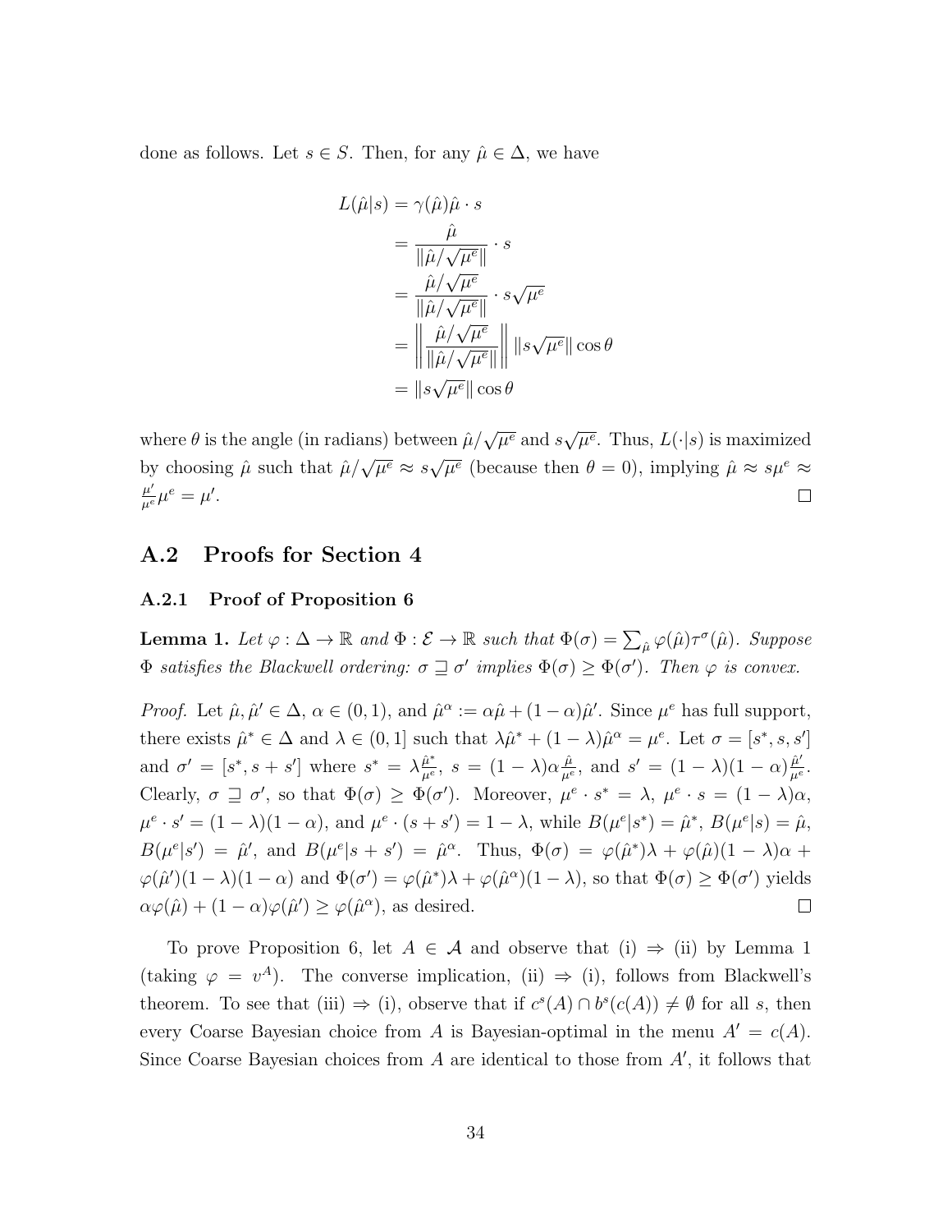done as follows. Let $s \in S$. Then, for any $\hat{\mu} \in \Delta$, we have

$$
\begin{aligned}
L(\hat{\mu}|s) &= \gamma(\hat{\mu})\hat{\mu} \cdot s \\
&= \frac{\hat{\mu}}{\|\hat{\mu}/\sqrt{\mu^e}\|} \cdot s \\
&= \frac{\hat{\mu}/\sqrt{\mu^e}}{\|\hat{\mu}/\sqrt{\mu^e}\|} \cdot s\sqrt{\mu^e} \\
&= \left\| \frac{\hat{\mu}/\sqrt{\mu^e}}{\|\hat{\mu}/\sqrt{\mu^e}\|} \right\| \|s\sqrt{\mu^e}\| \cos\theta \\
&= \|s\sqrt{\mu^e}\| \cos\theta
\end{aligned}
$$

where $\theta$ is the angle (in radians) between $\hat{\mu}/\sqrt{\mu^e}$ and $s\sqrt{\mu^e}$. Thus, $L(\cdot|s)$ is maximized by choosing $\hat{\mu}$ such that $\hat{\mu}/\sqrt{\mu^e} \approx s\sqrt{\mu^e}$ (because then $\theta = 0$), implying $\hat{\mu} \approx s\mu^e \approx \frac{\mu'}{\mu^e}\mu^e = \mu'$. $\square$

## A.2 Proofs for Section 4

### A.2.1 Proof of Proposition 6

**Lemma 1.** *Let $\varphi : \Delta \to \mathbb{R}$ and $\Phi : \mathcal{E} \to \mathbb{R}$ such that $\Phi(\sigma) = \sum_{\hat{\mu}} \varphi(\hat{\mu})\tau^\sigma(\hat{\mu})$. Suppose $\Phi$ satisfies the Blackwell ordering: $\sigma \sqsupseteq \sigma'$ implies $\Phi(\sigma) \geq \Phi(\sigma')$. Then $\varphi$ is convex.*

*Proof.* Let $\hat{\mu}, \hat{\mu}' \in \Delta$, $\alpha \in (0,1)$, and $\hat{\mu}^\alpha := \alpha\hat{\mu} + (1-\alpha)\hat{\mu}'$. Since $\mu^e$ has full support, there exists $\hat{\mu}^* \in \Delta$ and $\lambda \in (0,1]$ such that $\lambda\hat{\mu}^* + (1-\lambda)\hat{\mu}^\alpha = \mu^e$. Let $\sigma = [s^*, s, s']$ and $\sigma' = [s^*, s + s']$ where $s^* = \lambda\frac{\hat{\mu}^*}{\mu^e}$, $s = (1-\lambda)\alpha\frac{\hat{\mu}}{\mu^e}$, and $s' = (1-\lambda)(1-\alpha)\frac{\hat{\mu}'}{\mu^e}$. Clearly, $\sigma \sqsupseteq \sigma'$, so that $\Phi(\sigma) \geq \Phi(\sigma')$. Moreover, $\mu^e \cdot s^* = \lambda$, $\mu^e \cdot s = (1-\lambda)\alpha$, $\mu^e \cdot s' = (1-\lambda)(1-\alpha)$, and $\mu^e \cdot (s + s') = 1 - \lambda$, while $B(\mu^e|s^*) = \hat{\mu}^*$, $B(\mu^e|s) = \hat{\mu}$, $B(\mu^e|s') = \hat{\mu}'$, and $B(\mu^e|s + s') = \hat{\mu}^\alpha$. Thus, $\Phi(\sigma) = \varphi(\hat{\mu}^*)\lambda + \varphi(\hat{\mu})(1-\lambda)\alpha + \varphi(\hat{\mu}')(1-\lambda)(1-\alpha)$ and $\Phi(\sigma') = \varphi(\hat{\mu}^*)\lambda + \varphi(\hat{\mu}^\alpha)(1-\lambda)$, so that $\Phi(\sigma) \geq \Phi(\sigma')$ yields $\alpha\varphi(\hat{\mu}) + (1-\alpha)\varphi(\hat{\mu}') \geq \varphi(\hat{\mu}^\alpha)$, as desired. $\square$

To prove Proposition 6, let $A \in \mathcal{A}$ and observe that (i) $\Rightarrow$ (ii) by Lemma 1 (taking $\varphi = v^A$). The converse implication, (ii) $\Rightarrow$ (i), follows from Blackwell's theorem. To see that (iii) $\Rightarrow$ (i), observe that if $c^s(A) \cap b^s(c(A)) \neq \emptyset$ for all $s$, then every Coarse Bayesian choice from $A$ is Bayesian-optimal in the menu $A' = c(A)$. Since Coarse Bayesian choices from $A$ are identical to those from $A'$, it follows that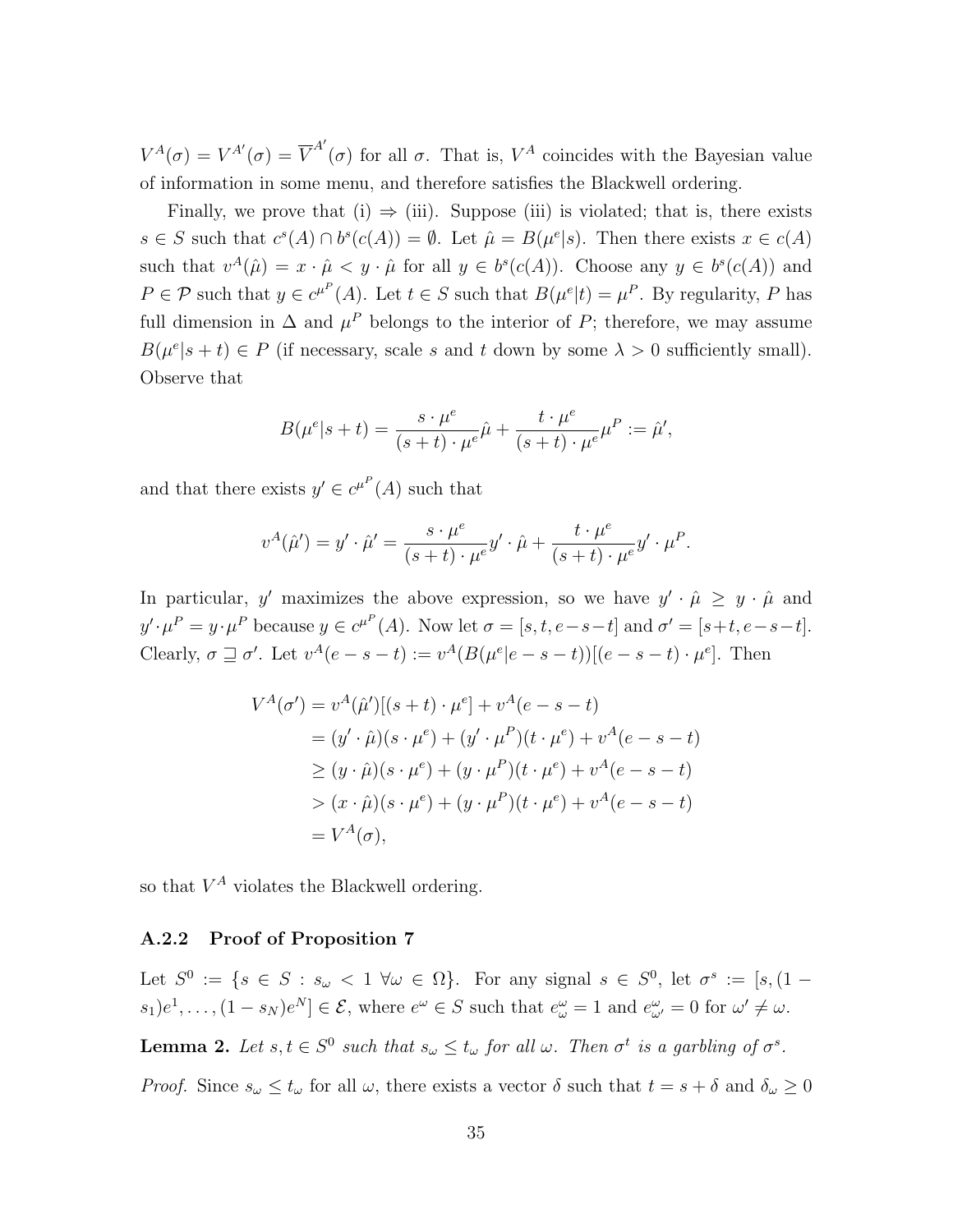$V^A(\sigma) = V^{A'}(\sigma) = \overline{V}^{A'}(\sigma)$ for all $\sigma$. That is, $V^A$ coincides with the Bayesian value of information in some menu, and therefore satisfies the Blackwell ordering.

Finally, we prove that (i) $\Rightarrow$ (iii). Suppose (iii) is violated; that is, there exists $s \in S$ such that $c^s(A) \cap b^s(c(A)) = \emptyset$. Let $\hat{\mu} = B(\mu^e|s)$. Then there exists $x \in c(A)$ such that $v^A(\hat{\mu}) = x \cdot \hat{\mu} < y \cdot \hat{\mu}$ for all $y \in b^s(c(A))$. Choose any $y \in b^s(c(A))$ and $P \in \mathcal{P}$ such that $y \in c^{\mu^P}(A)$. Let $t \in S$ such that $B(\mu^e|t) = \mu^P$. By regularity, $P$ has full dimension in $\Delta$ and $\mu^P$ belongs to the interior of $P$; therefore, we may assume $B(\mu^e|s+t) \in P$ (if necessary, scale $s$ and $t$ down by some $\lambda > 0$ sufficiently small). Observe that

$$B(\mu^e|s+t) = \frac{s \cdot \mu^e}{(s+t) \cdot \mu^e}\hat{\mu} + \frac{t \cdot \mu^e}{(s+t) \cdot \mu^e}\mu^P := \hat{\mu}',$$

and that there exists $y' \in c^{\mu^P}(A)$ such that

$$v^A(\hat{\mu}') = y' \cdot \hat{\mu}' = \frac{s \cdot \mu^e}{(s+t) \cdot \mu^e} y' \cdot \hat{\mu} + \frac{t \cdot \mu^e}{(s+t) \cdot \mu^e} y' \cdot \mu^P.$$

In particular, $y'$ maximizes the above expression, so we have $y' \cdot \hat{\mu} \geq y \cdot \hat{\mu}$ and $y' \cdot \mu^P = y \cdot \mu^P$ because $y \in c^{\mu^P}(A)$. Now let $\sigma = [s, t, e-s-t]$ and $\sigma' = [s+t, e-s-t]$. Clearly, $\sigma \sqsupseteq \sigma'$. Let $v^A(e-s-t) := v^A(B(\mu^e|e-s-t))[(e-s-t) \cdot \mu^e]$. Then

$$\begin{aligned}
V^A(\sigma') &= v^A(\hat{\mu}')[(s+t) \cdot \mu^e] + v^A(e-s-t) \\
&= (y' \cdot \hat{\mu})(s \cdot \mu^e) + (y' \cdot \mu^P)(t \cdot \mu^e) + v^A(e-s-t) \\
&\geq (y \cdot \hat{\mu})(s \cdot \mu^e) + (y \cdot \mu^P)(t \cdot \mu^e) + v^A(e-s-t) \\
&> (x \cdot \hat{\mu})(s \cdot \mu^e) + (y \cdot \mu^P)(t \cdot \mu^e) + v^A(e-s-t) \\
&= V^A(\sigma),
\end{aligned}$$

so that $V^A$ violates the Blackwell ordering.

### A.2.2 Proof of Proposition 7

Let $S^0 := \{s \in S : s_\omega < 1 \; \forall \omega \in \Omega\}$. For any signal $s \in S^0$, let $\sigma^s := [s, (1-s_1)e^1, \ldots, (1-s_N)e^N] \in \mathcal{E}$, where $e^\omega \in S$ such that $e^\omega_\omega = 1$ and $e^\omega_{\omega'} = 0$ for $\omega' \neq \omega$.

**Lemma 2.** *Let $s, t \in S^0$ such that $s_\omega \leq t_\omega$ for all $\omega$. Then $\sigma^t$ is a garbling of $\sigma^s$.*

*Proof.* Since $s_\omega \leq t_\omega$ for all $\omega$, there exists a vector $\delta$ such that $t = s + \delta$ and $\delta_\omega \geq 0$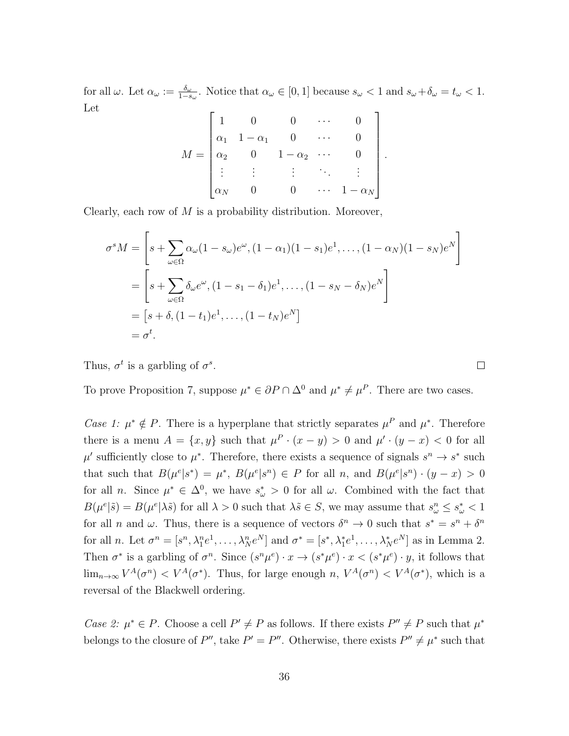for all $\omega$. Let $\alpha_\omega := \frac{\delta_\omega}{1-s_\omega}$. Notice that $\alpha_\omega \in [0,1]$ because $s_\omega < 1$ and $s_\omega + \delta_\omega = t_\omega < 1$. Let

$$M = \begin{bmatrix} 1 & 0 & 0 & \cdots & 0 \\ \alpha_1 & 1-\alpha_1 & 0 & \cdots & 0 \\ \alpha_2 & 0 & 1-\alpha_2 & \cdots & 0 \\ \vdots & \vdots & \vdots & \ddots & \vdots \\ \alpha_N & 0 & 0 & \cdots & 1-\alpha_N \end{bmatrix}.$$

Clearly, each row of $M$ is a probability distribution. Moreover,

$$\begin{aligned}
\sigma^s M &= \left[ s + \sum_{\omega\in\Omega} \alpha_\omega (1-s_\omega) e^\omega, (1-\alpha_1)(1-s_1)e^1, \ldots, (1-\alpha_N)(1-s_N)e^N \right] \\
&= \left[ s + \sum_{\omega\in\Omega} \delta_\omega e^\omega, (1-s_1-\delta_1)e^1, \ldots, (1-s_N-\delta_N)e^N \right] \\
&= \left[ s+\delta, (1-t_1)e^1, \ldots, (1-t_N)e^N \right] \\
&= \sigma^t.
\end{aligned}$$

Thus, $\sigma^t$ is a garbling of $\sigma^s$. $\square$

To prove Proposition 7, suppose $\mu^* \in \partial P \cap \Delta^0$ and $\mu^* \neq \mu^P$. There are two cases.

*Case 1:* $\mu^* \notin P$. There is a hyperplane that strictly separates $\mu^P$ and $\mu^*$. Therefore there is a menu $A = \{x, y\}$ such that $\mu^P \cdot (x-y) > 0$ and $\mu' \cdot (y-x) < 0$ for all $\mu'$ sufficiently close to $\mu^*$. Therefore, there exists a sequence of signals $s^n \to s^*$ such that such that $B(\mu^e|s^*) = \mu^*$, $B(\mu^e|s^n) \in P$ for all $n$, and $B(\mu^e|s^n) \cdot (y-x) > 0$ for all $n$. Since $\mu^* \in \Delta^0$, we have $s^*_\omega > 0$ for all $\omega$. Combined with the fact that $B(\mu^e|\tilde{s}) = B(\mu^e|\lambda\tilde{s})$ for all $\lambda > 0$ such that $\lambda\tilde{s} \in S$, we may assume that $s^n_\omega \leq s^*_\omega < 1$ for all $n$ and $\omega$. Thus, there is a sequence of vectors $\delta^n \to 0$ such that $s^* = s^n + \delta^n$ for all $n$. Let $\sigma^n = [s^n, \lambda^n_1 e^1, \ldots, \lambda^n_N e^N]$ and $\sigma^* = [s^*, \lambda^*_1 e^1, \ldots, \lambda^*_N e^N]$ as in Lemma 2. Then $\sigma^*$ is a garbling of $\sigma^n$. Since $(s^n\mu^e) \cdot x \to (s^*\mu^e) \cdot x < (s^*\mu^e) \cdot y$, it follows that $\lim_{n\to\infty} V^A(\sigma^n) < V^A(\sigma^*)$. Thus, for large enough $n$, $V^A(\sigma^n) < V^A(\sigma^*)$, which is a reversal of the Blackwell ordering.

*Case 2:* $\mu^* \in P$. Choose a cell $P' \neq P$ as follows. If there exists $P'' \neq P$ such that $\mu^*$ belongs to the closure of $P''$, take $P' = P''$. Otherwise, there exists $P'' \neq \mu^*$ such that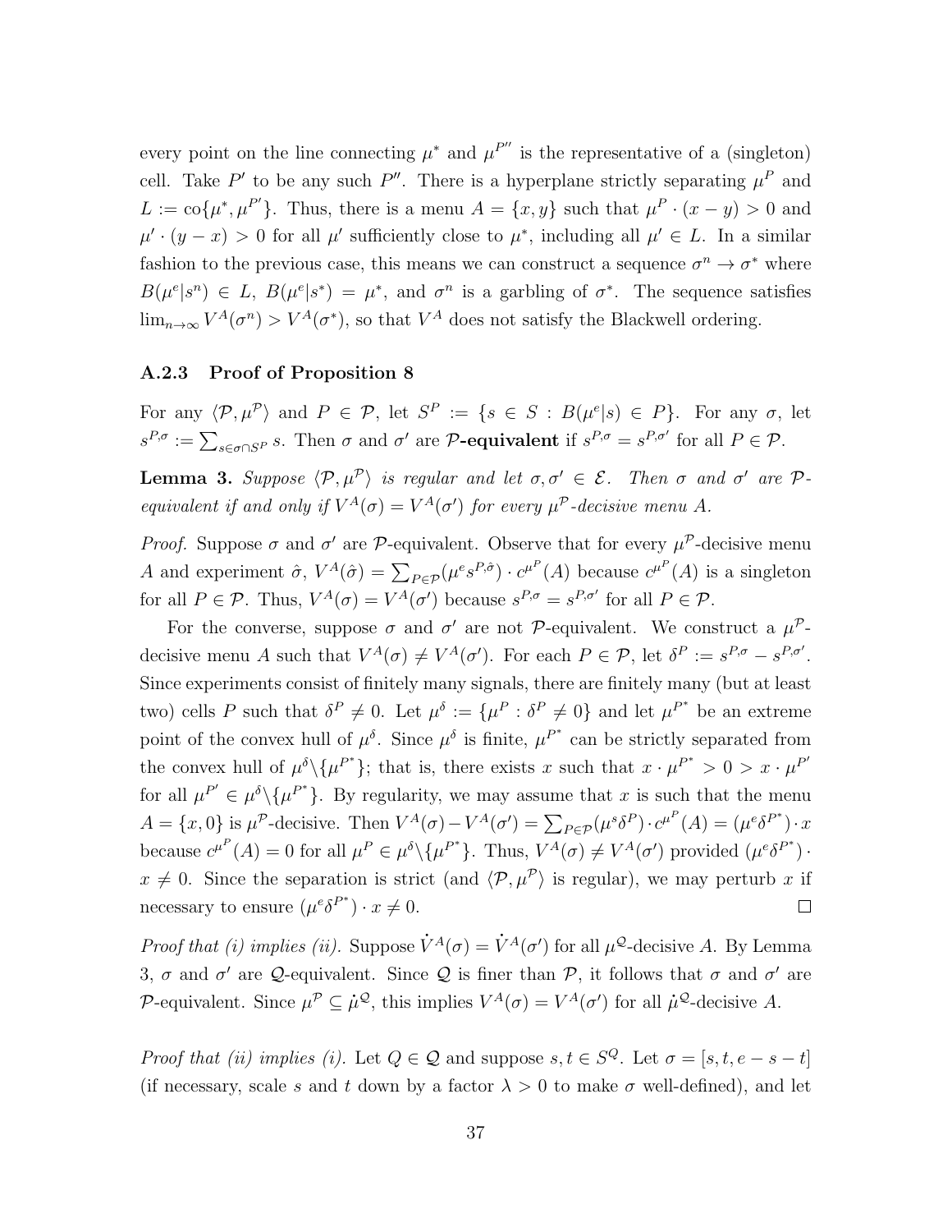every point on the line connecting $\mu^*$ and $\mu^{P''}$ is the representative of a (singleton) cell. Take $P'$ to be any such $P''$. There is a hyperplane strictly separating $\mu^P$ and $L := \text{co}\{\mu^*, \mu^{P'}\}$. Thus, there is a menu $A = \{x, y\}$ such that $\mu^P \cdot (x - y) > 0$ and $\mu' \cdot (y - x) > 0$ for all $\mu'$ sufficiently close to $\mu^*$, including all $\mu' \in L$. In a similar fashion to the previous case, this means we can construct a sequence $\sigma^n \to \sigma^*$ where $B(\mu^e|s^n) \in L$, $B(\mu^e|s^*) = \mu^*$, and $\sigma^n$ is a garbling of $\sigma^*$. The sequence satisfies $\lim_{n\to\infty} V^A(\sigma^n) > V^A(\sigma^*)$, so that $V^A$ does not satisfy the Blackwell ordering.

### A.2.3 Proof of Proposition 8

For any $\langle \mathcal{P}, \mu^{\mathcal{P}} \rangle$ and $P \in \mathcal{P}$, let $S^P := \{s \in S : B(\mu^e|s) \in P\}$. For any $\sigma$, let $s^{P,\sigma} := \sum_{s \in \sigma \cap S^P} s$. Then $\sigma$ and $\sigma'$ are **$\mathcal{P}$-equivalent** if $s^{P,\sigma} = s^{P,\sigma'}$ for all $P \in \mathcal{P}$.

**Lemma 3.** *Suppose $\langle \mathcal{P}, \mu^{\mathcal{P}} \rangle$ is regular and let $\sigma, \sigma' \in \mathcal{E}$. Then $\sigma$ and $\sigma'$ are $\mathcal{P}$-equivalent if and only if $V^A(\sigma) = V^A(\sigma')$ for every $\mu^{\mathcal{P}}$-decisive menu $A$.*

*Proof.* Suppose $\sigma$ and $\sigma'$ are $\mathcal{P}$-equivalent. Observe that for every $\mu^{\mathcal{P}}$-decisive menu $A$ and experiment $\hat{\sigma}$, $V^A(\hat{\sigma}) = \sum_{P \in \mathcal{P}} (\mu^e s^{P,\hat{\sigma}}) \cdot c^{\mu^P}(A)$ because $c^{\mu^P}(A)$ is a singleton for all $P \in \mathcal{P}$. Thus, $V^A(\sigma) = V^A(\sigma')$ because $s^{P,\sigma} = s^{P,\sigma'}$ for all $P \in \mathcal{P}$.

For the converse, suppose $\sigma$ and $\sigma'$ are not $\mathcal{P}$-equivalent. We construct a $\mu^{\mathcal{P}}$-decisive menu $A$ such that $V^A(\sigma) \neq V^A(\sigma')$. For each $P \in \mathcal{P}$, let $\delta^P := s^{P,\sigma} - s^{P,\sigma'}$. Since experiments consist of finitely many signals, there are finitely many (but at least two) cells $P$ such that $\delta^P \neq 0$. Let $\mu^\delta := \{\mu^P : \delta^P \neq 0\}$ and let $\mu^{P^*}$ be an extreme point of the convex hull of $\mu^\delta$. Since $\mu^\delta$ is finite, $\mu^{P^*}$ can be strictly separated from the convex hull of $\mu^\delta \backslash \{\mu^{P^*}\}$; that is, there exists $x$ such that $x \cdot \mu^{P^*} > 0 > x \cdot \mu^{P'}$ for all $\mu^{P'} \in \mu^\delta \backslash \{\mu^{P^*}\}$. By regularity, we may assume that $x$ is such that the menu $A = \{x, 0\}$ is $\mu^{\mathcal{P}}$-decisive. Then $V^A(\sigma) - V^A(\sigma') = \sum_{P \in \mathcal{P}} (\mu^s \delta^P) \cdot c^{\mu^P}(A) = (\mu^e \delta^{P^*}) \cdot x$ because $c^{\mu^P}(A) = 0$ for all $\mu^P \in \mu^\delta \backslash \{\mu^{P^*}\}$. Thus, $V^A(\sigma) \neq V^A(\sigma')$ provided $(\mu^e \delta^{P^*}) \cdot x \neq 0$. Since the separation is strict (and $\langle \mathcal{P}, \mu^{\mathcal{P}} \rangle$ is regular), we may perturb $x$ if necessary to ensure $(\mu^e \delta^{P^*}) \cdot x \neq 0$. $\square$

*Proof that (i) implies (ii).* Suppose $\dot{V}^A(\sigma) = \dot{V}^A(\sigma')$ for all $\mu^{\mathcal{Q}}$-decisive $A$. By Lemma 3, $\sigma$ and $\sigma'$ are $\mathcal{Q}$-equivalent. Since $\mathcal{Q}$ is finer than $\mathcal{P}$, it follows that $\sigma$ and $\sigma'$ are $\mathcal{P}$-equivalent. Since $\mu^{\mathcal{P}} \subseteq \dot{\mu}^{\mathcal{Q}}$, this implies $V^A(\sigma) = V^A(\sigma')$ for all $\dot{\mu}^{\mathcal{Q}}$-decisive $A$.

*Proof that (ii) implies (i).* Let $Q \in \mathcal{Q}$ and suppose $s, t \in S^Q$. Let $\sigma = [s, t, e - s - t]$ (if necessary, scale $s$ and $t$ down by a factor $\lambda > 0$ to make $\sigma$ well-defined), and let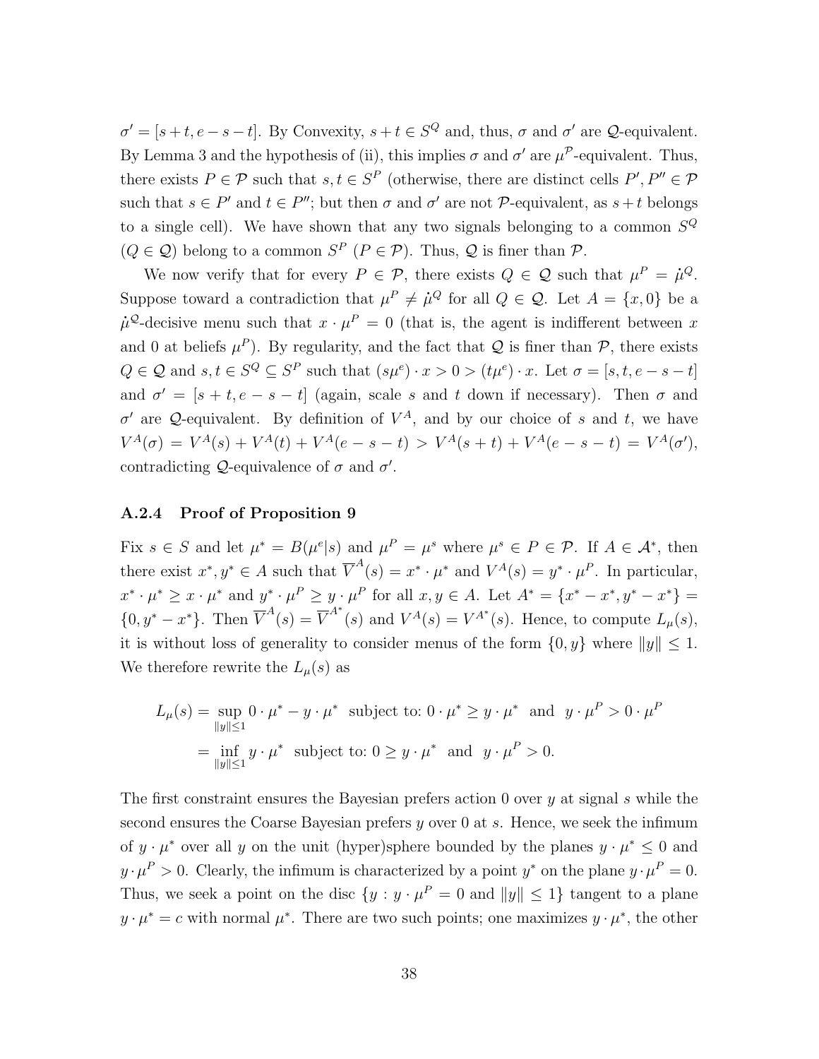$\sigma' = [s+t, e-s-t]$. By Convexity, $s+t \in S^Q$ and, thus, $\sigma$ and $\sigma'$ are $\mathcal{Q}$-equivalent. By Lemma 3 and the hypothesis of (ii), this implies $\sigma$ and $\sigma'$ are $\mu^{\mathcal{P}}$-equivalent. Thus, there exists $P \in \mathcal{P}$ such that $s, t \in S^P$ (otherwise, there are distinct cells $P', P'' \in \mathcal{P}$ such that $s \in P'$ and $t \in P''$; but then $\sigma$ and $\sigma'$ are not $\mathcal{P}$-equivalent, as $s+t$ belongs to a single cell). We have shown that any two signals belonging to a common $S^Q$ ($Q \in \mathcal{Q}$) belong to a common $S^P$ ($P \in \mathcal{P}$). Thus, $\mathcal{Q}$ is finer than $\mathcal{P}$.

We now verify that for every $P \in \mathcal{P}$, there exists $Q \in \mathcal{Q}$ such that $\mu^P = \dot{\mu}^Q$. Suppose toward a contradiction that $\mu^P \neq \dot{\mu}^Q$ for all $Q \in \mathcal{Q}$. Let $A = \{x, 0\}$ be a $\dot{\mu}^{\mathcal{Q}}$-decisive menu such that $x \cdot \mu^P = 0$ (that is, the agent is indifferent between $x$ and 0 at beliefs $\mu^P$). By regularity, and the fact that $\mathcal{Q}$ is finer than $\mathcal{P}$, there exists $Q \in \mathcal{Q}$ and $s, t \in S^Q \subseteq S^P$ such that $(s\mu^e) \cdot x > 0 > (t\mu^e) \cdot x$. Let $\sigma = [s, t, e-s-t]$ and $\sigma' = [s+t, e-s-t]$ (again, scale $s$ and $t$ down if necessary). Then $\sigma$ and $\sigma'$ are $\mathcal{Q}$-equivalent. By definition of $V^A$, and by our choice of $s$ and $t$, we have $V^A(\sigma) = V^A(s) + V^A(t) + V^A(e-s-t) > V^A(s+t) + V^A(e-s-t) = V^A(\sigma')$, contradicting $\mathcal{Q}$-equivalence of $\sigma$ and $\sigma'$.

### A.2.4 Proof of Proposition 9

Fix $s \in S$ and let $\mu^* = B(\mu^e|s)$ and $\mu^P = \mu^s$ where $\mu^s \in P \in \mathcal{P}$. If $A \in \mathcal{A}^*$, then there exist $x^*, y^* \in A$ such that $\overline{V}^A(s) = x^* \cdot \mu^*$ and $V^A(s) = y^* \cdot \mu^P$. In particular, $x^* \cdot \mu^* \geq x \cdot \mu^*$ and $y^* \cdot \mu^P \geq y \cdot \mu^P$ for all $x, y \in A$. Let $A^* = \{x^* - x^*, y^* - x^*\} = \{0, y^* - x^*\}$. Then $\overline{V}^A(s) = \overline{V}^{A^*}(s)$ and $V^A(s) = V^{A^*}(s)$. Hence, to compute $L_\mu(s)$, it is without loss of generality to consider menus of the form $\{0, y\}$ where $\|y\| \leq 1$. We therefore rewrite the $L_\mu(s)$ as

$$
\begin{aligned}
L_\mu(s) &= \sup_{\|y\| \leq 1} 0 \cdot \mu^* - y \cdot \mu^* \;\text{ subject to: } 0 \cdot \mu^* \geq y \cdot \mu^* \;\text{ and }\; y \cdot \mu^P > 0 \cdot \mu^P \\
&= \inf_{\|y\| \leq 1} y \cdot \mu^* \;\text{ subject to: } 0 \geq y \cdot \mu^* \;\text{ and }\; y \cdot \mu^P > 0.
\end{aligned}
$$

The first constraint ensures the Bayesian prefers action 0 over $y$ at signal $s$ while the second ensures the Coarse Bayesian prefers $y$ over 0 at $s$. Hence, we seek the infimum of $y \cdot \mu^*$ over all $y$ on the unit (hyper)sphere bounded by the planes $y \cdot \mu^* \leq 0$ and $y \cdot \mu^P > 0$. Clearly, the infimum is characterized by a point $y^*$ on the plane $y \cdot \mu^P = 0$. Thus, we seek a point on the disc $\{y : y \cdot \mu^P = 0 \text{ and } \|y\| \leq 1\}$ tangent to a plane $y \cdot \mu^* = c$ with normal $\mu^*$. There are two such points; one maximizes $y \cdot \mu^*$, the other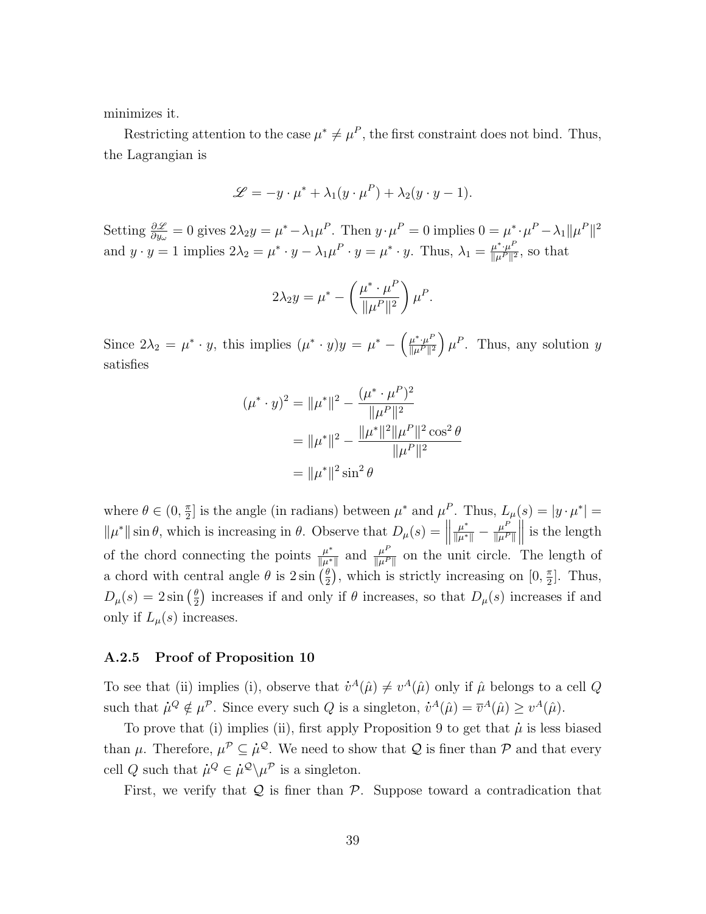minimizes it.

Restricting attention to the case $\mu^* \neq \mu^P$, the first constraint does not bind. Thus, the Lagrangian is

$$\mathscr{L} = -y \cdot \mu^* + \lambda_1(y \cdot \mu^P) + \lambda_2(y \cdot y - 1).$$

Setting $\frac{\partial \mathscr{L}}{\partial y_\omega} = 0$ gives $2\lambda_2 y = \mu^* - \lambda_1 \mu^P$. Then $y \cdot \mu^P = 0$ implies $0 = \mu^* \cdot \mu^P - \lambda_1 \|\mu^P\|^2$ and $y \cdot y = 1$ implies $2\lambda_2 = \mu^* \cdot y - \lambda_1 \mu^P \cdot y = \mu^* \cdot y$. Thus, $\lambda_1 = \frac{\mu^* \cdot \mu^P}{\|\mu^P\|^2}$, so that

$$2\lambda_2 y = \mu^* - \left( \frac{\mu^* \cdot \mu^P}{\|\mu^P\|^2} \right) \mu^P.$$

Since $2\lambda_2 = \mu^* \cdot y$, this implies $(\mu^* \cdot y) y = \mu^* - \left( \frac{\mu^* \cdot \mu^P}{\|\mu^P\|^2} \right) \mu^P$. Thus, any solution $y$ satisfies

$$\begin{aligned}
(\mu^* \cdot y)^2 &= \|\mu^*\|^2 - \frac{(\mu^* \cdot \mu^P)^2}{\|\mu^P\|^2} \\
&= \|\mu^*\|^2 - \frac{\|\mu^*\|^2 \|\mu^P\|^2 \cos^2 \theta}{\|\mu^P\|^2} \\
&= \|\mu^*\|^2 \sin^2 \theta
\end{aligned}$$

where $\theta \in (0, \frac{\pi}{2}]$ is the angle (in radians) between $\mu^*$ and $\mu^P$. Thus, $L_\mu(s) = |y \cdot \mu^*| = \|\mu^*\| \sin \theta$, which is increasing in $\theta$. Observe that $D_\mu(s) = \left\| \frac{\mu^*}{\|\mu^*\|} - \frac{\mu^P}{\|\mu^P\|} \right\|$ is the length of the chord connecting the points $\frac{\mu^*}{\|\mu^*\|}$ and $\frac{\mu^P}{\|\mu^P\|}$ on the unit circle. The length of a chord with central angle $\theta$ is $2 \sin\left(\frac{\theta}{2}\right)$, which is strictly increasing on $[0, \frac{\pi}{2}]$. Thus, $D_\mu(s) = 2 \sin\left(\frac{\theta}{2}\right)$ increases if and only if $\theta$ increases, so that $D_\mu(s)$ increases if and only if $L_\mu(s)$ increases.

### A.2.5 Proof of Proposition 10

To see that (ii) implies (i), observe that $\dot{v}^A(\hat{\mu}) \neq v^A(\hat{\mu})$ only if $\hat{\mu}$ belongs to a cell $Q$ such that $\dot{\mu}^Q \notin \mu^{\mathcal{P}}$. Since every such $Q$ is a singleton, $\dot{v}^A(\hat{\mu}) = \overline{v}^A(\hat{\mu}) \geq v^A(\hat{\mu})$.

To prove that (i) implies (ii), first apply Proposition 9 to get that $\dot{\mu}$ is less biased than $\mu$. Therefore, $\mu^{\mathcal{P}} \subseteq \dot{\mu}^{\mathcal{Q}}$. We need to show that $\mathcal{Q}$ is finer than $\mathcal{P}$ and that every cell $Q$ such that $\dot{\mu}^Q \in \dot{\mu}^{\mathcal{Q}} \backslash \mu^{\mathcal{P}}$ is a singleton.

First, we verify that $\mathcal{Q}$ is finer than $\mathcal{P}$. Suppose toward a contradication that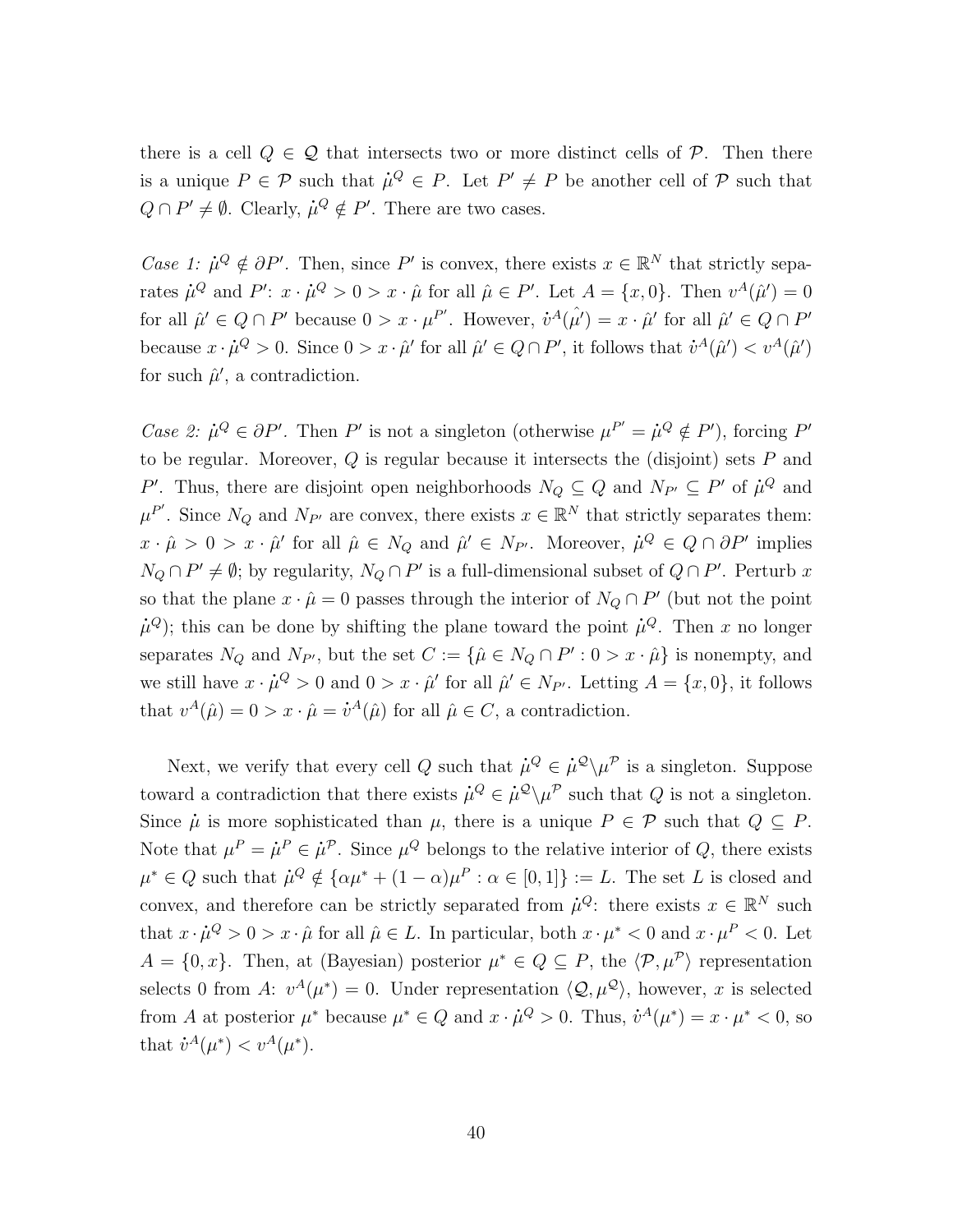there is a cell $Q \in \mathcal{Q}$ that intersects two or more distinct cells of $\mathcal{P}$. Then there is a unique $P \in \mathcal{P}$ such that $\dot{\mu}^Q \in P$. Let $P' \neq P$ be another cell of $\mathcal{P}$ such that $Q \cap P' \neq \emptyset$. Clearly, $\dot{\mu}^Q \notin P'$. There are two cases.

*Case 1: $\dot{\mu}^Q \notin \partial P'$.* Then, since $P'$ is convex, there exists $x \in \mathbb{R}^N$ that strictly separates $\dot{\mu}^Q$ and $P'$: $x \cdot \dot{\mu}^Q > 0 > x \cdot \hat{\mu}$ for all $\hat{\mu} \in P'$. Let $A = \{x, 0\}$. Then $v^A(\hat{\mu}') = 0$ for all $\hat{\mu}' \in Q \cap P'$ because $0 > x \cdot \mu^{P'}$. However, $\dot{v}^A(\hat{\mu}') = x \cdot \hat{\mu}'$ for all $\hat{\mu}' \in Q \cap P'$ because $x \cdot \dot{\mu}^Q > 0$. Since $0 > x \cdot \hat{\mu}'$ for all $\hat{\mu}' \in Q \cap P'$, it follows that $\dot{v}^A(\hat{\mu}') < v^A(\hat{\mu}')$ for such $\hat{\mu}'$, a contradiction.

*Case 2: $\dot{\mu}^Q \in \partial P'$.* Then $P'$ is not a singleton (otherwise $\mu^{P'} = \dot{\mu}^Q \notin P'$), forcing $P'$ to be regular. Moreover, $Q$ is regular because it intersects the (disjoint) sets $P$ and $P'$. Thus, there are disjoint open neighborhoods $N_Q \subseteq Q$ and $N_{P'} \subseteq P'$ of $\dot{\mu}^Q$ and $\mu^{P'}$. Since $N_Q$ and $N_{P'}$ are convex, there exists $x \in \mathbb{R}^N$ that strictly separates them: $x \cdot \hat{\mu} > 0 > x \cdot \hat{\mu}'$ for all $\hat{\mu} \in N_Q$ and $\hat{\mu}' \in N_{P'}$. Moreover, $\dot{\mu}^Q \in Q \cap \partial P'$ implies $N_Q \cap P' \neq \emptyset$; by regularity, $N_Q \cap P'$ is a full-dimensional subset of $Q \cap P'$. Perturb $x$ so that the plane $x \cdot \hat{\mu} = 0$ passes through the interior of $N_Q \cap P'$ (but not the point $\dot{\mu}^Q$); this can be done by shifting the plane toward the point $\dot{\mu}^Q$. Then $x$ no longer separates $N_Q$ and $N_{P'}$, but the set $C := \{\hat{\mu} \in N_Q \cap P' : 0 > x \cdot \hat{\mu}\}$ is nonempty, and we still have $x \cdot \dot{\mu}^Q > 0$ and $0 > x \cdot \hat{\mu}'$ for all $\hat{\mu}' \in N_{P'}$. Letting $A = \{x, 0\}$, it follows that $v^A(\hat{\mu}) = 0 > x \cdot \hat{\mu} = \dot{v}^A(\hat{\mu})$ for all $\hat{\mu} \in C$, a contradiction.

Next, we verify that every cell $Q$ such that $\dot{\mu}^Q \in \dot{\mu}^{\mathcal{Q}} \backslash \mu^{\mathcal{P}}$ is a singleton. Suppose toward a contradiction that there exists $\dot{\mu}^Q \in \dot{\mu}^{\mathcal{Q}} \backslash \mu^{\mathcal{P}}$ such that $Q$ is not a singleton. Since $\dot{\mu}$ is more sophisticated than $\mu$, there is a unique $P \in \mathcal{P}$ such that $Q \subseteq P$. Note that $\mu^P = \dot{\mu}^P \in \dot{\mu}^{\mathcal{P}}$. Since $\mu^Q$ belongs to the relative interior of $Q$, there exists $\mu^* \in Q$ such that $\dot{\mu}^Q \notin \{\alpha \mu^* + (1-\alpha)\mu^P : \alpha \in [0,1]\} := L$. The set $L$ is closed and convex, and therefore can be strictly separated from $\dot{\mu}^Q$: there exists $x \in \mathbb{R}^N$ such that $x \cdot \dot{\mu}^Q > 0 > x \cdot \hat{\mu}$ for all $\hat{\mu} \in L$. In particular, both $x \cdot \mu^* < 0$ and $x \cdot \mu^P < 0$. Let $A = \{0, x\}$. Then, at (Bayesian) posterior $\mu^* \in Q \subseteq P$, the $\langle \mathcal{P}, \mu^{\mathcal{P}} \rangle$ representation selects 0 from $A$: $v^A(\mu^*) = 0$. Under representation $\langle \mathcal{Q}, \mu^{\mathcal{Q}} \rangle$, however, $x$ is selected from $A$ at posterior $\mu^*$ because $\mu^* \in Q$ and $x \cdot \dot{\mu}^Q > 0$. Thus, $\dot{v}^A(\mu^*) = x \cdot \mu^* < 0$, so that $\dot{v}^A(\mu^*) < v^A(\mu^*)$.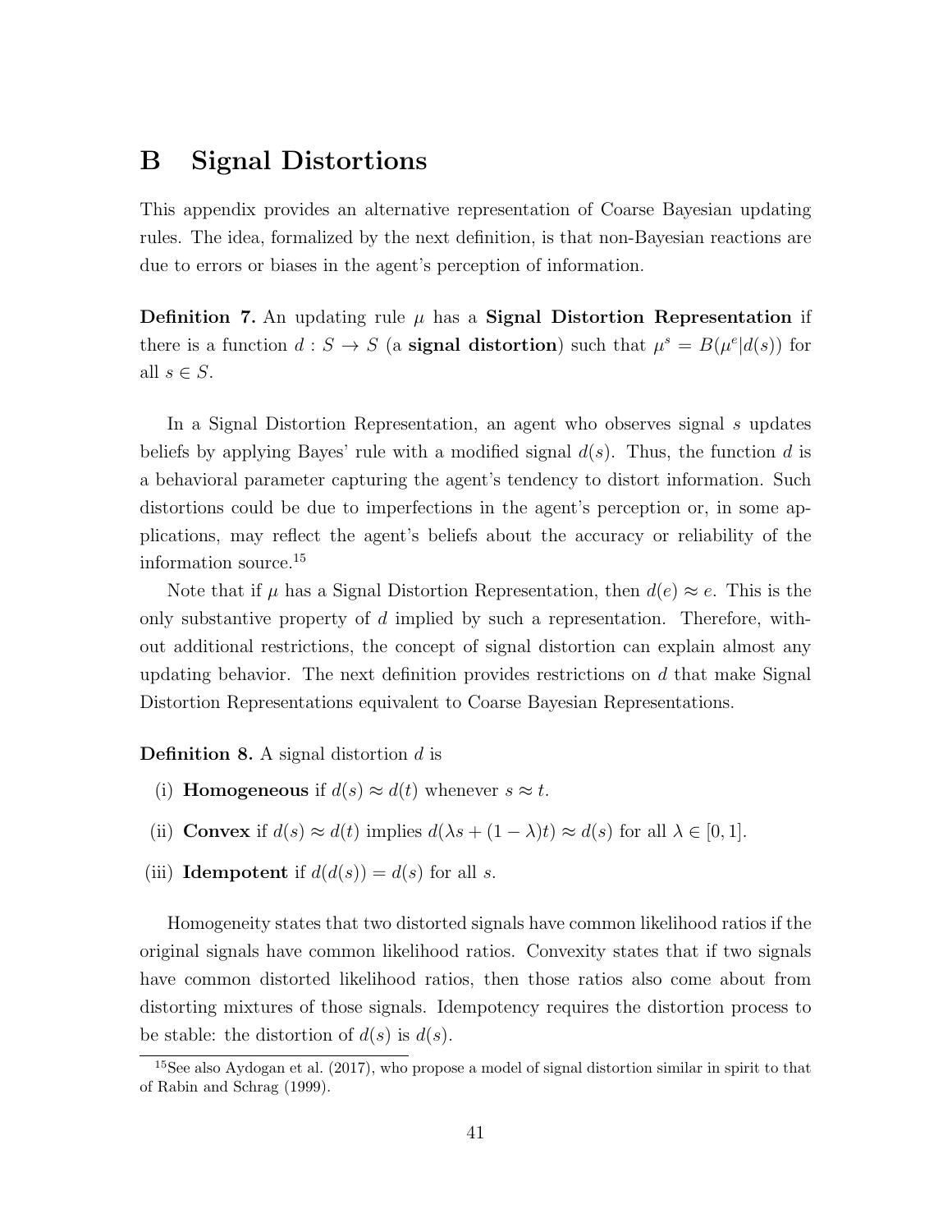# B Signal Distortions

This appendix provides an alternative representation of Coarse Bayesian updating rules. The idea, formalized by the next definition, is that non-Bayesian reactions are due to errors or biases in the agent's perception of information.

**Definition 7.** An updating rule $\mu$ has a **Signal Distortion Representation** if there is a function $d : S \to S$ (a **signal distortion**) such that $\mu^s = B(\mu^e | d(s))$ for all $s \in S$.

In a Signal Distortion Representation, an agent who observes signal $s$ updates beliefs by applying Bayes' rule with a modified signal $d(s)$. Thus, the function $d$ is a behavioral parameter capturing the agent's tendency to distort information. Such distortions could be due to imperfections in the agent's perception or, in some applications, may reflect the agent's beliefs about the accuracy or reliability of the information source.[15]

Note that if $\mu$ has a Signal Distortion Representation, then $d(e) \approx e$. This is the only substantive property of $d$ implied by such a representation. Therefore, without additional restrictions, the concept of signal distortion can explain almost any updating behavior. The next definition provides restrictions on $d$ that make Signal Distortion Representations equivalent to Coarse Bayesian Representations.

**Definition 8.** A signal distortion $d$ is

(i) **Homogeneous** if $d(s) \approx d(t)$ whenever $s \approx t$.

(ii) **Convex** if $d(s) \approx d(t)$ implies $d(\lambda s + (1 - \lambda)t) \approx d(s)$ for all $\lambda \in [0, 1]$.

(iii) **Idempotent** if $d(d(s)) = d(s)$ for all $s$.

Homogeneity states that two distorted signals have common likelihood ratios if the original signals have common likelihood ratios. Convexity states that if two signals have common distorted likelihood ratios, then those ratios also come about from distorting mixtures of those signals. Idempotency requires the distortion process to be stable: the distortion of $d(s)$ is $d(s)$.

[15] See also Aydogan et al. (2017), who propose a model of signal distortion similar in spirit to that of Rabin and Schrag (1999).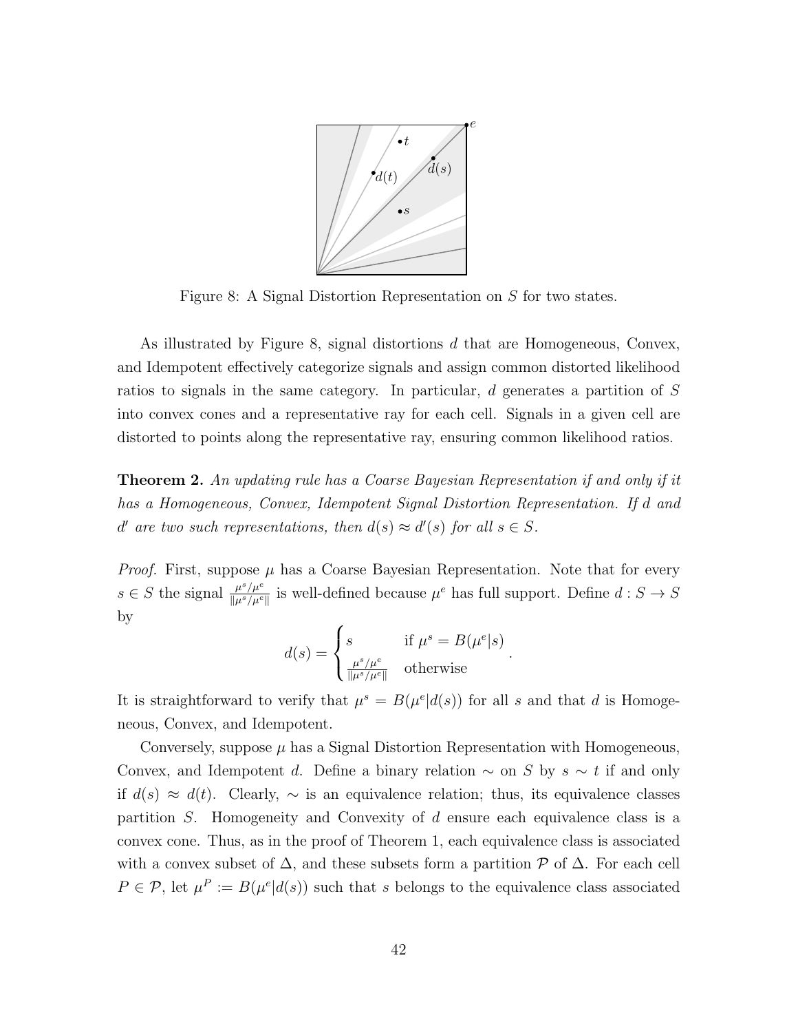Figure 8: A Signal Distortion Representation on $S$ for two states.

As illustrated by Figure 8, signal distortions $d$ that are Homogeneous, Convex, and Idempotent effectively categorize signals and assign common distorted likelihood ratios to signals in the same category. In particular, $d$ generates a partition of $S$ into convex cones and a representative ray for each cell. Signals in a given cell are distorted to points along the representative ray, ensuring common likelihood ratios.

**Theorem 2.** *An updating rule has a Coarse Bayesian Representation if and only if it has a Homogeneous, Convex, Idempotent Signal Distortion Representation. If $d$ and $d'$ are two such representations, then $d(s) \approx d'(s)$ for all $s \in S$.*

*Proof.* First, suppose $\mu$ has a Coarse Bayesian Representation. Note that for every $s \in S$ the signal $\frac{\mu^s/\mu^e}{\|\mu^s/\mu^e\|}$ is well-defined because $\mu^e$ has full support. Define $d : S \to S$ by

$$d(s) = \begin{cases} s & \text{if } \mu^s = B(\mu^e|s) \\ \frac{\mu^s/\mu^e}{\|\mu^s/\mu^e\|} & \text{otherwise} \end{cases}.$$

It is straightforward to verify that $\mu^s = B(\mu^e|d(s))$ for all $s$ and that $d$ is Homogeneous, Convex, and Idempotent.

Conversely, suppose $\mu$ has a Signal Distortion Representation with Homogeneous, Convex, and Idempotent $d$. Define a binary relation $\sim$ on $S$ by $s \sim t$ if and only if $d(s) \approx d(t)$. Clearly, $\sim$ is an equivalence relation; thus, its equivalence classes partition $S$. Homogeneity and Convexity of $d$ ensure each equivalence class is a convex cone. Thus, as in the proof of Theorem 1, each equivalence class is associated with a convex subset of $\Delta$, and these subsets form a partition $\mathcal{P}$ of $\Delta$. For each cell $P \in \mathcal{P}$, let $\mu^P := B(\mu^e|d(s))$ such that $s$ belongs to the equivalence class associated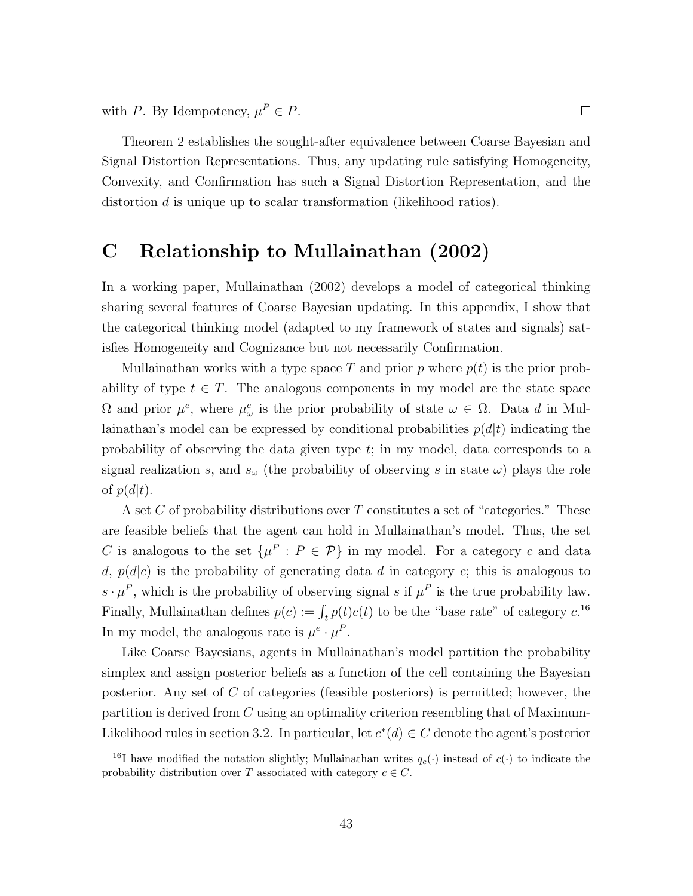with $P$. By Idempotency, $\mu^P \in P$. $\square$

Theorem 2 establishes the sought-after equivalence between Coarse Bayesian and Signal Distortion Representations. Thus, any updating rule satisfying Homogeneity, Convexity, and Confirmation has such a Signal Distortion Representation, and the distortion $d$ is unique up to scalar transformation (likelihood ratios).

# C Relationship to Mullainathan (2002)

In a working paper, Mullainathan (2002) develops a model of categorical thinking sharing several features of Coarse Bayesian updating. In this appendix, I show that the categorical thinking model (adapted to my framework of states and signals) satisfies Homogeneity and Cognizance but not necessarily Confirmation.

Mullainathan works with a type space $T$ and prior $p$ where $p(t)$ is the prior probability of type $t \in T$. The analogous components in my model are the state space $\Omega$ and prior $\mu^e$, where $\mu^e_\omega$ is the prior probability of state $\omega \in \Omega$. Data $d$ in Mullainathan's model can be expressed by conditional probabilities $p(d|t)$ indicating the probability of observing the data given type $t$; in my model, data corresponds to a signal realization $s$, and $s_\omega$ (the probability of observing $s$ in state $\omega$) plays the role of $p(d|t)$.

A set $C$ of probability distributions over $T$ constitutes a set of "categories." These are feasible beliefs that the agent can hold in Mullainathan's model. Thus, the set $C$ is analogous to the set $\{\mu^P : P \in \mathcal{P}\}$ in my model. For a category $c$ and data $d$, $p(d|c)$ is the probability of generating data $d$ in category $c$; this is analogous to $s \cdot \mu^P$, which is the probability of observing signal $s$ if $\mu^P$ is the true probability law. Finally, Mullainathan defines $p(c) := \int_t p(t)c(t)$ to be the "base rate" of category $c$.[16] In my model, the analogous rate is $\mu^e \cdot \mu^P$.

Like Coarse Bayesians, agents in Mullainathan's model partition the probability simplex and assign posterior beliefs as a function of the cell containing the Bayesian posterior. Any set of $C$ of categories (feasible posteriors) is permitted; however, the partition is derived from $C$ using an optimality criterion resembling that of Maximum-Likelihood rules in section 3.2. In particular, let $c^*(d) \in C$ denote the agent's posterior

[16] I have modified the notation slightly; Mullainathan writes $q_c(\cdot)$ instead of $c(\cdot)$ to indicate the probability distribution over $T$ associated with category $c \in C$.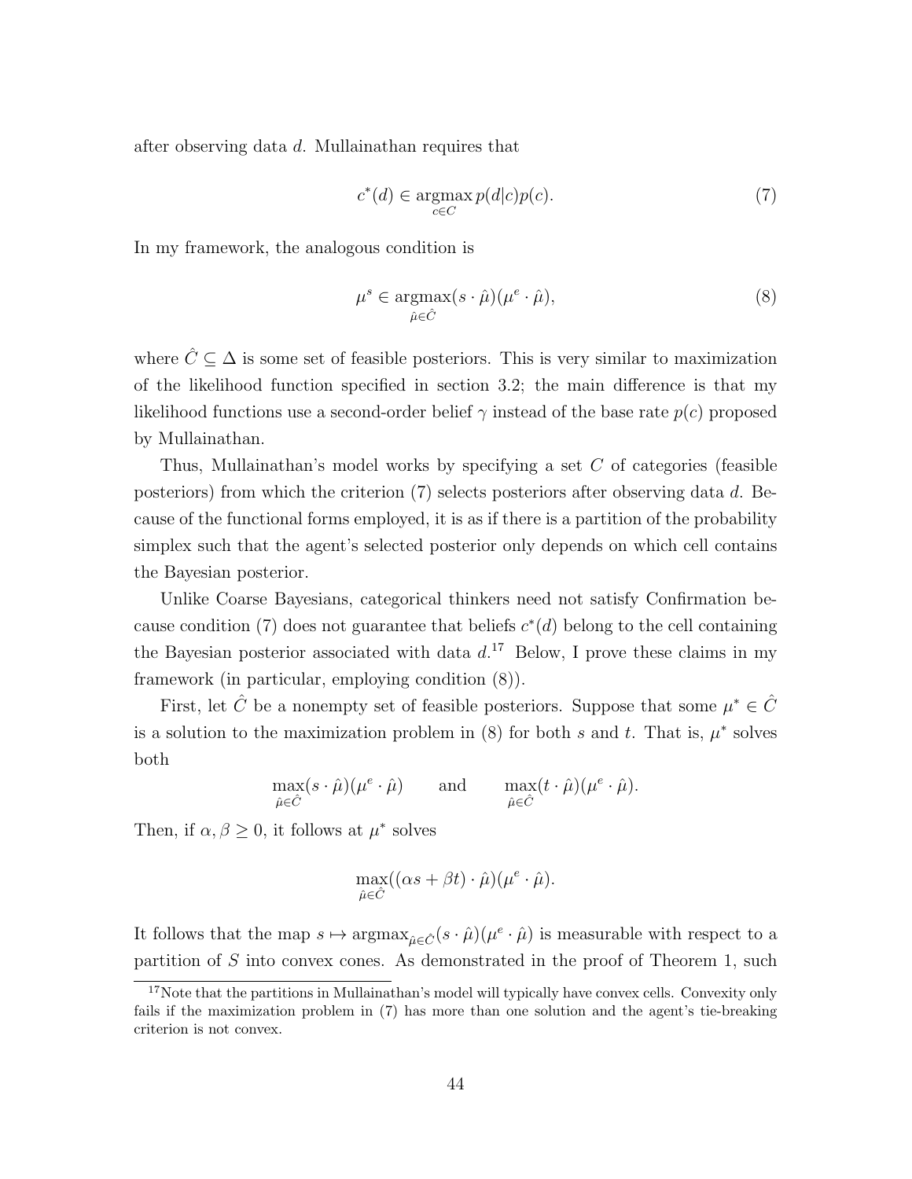after observing data $d$. Mullainathan requires that

$$c^*(d) \in \operatorname*{argmax}_{c \in C} p(d|c)p(c). \tag{7}$$

In my framework, the analogous condition is

$$\mu^s \in \operatorname*{argmax}_{\hat{\mu} \in \hat{C}} (s \cdot \hat{\mu})(\mu^e \cdot \hat{\mu}), \tag{8}$$

where $\hat{C} \subseteq \Delta$ is some set of feasible posteriors. This is very similar to maximization of the likelihood function specified in section 3.2; the main difference is that my likelihood functions use a second-order belief $\gamma$ instead of the base rate $p(c)$ proposed by Mullainathan.

Thus, Mullainathan's model works by specifying a set $C$ of categories (feasible posteriors) from which the criterion (7) selects posteriors after observing data $d$. Because of the functional forms employed, it is as if there is a partition of the probability simplex such that the agent's selected posterior only depends on which cell contains the Bayesian posterior.

Unlike Coarse Bayesians, categorical thinkers need not satisfy Confirmation because condition (7) does not guarantee that beliefs $c^*(d)$ belong to the cell containing the Bayesian posterior associated with data $d$.[17] Below, I prove these claims in my framework (in particular, employing condition (8)).

First, let $\hat{C}$ be a nonempty set of feasible posteriors. Suppose that some $\mu^* \in \hat{C}$ is a solution to the maximization problem in (8) for both $s$ and $t$. That is, $\mu^*$ solves both

$$\max_{\hat{\mu} \in \hat{C}} (s \cdot \hat{\mu})(\mu^e \cdot \hat{\mu}) \qquad \text{and} \qquad \max_{\hat{\mu} \in \hat{C}} (t \cdot \hat{\mu})(\mu^e \cdot \hat{\mu}).$$

Then, if $\alpha, \beta \geq 0$, it follows at $\mu^*$ solves

$$\max_{\hat{\mu} \in \hat{C}} ((\alpha s + \beta t) \cdot \hat{\mu})(\mu^e \cdot \hat{\mu}).$$

It follows that the map $s \mapsto \operatorname{argmax}_{\hat{\mu} \in \hat{C}} (s \cdot \hat{\mu})(\mu^e \cdot \hat{\mu})$ is measurable with respect to a partition of $S$ into convex cones. As demonstrated in the proof of Theorem 1, such

---

[17] Note that the partitions in Mullainathan's model will typically have convex cells. Convexity only fails if the maximization problem in (7) has more than one solution and the agent's tie-breaking criterion is not convex.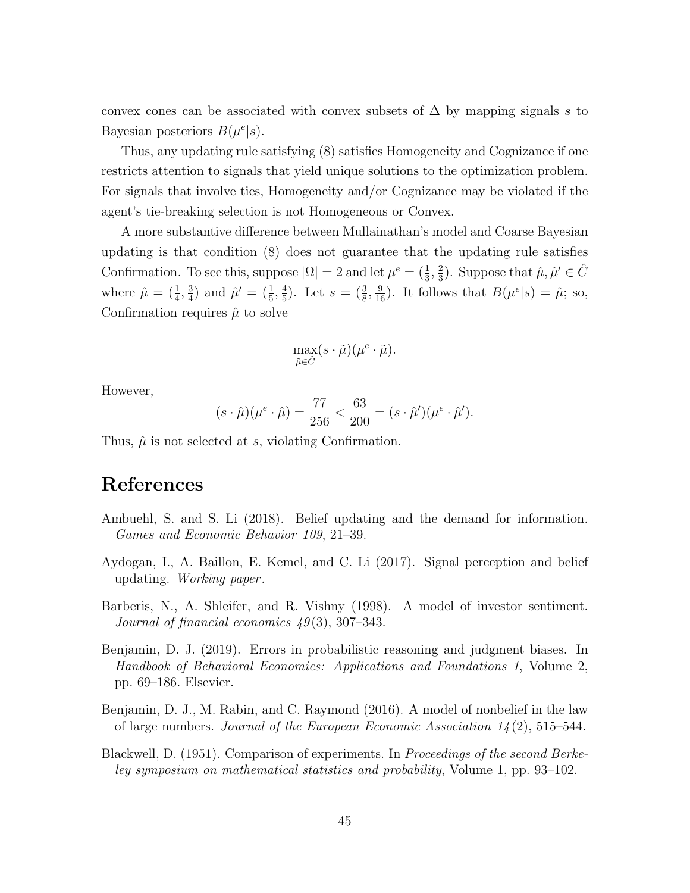convex cones can be associated with convex subsets of $\Delta$ by mapping signals $s$ to Bayesian posteriors $B(\mu^e|s)$.

Thus, any updating rule satisfying (8) satisfies Homogeneity and Cognizance if one restricts attention to signals that yield unique solutions to the optimization problem. For signals that involve ties, Homogeneity and/or Cognizance may be violated if the agent's tie-breaking selection is not Homogeneous or Convex.

A more substantive difference between Mullainathan's model and Coarse Bayesian updating is that condition (8) does not guarantee that the updating rule satisfies Confirmation. To see this, suppose $|\Omega| = 2$ and let $\mu^e = (\frac{1}{3}, \frac{2}{3})$. Suppose that $\hat{\mu}, \hat{\mu}' \in \hat{C}$ where $\hat{\mu} = (\frac{1}{4}, \frac{3}{4})$ and $\hat{\mu}' = (\frac{1}{5}, \frac{4}{5})$. Let $s = (\frac{3}{8}, \frac{9}{16})$. It follows that $B(\mu^e|s) = \hat{\mu}$; so, Confirmation requires $\hat{\mu}$ to solve

$$\max_{\tilde{\mu} \in \hat{C}} (s \cdot \tilde{\mu})(\mu^e \cdot \tilde{\mu}).$$

However,

$$(s \cdot \hat{\mu})(\mu^e \cdot \hat{\mu}) = \frac{77}{256} < \frac{63}{200} = (s \cdot \hat{\mu}')(\mu^e \cdot \hat{\mu}').$$

Thus, $\hat{\mu}$ is not selected at $s$, violating Confirmation.

# References

Ambuehl, S. and S. Li (2018). Belief updating and the demand for information. *Games and Economic Behavior 109*, 21–39.

Aydogan, I., A. Baillon, E. Kemel, and C. Li (2017). Signal perception and belief updating. *Working paper*.

Barberis, N., A. Shleifer, and R. Vishny (1998). A model of investor sentiment. *Journal of financial economics 49*(3), 307–343.

Benjamin, D. J. (2019). Errors in probabilistic reasoning and judgment biases. In *Handbook of Behavioral Economics: Applications and Foundations 1*, Volume 2, pp. 69–186. Elsevier.

Benjamin, D. J., M. Rabin, and C. Raymond (2016). A model of nonbelief in the law of large numbers. *Journal of the European Economic Association 14*(2), 515–544.

Blackwell, D. (1951). Comparison of experiments. In *Proceedings of the second Berkeley symposium on mathematical statistics and probability*, Volume 1, pp. 93–102.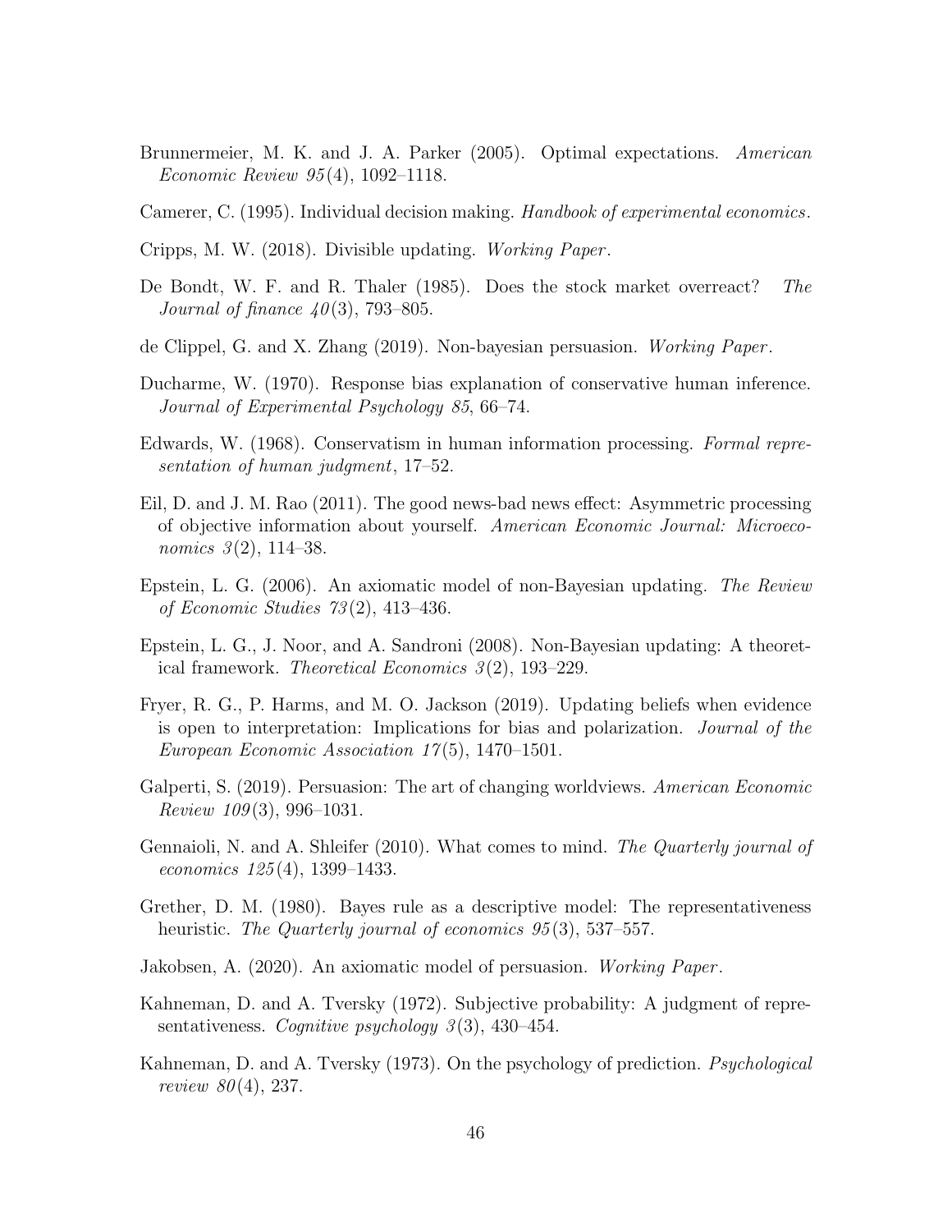Brunnermeier, M. K. and J. A. Parker (2005). Optimal expectations. *American Economic Review 95*(4), 1092–1118.

Camerer, C. (1995). Individual decision making. *Handbook of experimental economics*.

Cripps, M. W. (2018). Divisible updating. *Working Paper*.

De Bondt, W. F. and R. Thaler (1985). Does the stock market overreact? *The Journal of finance 40*(3), 793–805.

de Clippel, G. and X. Zhang (2019). Non-bayesian persuasion. *Working Paper*.

Ducharme, W. (1970). Response bias explanation of conservative human inference. *Journal of Experimental Psychology 85*, 66–74.

Edwards, W. (1968). Conservatism in human information processing. *Formal representation of human judgment*, 17–52.

Eil, D. and J. M. Rao (2011). The good news-bad news effect: Asymmetric processing of objective information about yourself. *American Economic Journal: Microeconomics 3*(2), 114–38.

Epstein, L. G. (2006). An axiomatic model of non-Bayesian updating. *The Review of Economic Studies 73*(2), 413–436.

Epstein, L. G., J. Noor, and A. Sandroni (2008). Non-Bayesian updating: A theoretical framework. *Theoretical Economics 3*(2), 193–229.

Fryer, R. G., P. Harms, and M. O. Jackson (2019). Updating beliefs when evidence is open to interpretation: Implications for bias and polarization. *Journal of the European Economic Association 17*(5), 1470–1501.

Galperti, S. (2019). Persuasion: The art of changing worldviews. *American Economic Review 109*(3), 996–1031.

Gennaioli, N. and A. Shleifer (2010). What comes to mind. *The Quarterly journal of economics 125*(4), 1399–1433.

Grether, D. M. (1980). Bayes rule as a descriptive model: The representativeness heuristic. *The Quarterly journal of economics 95*(3), 537–557.

Jakobsen, A. (2020). An axiomatic model of persuasion. *Working Paper*.

Kahneman, D. and A. Tversky (1972). Subjective probability: A judgment of representativeness. *Cognitive psychology 3*(3), 430–454.

Kahneman, D. and A. Tversky (1973). On the psychology of prediction. *Psychological review 80*(4), 237.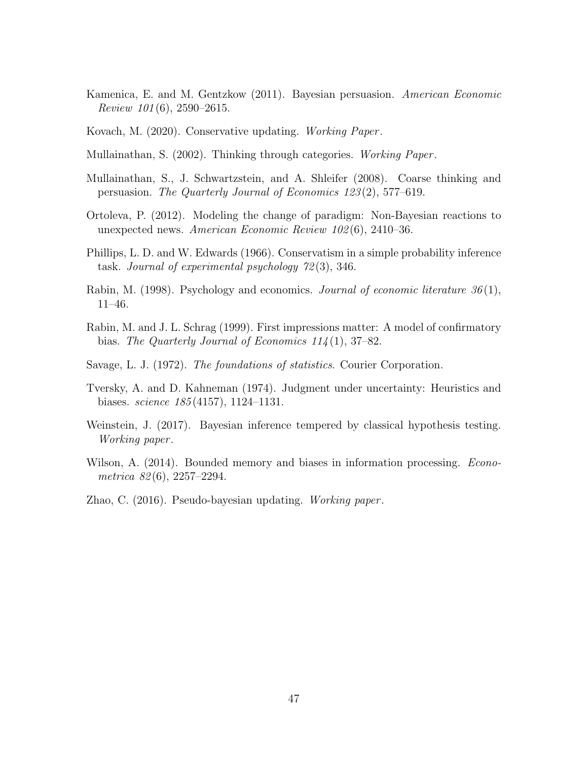Kamenica, E. and M. Gentzkow (2011). Bayesian persuasion. *American Economic Review 101*(6), 2590–2615.

Kovach, M. (2020). Conservative updating. *Working Paper*.

Mullainathan, S. (2002). Thinking through categories. *Working Paper*.

Mullainathan, S., J. Schwartzstein, and A. Shleifer (2008). Coarse thinking and persuasion. *The Quarterly Journal of Economics 123*(2), 577–619.

Ortoleva, P. (2012). Modeling the change of paradigm: Non-Bayesian reactions to unexpected news. *American Economic Review 102*(6), 2410–36.

Phillips, L. D. and W. Edwards (1966). Conservatism in a simple probability inference task. *Journal of experimental psychology 72*(3), 346.

Rabin, M. (1998). Psychology and economics. *Journal of economic literature 36*(1), 11–46.

Rabin, M. and J. L. Schrag (1999). First impressions matter: A model of confirmatory bias. *The Quarterly Journal of Economics 114*(1), 37–82.

Savage, L. J. (1972). *The foundations of statistics*. Courier Corporation.

Tversky, A. and D. Kahneman (1974). Judgment under uncertainty: Heuristics and biases. *science 185*(4157), 1124–1131.

Weinstein, J. (2017). Bayesian inference tempered by classical hypothesis testing. *Working paper*.

Wilson, A. (2014). Bounded memory and biases in information processing. *Econometrica 82*(6), 2257–2294.

Zhao, C. (2016). Pseudo-bayesian updating. *Working paper*.